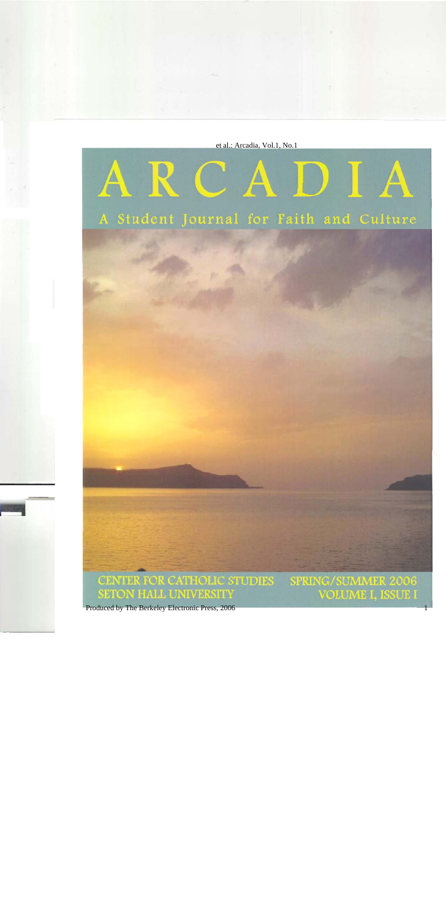# ARCADIA

## A Student Journal for Faith and Culture

CENTER FOR CATHOLIC STUDIES
SETON HALL UNIVERSITY

SPRING/SUMMER 2006
VOLUME I, ISSUE I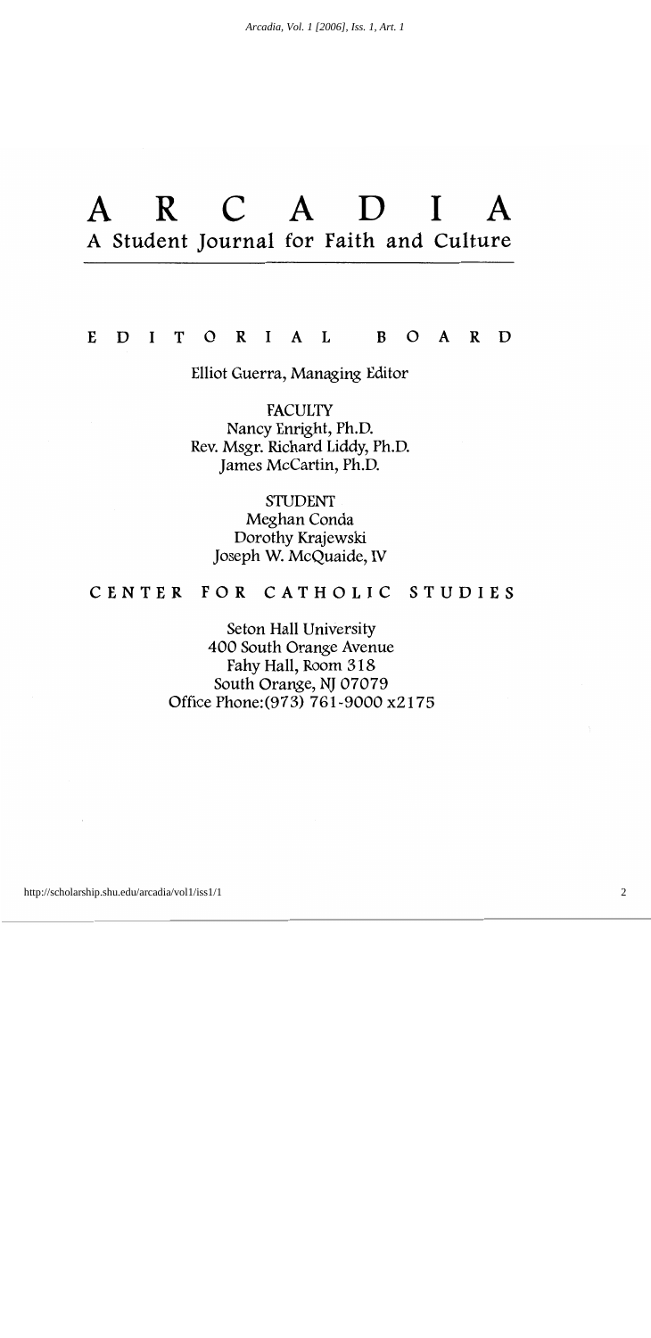# ARCADIA

## A Student Journal for Faith and Culture

## EDITORIAL BOARD

Elliot Guerra, Managing Editor

FACULTY
Nancy Enright, Ph.D.
Rev. Msgr. Richard Liddy, Ph.D.
James McCartin, Ph.D.

STUDENT
Meghan Conda
Dorothy Krajewski
Joseph W. McQuaide, IV

## CENTER FOR CATHOLIC STUDIES

Seton Hall University
400 South Orange Avenue
Fahy Hall, Room 318
South Orange, NJ 07079
Office Phone:(973) 761-9000 x2175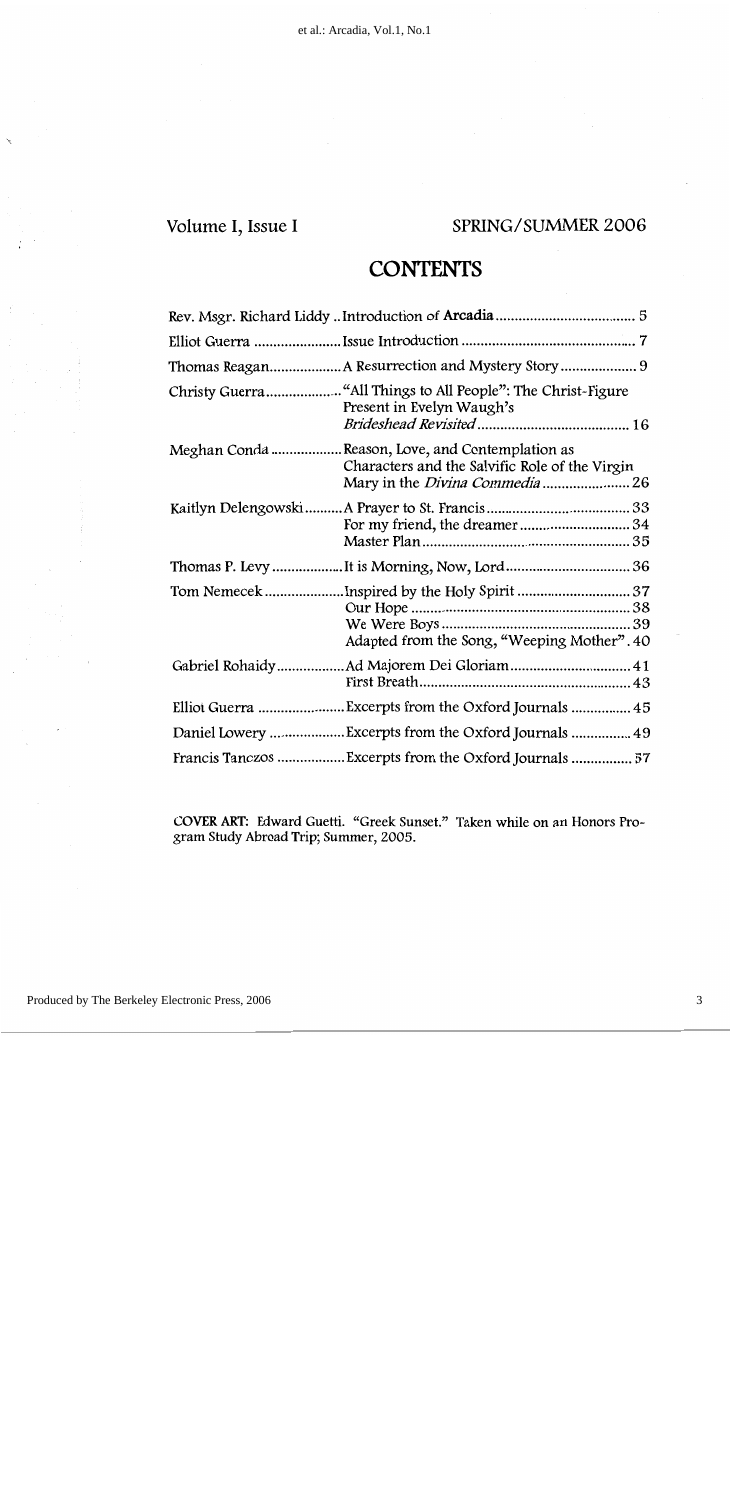Volume I, Issue I

SPRING/SUMMER 2006

# CONTENTS

| Author | Title | Page |
| --- | --- | --- |
| Rev. Msgr. Richard Liddy | Introduction of **Arcadia** | 5 |
| Elliot Guerra | Issue Introduction | 7 |
| Thomas Reagan | A Resurrection and Mystery Story | 9 |
| Christy Guerra | "All Things to All People": The Christ-Figure Present in Evelyn Waugh's *Brideshead Revisited* | 16 |
| Meghan Conda | Reason, Love, and Contemplation as Characters and the Salvific Role of the Virgin Mary in the *Divina Commedia* | 26 |
| Kaitlyn Delengowski | A Prayer to St. Francis | 33 |
| | For my friend, the dreamer | 34 |
| | Master Plan | 35 |
| Thomas P. Levy | It is Morning, Now, Lord | 36 |
| Tom Nemecek | Inspired by the Holy Spirit | 37 |
| | Our Hope | 38 |
| | We Were Boys | 39 |
| | Adapted from the Song, "Weeping Mother" | 40 |
| Gabriel Rohaidy | Ad Majorem Dei Gloriam | 41 |
| | First Breath | 43 |
| Elliot Guerra | Excerpts from the Oxford Journals | 45 |
| Daniel Lowery | Excerpts from the Oxford Journals | 49 |
| Francis Tanczos | Excerpts from the Oxford Journals | 57 |

**COVER ART:** Edward Guetti. "Greek Sunset." Taken while on an Honors Program Study Abroad Trip; Summer, 2005.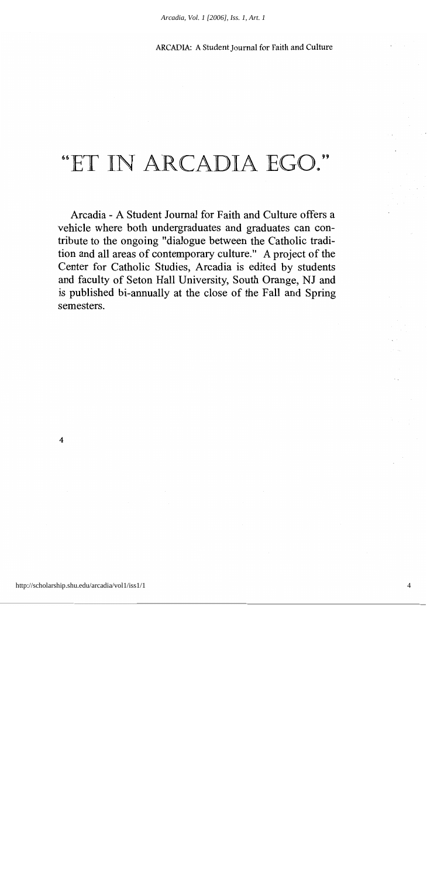# "ET IN ARCADIA EGO."

Arcadia - A Student Journal for Faith and Culture offers a vehicle where both undergraduates and graduates can contribute to the ongoing "dialogue between the Catholic tradition and all areas of contemporary culture." A project of the Center for Catholic Studies, Arcadia is edited by students and faculty of Seton Hall University, South Orange, NJ and is published bi-annually at the close of the Fall and Spring semesters.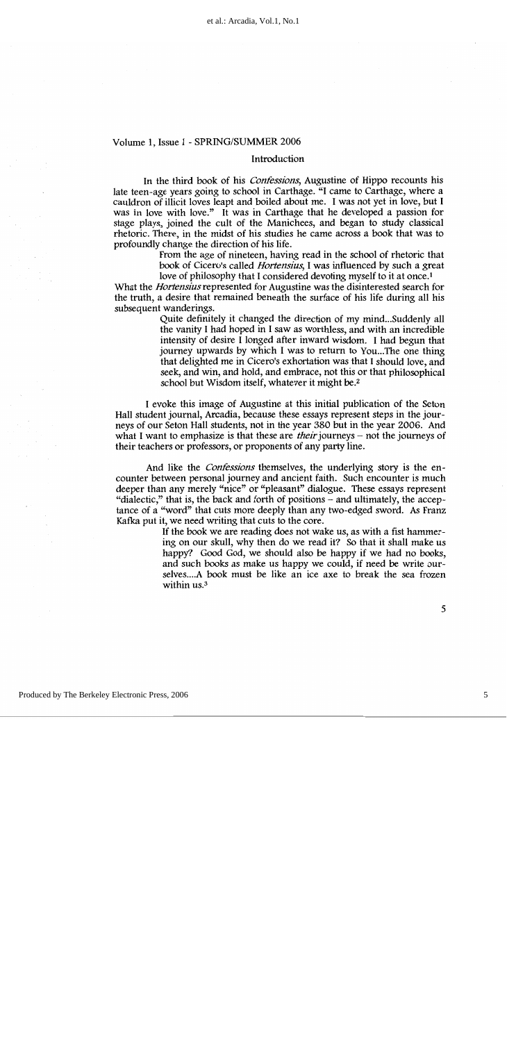Volume 1, Issue 1 - SPRING/SUMMER 2006

## Introduction

In the third book of his *Confessions*, Augustine of Hippo recounts his late teen-age years going to school in Carthage. "I came to Carthage, where a cauldron of illicit loves leapt and boiled about me. I was not yet in love, but I was in love with love." It was in Carthage that he developed a passion for stage plays, joined the cult of the Manichees, and began to study classical rhetoric. There, in the midst of his studies he came across a book that was to profoundly change the direction of his life.

> From the age of nineteen, having read in the school of rhetoric that book of Cicero's called *Hortensius*, I was influenced by such a great love of philosophy that I considered devoting myself to it at once.[1]

What the *Hortensius* represented for Augustine was the disinterested search for the truth, a desire that remained beneath the surface of his life during all his subsequent wanderings.

> Quite definitely it changed the direction of my mind...Suddenly all the vanity I had hoped in I saw as worthless, and with an incredible intensity of desire I longed after inward wisdom. I had begun that journey upwards by which I was to return to You...The one thing that delighted me in Cicero's exhortation was that I should love, and seek, and win, and hold, and embrace, not this or that philosophical school but Wisdom itself, whatever it might be.[2]

I evoke this image of Augustine at this initial publication of the Seton Hall student journal, Arcadia, because these essays represent steps in the journeys of our Seton Hall students, not in the year 380 but in the year 2006. And what I want to emphasize is that these are *their* journeys – not the journeys of their teachers or professors, or proponents of any party line.

And like the *Confessions* themselves, the underlying story is the encounter between personal journey and ancient faith. Such encounter is much deeper than any merely "nice" or "pleasant" dialogue. These essays represent "dialectic," that is, the back and forth of positions – and ultimately, the acceptance of a "word" that cuts more deeply than any two-edged sword. As Franz Kafka put it, we need writing that cuts to the core.

> If the book we are reading does not wake us, as with a fist hammering on our skull, why then do we read it? So that it shall make us happy? Good God, we should also be happy if we had no books, and such books as make us happy we could, if need be write ourselves....A book must be like an ice axe to break the sea frozen within us.[3]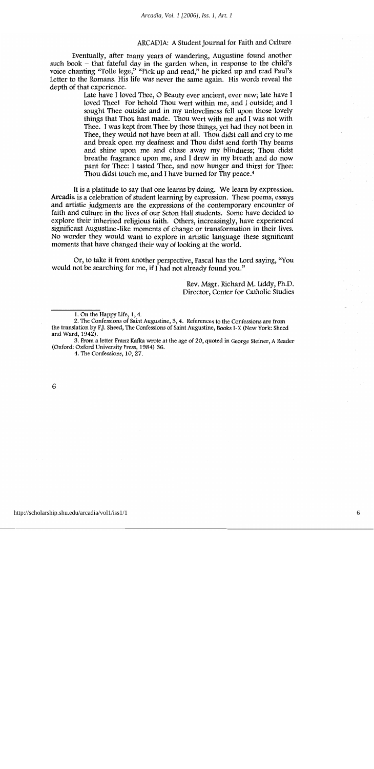Eventually, after many years of wandering, Augustine found another such book – that fateful day in the garden when, in response to the child's voice chanting "Tolle lege," "Pick up and read," he picked up and read Paul's Letter to the Romans. His life was never the same again. His words reveal the depth of that experience.

> Late have I loved Thee, O Beauty ever ancient, ever new; late have I loved Thee! For behold Thou wert within me, and I outside; and I sought Thee outside and in my unloveliness fell upon those lovely things that Thou hast made. Thou wert with me and I was not with Thee. I was kept from Thee by those things, yet had they not been in Thee, they would not have been at all. Thou didst call and cry to me and break open my deafness: and Thou didst send forth Thy beams and shine upon me and chase away my blindness; Thou didst breathe fragrance upon me, and I drew in my breath and do now pant for Thee: I tasted Thee, and now hunger and thirst for Thee: Thou didst touch me, and I have burned for Thy peace.[4]

It is a platitude to say that one learns by doing. We learn by expression. Arcadia is a celebration of student learning by expression. These poems, essays and artistic judgments are the expressions of the contemporary encounter of faith and culture in the lives of our Seton Hall students. Some have decided to explore their inherited religious faith. Others, increasingly, have experienced significant Augustine-like moments of change or transformation in their lives. No wonder they would want to explore in artistic language these significant moments that have changed their way of looking at the world.

Or, to take it from another perspective, Pascal has the Lord saying, "You would not be searching for me, if I had not already found you."

Rev. Msgr. Richard M. Liddy, Ph.D.
Director, Center for Catholic Studies

---

1. On the Happy Life, 1, 4.

2. The Confessions of Saint Augustine, 3, 4. References to the Confessions are from the translation by F.J. Sheed, The Confessions of Saint Augustine, Books I-X (New York: Sheed and Ward, 1942).

3. From a letter Franz Kafka wrote at the age of 20, quoted in George Steiner, A Reader (Oxford: Oxford University Press, 1984) 36.

4. The Confessions, 10, 27.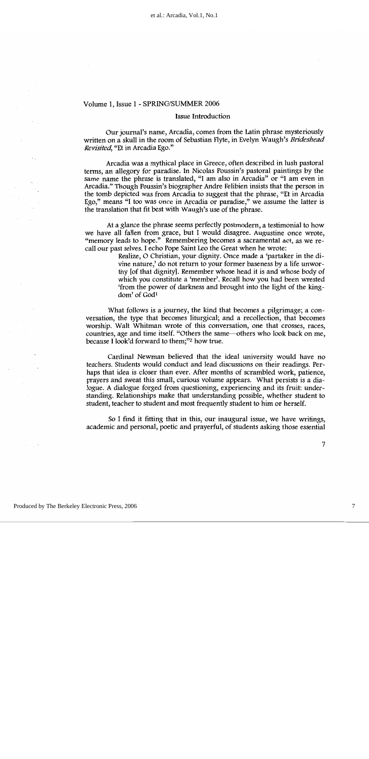Volume 1, Issue 1 - SPRING/SUMMER 2006

## Issue Introduction

Our journal's name, Arcadia, comes from the Latin phrase mysteriously written on a skull in the room of Sebastian Flyte, in Evelyn Waugh's *Brideshead Revisited*, "Et in Arcadia Ego."

Arcadia was a mythical place in Greece, often described in lush pastoral terms, an allegory for paradise. In Nicolas Poussin's pastoral paintings by the same name the phrase is translated, "I am also in Arcadia" or "I am even in Arcadia." Though Poussin's biographer Andre Felibien insists that the person in the tomb depicted was from Arcadia to suggest that the phrase, "Et in Arcadia Ego," means "I too was once in Arcadia or paradise," we assume the latter is the translation that fit best with Waugh's use of the phrase.

At a glance the phrase seems perfectly postmodern, a testimonial to how we have all fallen from grace, but I would disagree. Augustine once wrote, "memory leads to hope." Remembering becomes a sacramental act, as we recall our past selves. I echo Pope Saint Leo the Great when he wrote:

> Realize, O Christian, your dignity. Once made a 'partaker in the divine nature,' do not return to your former baseness by a life unworthy [of that dignity]. Remember whose head it is and whose body of which you constitute a 'member'. Recall how you had been wrested 'from the power of darkness and brought into the light of the kingdom' of God[1]

What follows is a journey, the kind that becomes a pilgrimage; a conversation, the type that becomes liturgical; and a recollection, that becomes worship. Walt Whitman wrote of this conversation, one that crosses, races, countries, age and time itself. "Others the same—others who look back on me, because I look'd forward to them;"[2] how true.

Cardinal Newman believed that the ideal university would have no teachers. Students would conduct and lead discussions on their readings. Perhaps that idea is closer than ever. After months of scrambled work, patience, prayers and sweat this small, curious volume appears. What persists is a dialogue. A dialogue forged from questioning, experiencing and its fruit: understanding. Relationships make that understanding possible, whether student to student, teacher to student and most frequently student to him or herself.

So I find it fitting that in this, our inaugural issue, we have writings, academic and personal, poetic and prayerful, of students asking those essential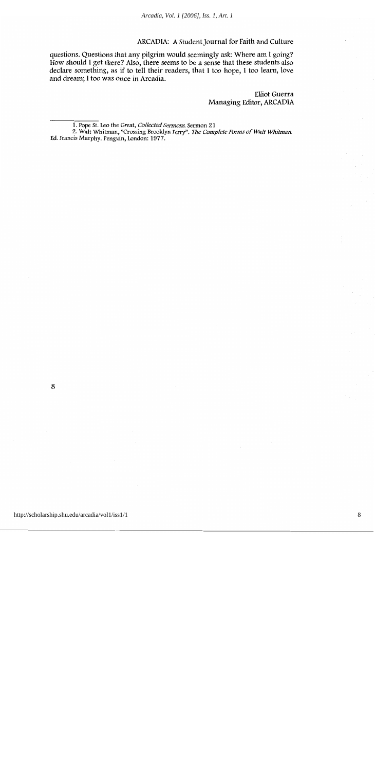questions. Questions that any pilgrim would seemingly ask: Where am I going? How should I get there? Also, there seems to be a sense that these students also declare something, as if to tell their readers, that I too hope, I too learn, love and dream; I too was once in Arcadia.

Elliot Guerra
Managing Editor, ARCADIA

---

1. Pope St. Leo the Great, *Collected Sermons*. Sermon 21

2. Walt Whitman, "Crossing Brooklyn Ferry". *The Complete Poems of Walt Whitman*. Ed. Francis Murphy. Penguin, London: 1977.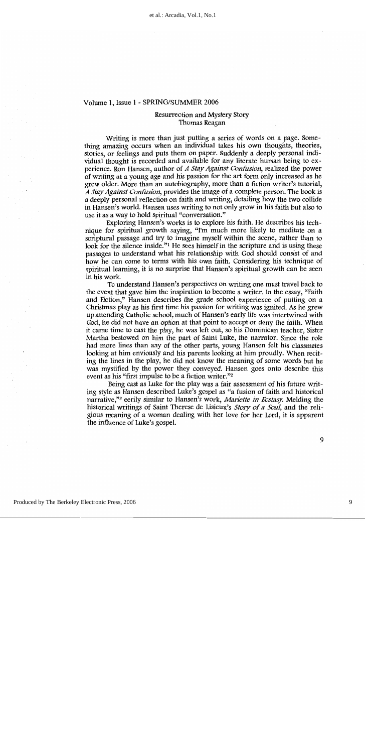Volume 1, Issue 1 - SPRING/SUMMER 2006

## Resurrection and Mystery Story

Thomas Reagan

Writing is more than just putting a series of words on a page. Something amazing occurs when an individual takes his own thoughts, theories, stories, or feelings and puts them on paper. Suddenly a deeply personal individual thought is recorded and available for any literate human being to experience. Ron Hansen, author of *A Stay Against Confusion*, realized the power of writing at a young age and his passion for the art form only increased as he grew older. More than an autobiography, more than a fiction writer's tutorial, *A Stay Against Confusion*, provides the image of a complete person. The book is a deeply personal reflection on faith and writing, detailing how the two collide in Hansen's world. Hansen uses writing to not only grow in his faith but also to use it as a way to hold spiritual "conversation."

Exploring Hansen's works is to explore his faith. He describes his technique for spiritual growth saying, "I'm much more likely to meditate on a scriptural passage and try to imagine myself within the scene, rather than to look for the silence inside."[1] He sees himself in the scripture and is using these passages to understand what his relationship with God should consist of and how he can come to terms with his own faith. Considering his technique of spiritual learning, it is no surprise that Hansen's spiritual growth can be seen in his work.

To understand Hansen's perspectives on writing one must travel back to the event that gave him the inspiration to become a writer. In the essay, "Faith and Fiction," Hansen describes the grade school experience of putting on a Christmas play as his first time his passion for writing was ignited. As he grew up attending Catholic school, much of Hansen's early life was intertwined with God, he did not have an option at that point to accept or deny the faith. When it came time to cast the play, he was left out, so his Dominican teacher, Sister Martha bestowed on him the part of Saint Luke, the narrator. Since the role had more lines than any of the other parts, young Hansen felt his classmates looking at him enviously and his parents looking at him proudly. When reciting the lines in the play, he did not know the meaning of some words but he was mystified by the power they conveyed. Hansen goes onto describe this event as his "first impulse to be a fiction writer."[2]

Being cast as Luke for the play was a fair assessment of his future writing style as Hansen described Luke's gospel as "a fusion of faith and historical narrative,"[3] eerily similar to Hansen's work, *Mariette in Ecstasy*. Melding the historical writings of Saint Therese de Lisieux's *Story of a Soul*, and the religious meaning of a woman dealing with her love for her Lord, it is apparent the influence of Luke's gospel.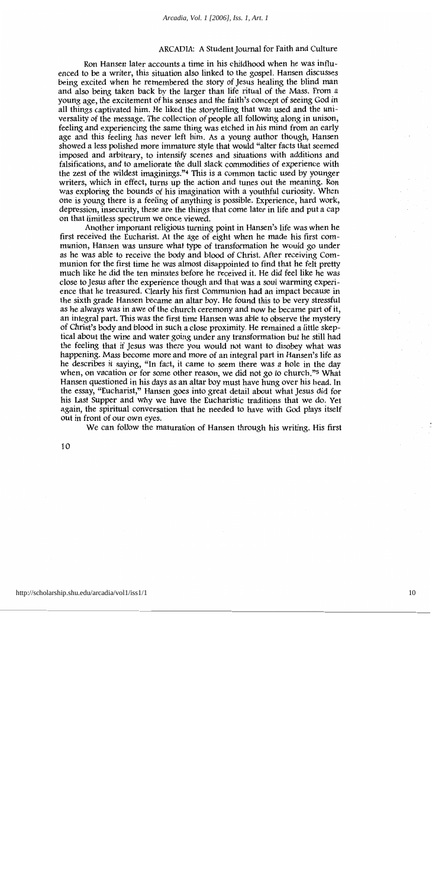Ron Hansen later accounts a time in his childhood when he was influenced to be a writer, this situation also linked to the gospel. Hansen discusses being excited when he remembered the story of Jesus healing the blind man and also being taken back by the larger than life ritual of the Mass. From a young age, the excitement of his senses and the faith's concept of seeing God in all things captivated him. He liked the storytelling that was used and the universality of the message. The collection of people all following along in unison, feeling and experiencing the same thing was etched in his mind from an early age and this feeling has never left him. As a young author though, Hansen showed a less polished more immature style that would "alter facts that seemed imposed and arbitrary, to intensify scenes and situations with additions and falsifications, and to ameliorate the dull slack commodities of experience with the zest of the wildest imaginings."[4] This is a common tactic used by younger writers, which in effect, turns up the action and tunes out the meaning. Ron was exploring the bounds of his imagination with a youthful curiosity. When one is young there is a feeling of anything is possible. Experience, hard work, depression, insecurity, these are the things that come later in life and put a cap on that limitless spectrum we once viewed.

Another important religious turning point in Hansen's life was when he first received the Eucharist. At the age of eight when he made his first communion, Hansen was unsure what type of transformation he would go under as he was able to receive the body and blood of Christ. After receiving Communion for the first time he was almost disappointed to find that he felt pretty much like he did the ten minutes before he received it. He did feel like he was close to Jesus after the experience though and that was a soul warming experience that he treasured. Clearly his first Communion had an impact because in the sixth grade Hansen became an altar boy. He found this to be very stressful as he always was in awe of the church ceremony and now he became part of it, an integral part. This was the first time Hansen was able to observe the mystery of Christ's body and blood in such a close proximity. He remained a little skeptical about the wine and water going under any transformation but he still had the feeling that if Jesus was there you would not want to disobey what was happening. Mass become more and more of an integral part in Hansen's life as he describes it saying, "In fact, it came to seem there was a hole in the day when, on vacation or for some other reason, we did not go to church."[5] What Hansen questioned in his days as an altar boy must have hung over his head. In the essay, "Eucharist," Hansen goes into great detail about what Jesus did for his Last Supper and why we have the Eucharistic traditions that we do. Yet again, the spiritual conversation that he needed to have with God plays itself out in front of our own eyes.

We can follow the maturation of Hansen through his writing. His first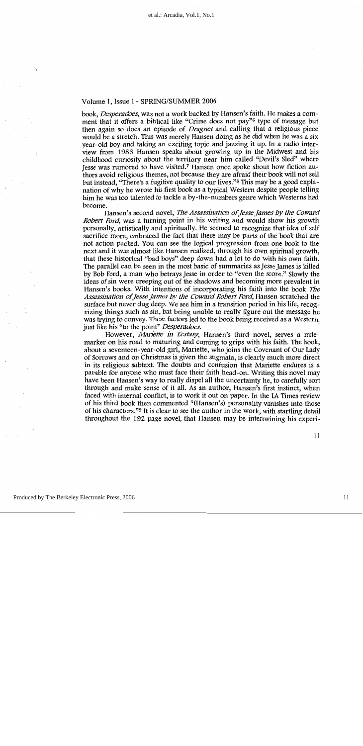book, *Desperadoes*, was not a work backed by Hansen's faith. He makes a comment that it offers a biblical like "Crime does not pay"[6] type of message but then again so does an episode of *Dragnet* and calling that a religious piece would be a stretch. This was merely Hansen doing as he did when he was a six year-old boy and taking an exciting topic and jazzing it up. In a radio interview from 1983 Hansen speaks about growing up in the Midwest and his childhood curiosity about the territory near him called "Devil's Sled" where Jesse was rumored to have visited.[7] Hansen once spoke about how fiction authors avoid religious themes, not because they are afraid their book will not sell but instead, "There's a fugitive quality to our lives."[8] This may be a good explanation of why he wrote his first book as a typical Western despite people telling him he was too talented to tackle a by-the-numbers genre which Westerns had become.

Hansen's second novel, *The Assassination of Jesse James by the Coward Robert Ford*, was a turning point in his writing and would show his growth personally, artistically and spiritually. He seemed to recognize that idea of self sacrifice more, embraced the fact that there may be parts of the book that are not action packed. You can see the logical progression from one book to the next and it was almost like Hansen realized, through his own spiritual growth, that these historical "bad boys" deep down had a lot to do with his own faith. The parallel can be seen in the most basic of summaries as Jesse James is killed by Bob Ford, a man who betrays Jesse in order to "even the score." Slowly the ideas of sin were creeping out of the shadows and becoming more prevalent in Hansen's books. With intentions of incorporating his faith into the book *The Assassination of Jesse James by the Coward Robert Ford*, Hansen scratched the surface but never dug deep. We see him in a transition period in his life, recognizing things such as sin, but being unable to really figure out the message he was trying to convey. These factors led to the book being received as a Western, just like his "to the point" *Desperadoes*.

However, *Mariette in Ecstasy*, Hansen's third novel, serves a mile-marker on his road to maturing and coming to grips with his faith. The book, about a seventeen-year-old girl, Mariette, who joins the Covenant of Our Lady of Sorrows and on Christmas is given the stigmata, is clearly much more direct in its religious subtext. The doubts and confusion that Mariette endures is a parable for anyone who must face their faith head-on. Writing this novel may have been Hansen's way to really dispel all the uncertainty he, to carefully sort through and make sense of it all. As an author, Hansen's first instinct, when faced with internal conflict, is to work it out on paper. In the LA Times review of his third book then commented "(Hansen's) personality vanishes into those of his characters."[9] It is clear to see the author in the work, with startling detail throughout the 192 page novel, that Hansen may be intertwining his experi-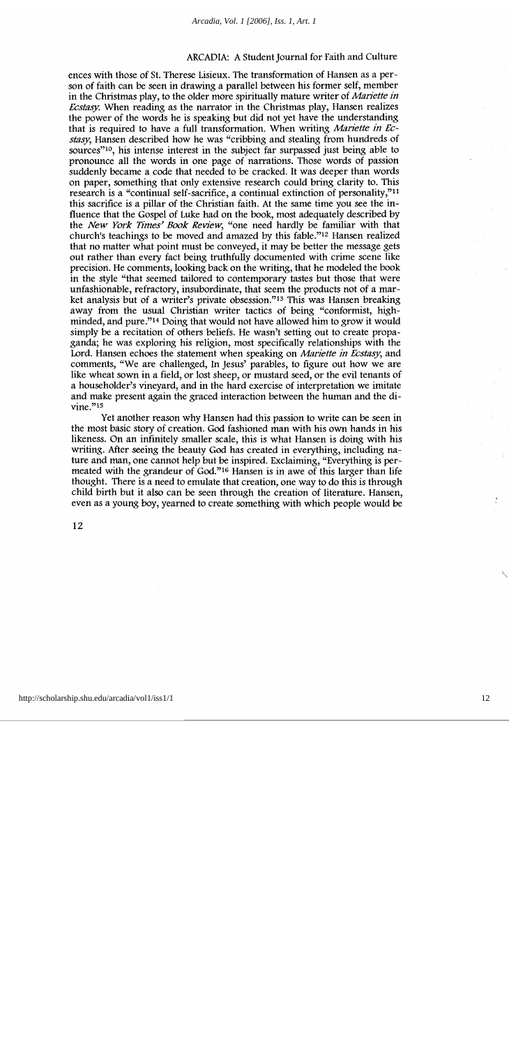ences with those of St. Therese Lisieux. The transformation of Hansen as a person of faith can be seen in drawing a parallel between his former self, member in the Christmas play, to the older more spiritually mature writer of *Mariette in Ecstasy.* When reading as the narrator in the Christmas play, Hansen realizes the power of the words he is speaking but did not yet have the understanding that is required to have a full transformation. When writing *Mariette in Ecstasy,* Hansen described how he was "cribbing and stealing from hundreds of sources"[10], his intense interest in the subject far surpassed just being able to pronounce all the words in one page of narrations. Those words of passion suddenly became a code that needed to be cracked. It was deeper than words on paper, something that only extensive research could bring clarity to. This research is a "continual self-sacrifice, a continual extinction of personality,"[11] this sacrifice is a pillar of the Christian faith. At the same time you see the influence that the Gospel of Luke had on the book, most adequately described by the *New York Times' Book Review,* "one need hardly be familiar with that church's teachings to be moved and amazed by this fable."[12] Hansen realized that no matter what point must be conveyed, it may be better the message gets out rather than every fact being truthfully documented with crime scene like precision. He comments, looking back on the writing, that he modeled the book in the style "that seemed tailored to contemporary tastes but those that were unfashionable, refractory, insubordinate, that seem the products not of a market analysis but of a writer's private obsession."[13] This was Hansen breaking away from the usual Christian writer tactics of being "conformist, high-minded, and pure."[14] Doing that would not have allowed him to grow it would simply be a recitation of others beliefs. He wasn't setting out to create propaganda; he was exploring his religion, most specifically relationships with the Lord. Hansen echoes the statement when speaking on *Mariette in Ecstasy,* and comments, "We are challenged, In Jesus' parables, to figure out how we are like wheat sown in a field, or lost sheep, or mustard seed, or the evil tenants of a householder's vineyard, and in the hard exercise of interpretation we imitate and make present again the graced interaction between the human and the divine."[15]

Yet another reason why Hansen had this passion to write can be seen in the most basic story of creation. God fashioned man with his own hands in his likeness. On an infinitely smaller scale, this is what Hansen is doing with his writing. After seeing the beauty God has created in everything, including nature and man, one cannot help but be inspired. Exclaiming, "Everything is permeated with the grandeur of God."[16] Hansen is in awe of this larger than life thought. There is a need to emulate that creation, one way to do this is through child birth but it also can be seen through the creation of literature. Hansen, even as a young boy, yearned to create something with which people would be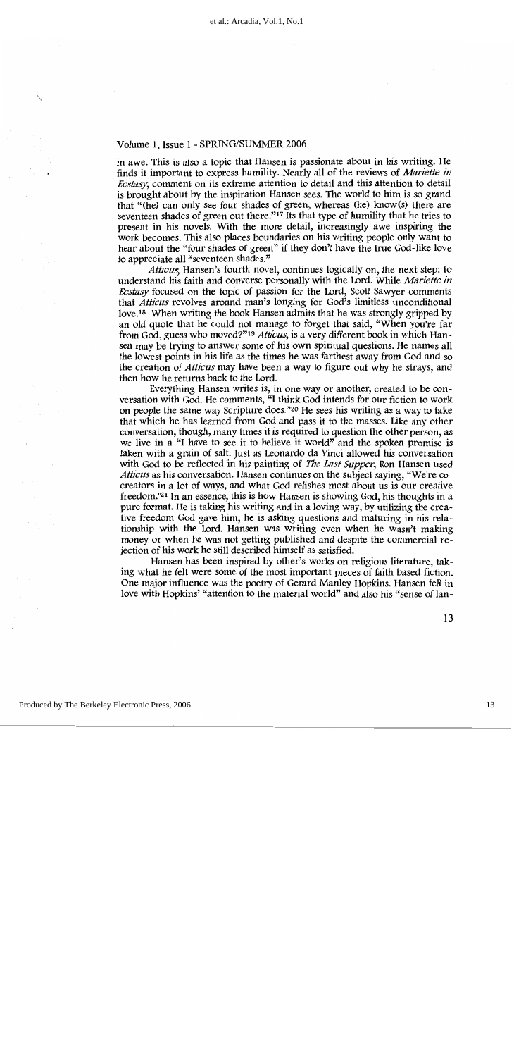in awe. This is also a topic that Hansen is passionate about in his writing. He finds it important to express humility. Nearly all of the reviews of *Mariette in Ecstasy*, comment on its extreme attention to detail and this attention to detail is brought about by the inspiration Hansen sees. The world to him is so grand that "(he) can only see four shades of green, whereas (he) know(s) there are seventeen shades of green out there."[17] Its that type of humility that he tries to present in his novels. With the more detail, increasingly awe inspiring the work becomes. This also places boundaries on his writing people only want to hear about the "four shades of green" if they don't have the true God-like love to appreciate all "seventeen shades."

*Atticus*, Hansen's fourth novel, continues logically on, the next step: to understand his faith and converse personally with the Lord. While *Mariette in Ecstasy* focused on the topic of passion for the Lord, Scott Sawyer comments that *Atticus* revolves around man's longing for God's limitless unconditional love.[18] When writing the book Hansen admits that he was strongly gripped by an old quote that he could not manage to forget that said, "When you're far from God, guess who moved?"[19] *Atticus*, is a very different book in which Hansen may be trying to answer some of his own spiritual questions. He names all the lowest points in his life as the times he was farthest away from God and so the creation of *Atticus* may have been a way to figure out why he strays, and then how he returns back to the Lord.

Everything Hansen writes is, in one way or another, created to be conversation with God. He comments, "I think God intends for our fiction to work on people the same way Scripture does."[20] He sees his writing as a way to take that which he has learned from God and pass it to the masses. Like any other conversation, though, many times it is required to question the other person, as we live in a "I have to see it to believe it world" and the spoken promise is taken with a grain of salt. Just as Leonardo da Vinci allowed his conversation with God to be reflected in his painting of *The Last Supper*, Ron Hansen used *Atticus* as his conversation. Hansen continues on the subject saying, "We're co-creators in a lot of ways, and what God relishes most about us is our creative freedom."[21] In an essence, this is how Hansen is showing God, his thoughts in a pure format. He is taking his writing and in a loving way, by utilizing the creative freedom God gave him, he is asking questions and maturing in his relationship with the Lord. Hansen was writing even when he wasn't making money or when he was not getting published and despite the commercial rejection of his work he still described himself as satisfied.

Hansen has been inspired by other's works on religious literature, taking what he felt were some of the most important pieces of faith based fiction. One major influence was the poetry of Gerard Manley Hopkins. Hansen fell in love with Hopkins' "attention to the material world" and also his "sense of lan-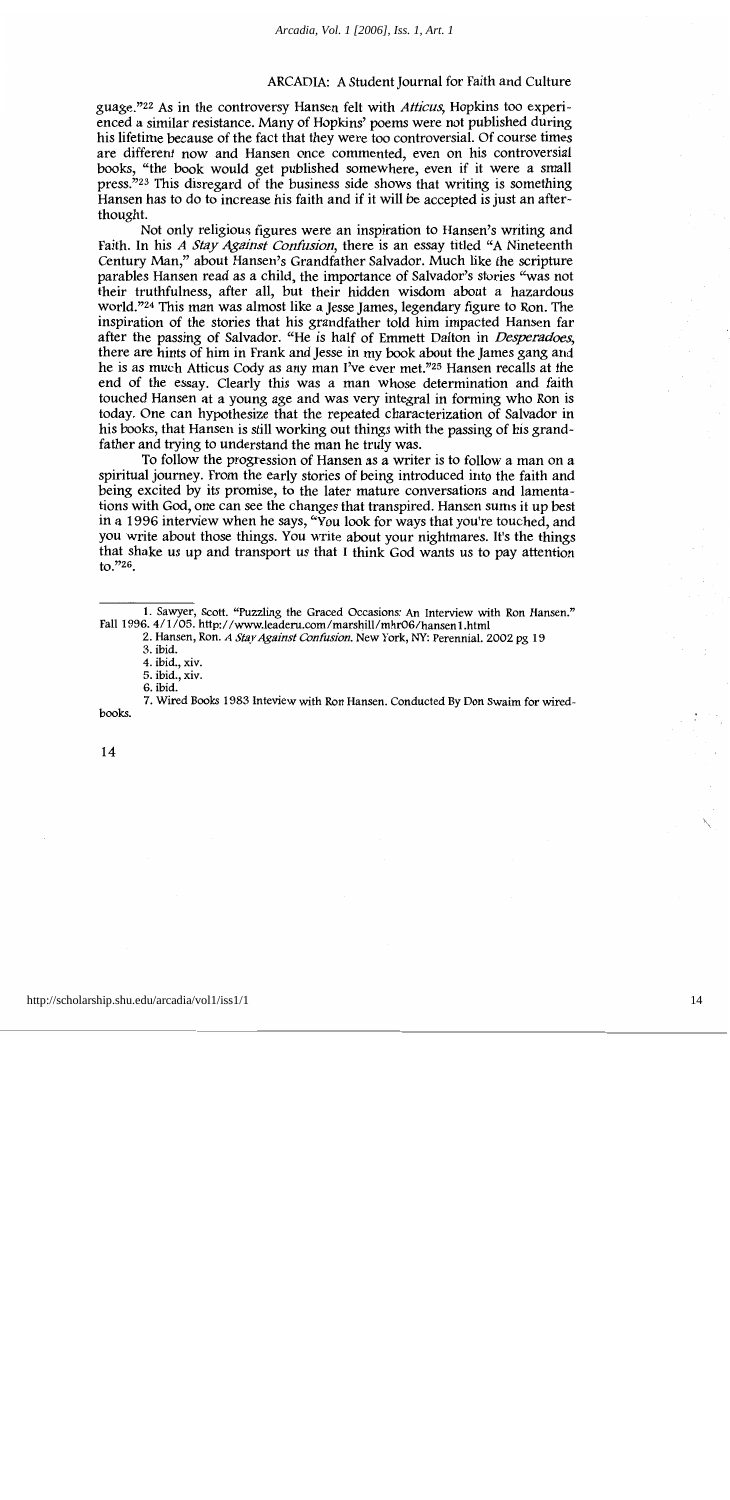guage."[22] As in the controversy Hansen felt with *Atticus*, Hopkins too experienced a similar resistance. Many of Hopkins' poems were not published during his lifetime because of the fact that they were too controversial. Of course times are different now and Hansen once commented, even on his controversial books, "the book would get published somewhere, even if it were a small press."[23] This disregard of the business side shows that writing is something Hansen has to do to increase his faith and if it will be accepted is just an afterthought.

Not only religious figures were an inspiration to Hansen's writing and Faith. In his *A Stay Against Confusion*, there is an essay titled "A Nineteenth Century Man," about Hansen's Grandfather Salvador. Much like the scripture parables Hansen read as a child, the importance of Salvador's stories "was not their truthfulness, after all, but their hidden wisdom about a hazardous world."[24] This man was almost like a Jesse James, legendary figure to Ron. The inspiration of the stories that his grandfather told him impacted Hansen far after the passing of Salvador. "He is half of Emmett Dalton in *Desperadoes*, there are hints of him in Frank and Jesse in my book about the James gang and he is as much Atticus Cody as any man I've ever met."[25] Hansen recalls at the end of the essay. Clearly this was a man whose determination and faith touched Hansen at a young age and was very integral in forming who Ron is today. One can hypothesize that the repeated characterization of Salvador in his books, that Hansen is still working out things with the passing of his grandfather and trying to understand the man he truly was.

To follow the progression of Hansen as a writer is to follow a man on a spiritual journey. From the early stories of being introduced into the faith and being excited by its promise, to the later mature conversations and lamentations with God, one can see the changes that transpired. Hansen sums it up best in a 1996 interview when he says, "You look for ways that you're touched, and you write about those things. You write about your nightmares. It's the things that shake us up and transport us that I think God wants us to pay attention to."[26].

---

1. Sawyer, Scott. "Puzzling the Graced Occasions: An Interview with Ron Hansen." Fall 1996. 4/1/05. http://www.leaderu.com/marshill/mhr06/hansen1.html
2. Hansen, Ron. *A Stay Against Confusion*. New York, NY: Perennial. 2002 pg 19
3. ibid.
4. ibid., xiv.
5. ibid., xiv.
6. ibid.
7. Wired Books 1983 Inteview with Ron Hansen. Conducted By Don Swaim for wiredbooks.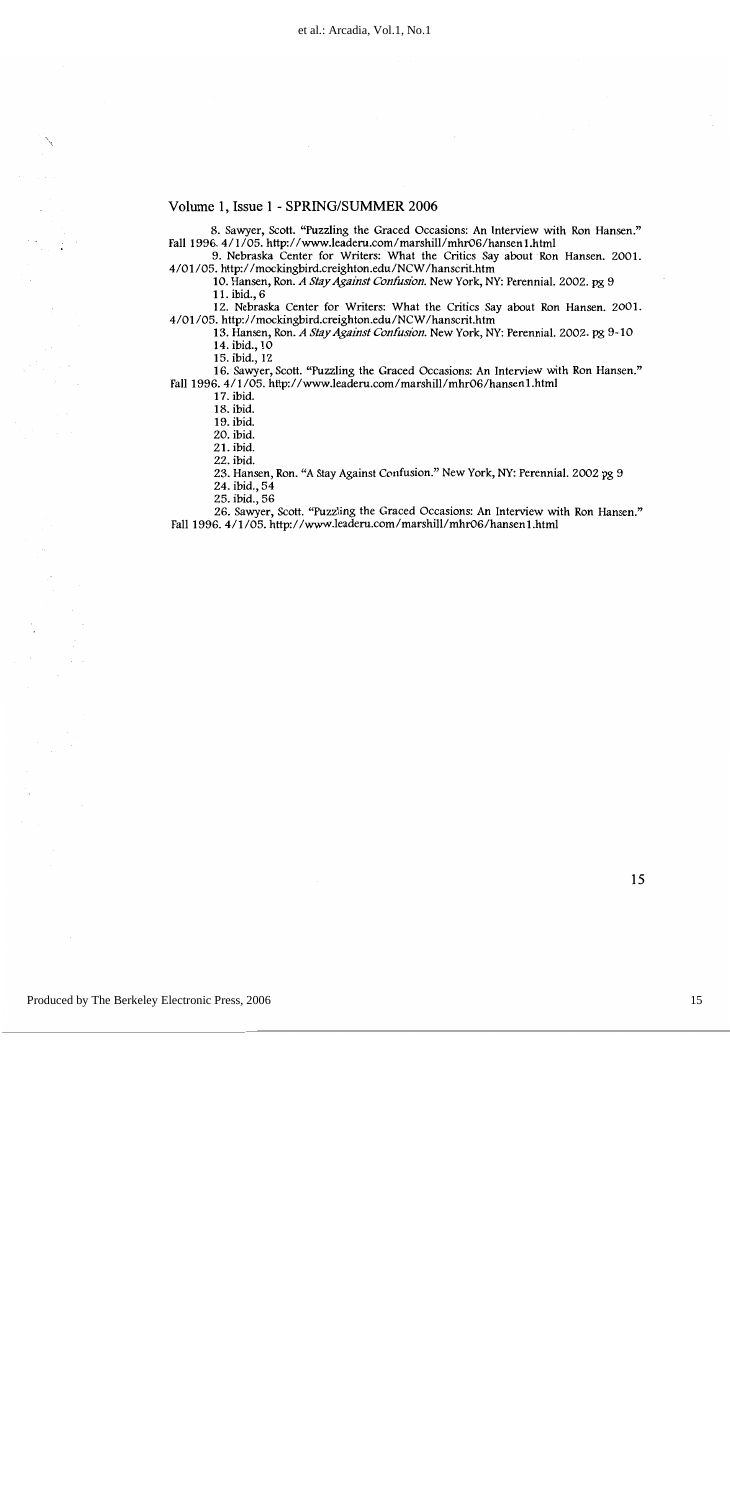Volume 1, Issue 1 - SPRING/SUMMER 2006

8. Sawyer, Scott. "Puzzling the Graced Occasions: An Interview with Ron Hansen." Fall 1996. 4/1/05. http://www.leaderu.com/marshill/mhr06/hansen1.html

9. Nebraska Center for Writers: What the Critics Say about Ron Hansen. 2001. 4/01/05. http://mockingbird.creighton.edu/NCW/hanscrit.htm

10. Hansen, Ron. *A Stay Against Confusion*. New York, NY: Perennial. 2002. pg 9

11. ibid., 6

12. Nebraska Center for Writers: What the Critics Say about Ron Hansen. 2001. 4/01/05. http://mockingbird.creighton.edu/NCW/hanscrit.htm

13. Hansen, Ron. *A Stay Against Confusion*. New York, NY: Perennial. 2002. pg 9-10

14. ibid., 10

15. ibid., 12

16. Sawyer, Scott. "Puzzling the Graced Occasions: An Interview with Ron Hansen." Fall 1996. 4/1/05. http://www.leaderu.com/marshill/mhr06/hansen1.html

17. ibid.

18. ibid.

19. ibid.

20. ibid.

21. ibid.

22. ibid.

23. Hansen, Ron. "A Stay Against Confusion." New York, NY: Perennial. 2002 pg 9

24. ibid., 54

25. ibid., 56

26. Sawyer, Scott. "Puzzling the Graced Occasions: An Interview with Ron Hansen." Fall 1996. 4/1/05. http://www.leaderu.com/marshill/mhr06/hansen1.html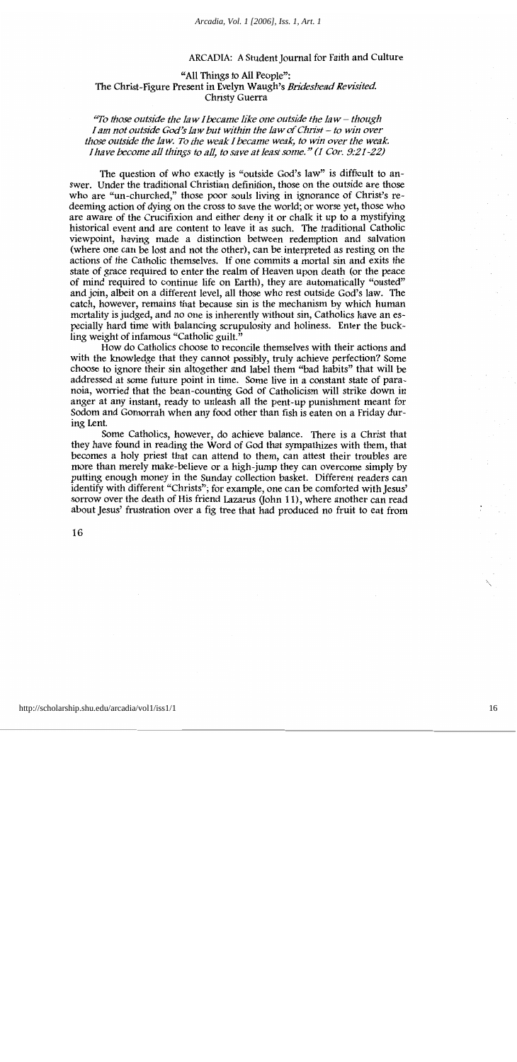ARCADIA: A Student Journal for Faith and Culture

# "All Things to All People": The Christ-Figure Present in Evelyn Waugh's *Brideshead Revisited*.

Christy Guerra

*"To those outside the law I became like one outside the law – though I am not outside God's law but within the law of Christ – to win over those outside the law. To the weak I became weak, to win over the weak. I have become all things to all, to save at least some." (1 Cor. 9:21-22)*

The question of who exactly is "outside God's law" is difficult to answer. Under the traditional Christian definition, those on the outside are those who are "un-churched," those poor souls living in ignorance of Christ's redeeming action of dying on the cross to save the world; or worse yet, those who are aware of the Crucifixion and either deny it or chalk it up to a mystifying historical event and are content to leave it as such. The traditional Catholic viewpoint, having made a distinction between redemption and salvation (where one can be lost and not the other), can be interpreted as resting on the actions of the Catholic themselves. If one commits a mortal sin and exits the state of grace required to enter the realm of Heaven upon death (or the peace of mind required to continue life on Earth), they are automatically "ousted" and join, albeit on a different level, all those who rest outside God's law. The catch, however, remains that because sin is the mechanism by which human mortality is judged, and no one is inherently without sin, Catholics have an especially hard time with balancing scrupulosity and holiness. Enter the buckling weight of infamous "Catholic guilt."

How do Catholics choose to reconcile themselves with their actions and with the knowledge that they cannot possibly, truly achieve perfection? Some choose to ignore their sin altogether and label them "bad habits" that will be addressed at some future point in time. Some live in a constant state of paranoia, worried that the bean-counting God of Catholicism will strike down in anger at any instant, ready to unleash all the pent-up punishment meant for Sodom and Gomorrah when any food other than fish is eaten on a Friday during Lent.

Some Catholics, however, do achieve balance. There is a Christ that they have found in reading the Word of God that sympathizes with them, that becomes a holy priest that can attend to them, can attest their troubles are more than merely make-believe or a high-jump they can overcome simply by putting enough money in the Sunday collection basket. Different readers can identify with different "Christs"; for example, one can be comforted with Jesus' sorrow over the death of His friend Lazarus (John 11), where another can read about Jesus' frustration over a fig tree that had produced no fruit to eat from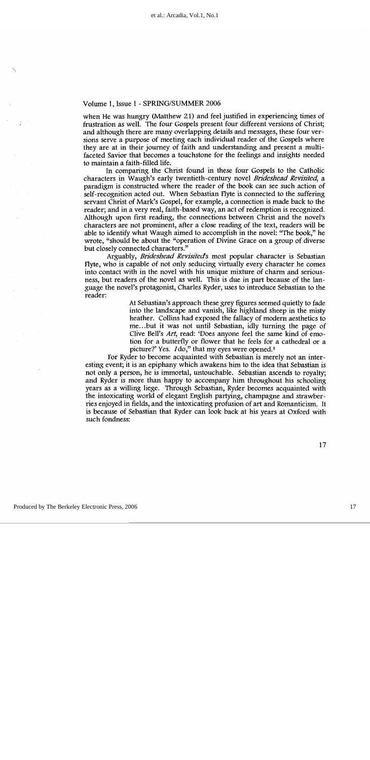when He was hungry (Matthew 21) and feel justified in experiencing times of frustration as well. The four Gospels present four different versions of Christ; and although there are many overlapping details and messages, these four versions serve a purpose of meeting each individual reader of the Gospels where they are at in their journey of faith and understanding and present a multifaceted Savior that becomes a touchstone for the feelings and insights needed to maintain a faith-filled life.

In comparing the Christ found in these four Gospels to the Catholic characters in Waugh's early twentieth-century novel *Brideshead Revisited*, a paradigm is constructed where the reader of the book can see such action of self-recognition acted out. When Sebastian Flyte is connected to the suffering servant Christ of Mark's Gospel, for example, a connection is made back to the reader; and in a very real, faith-based way, an act of redemption is recognized. Although upon first reading, the connections between Christ and the novel's characters are not prominent, after a close reading of the text, readers will be able to identify what Waugh aimed to accomplish in the novel: "The book," he wrote, "should be about the "operation of Divine Grace on a group of diverse but closely connected characters."

Arguably, *Brideshead Revisited*'s most popular character is Sebastian Flyte, who is capable of not only seducing virtually every character he comes into contact with in the novel with his unique mixture of charm and seriousness, but readers of the novel as well. This is due in part because of the language the novel's protagonist, Charles Ryder, uses to introduce Sebastian to the reader:

> At Sebastian's approach these grey figures seemed quietly to fade into the landscape and vanish, like highland sheep in the misty heather. Collins had exposed the fallacy of modern aesthetics to me...but it was not until Sebastian, idly turning the page of Clive Bell's *Art*, read: 'Does anyone feel the same kind of emotion for a butterfly or flower that he feels for a cathedral or a picture?' Yes. *I* do," that my eyes were opened.[1]

For Ryder to become acquainted with Sebastian is merely not an interesting event; it is an epiphany which awakens him to the idea that Sebastian is not only a person, he is immortal, untouchable. Sebastian ascends to royalty; and Ryder is more than happy to accompany him throughout his schooling years as a willing liege. Through Sebastian, Ryder becomes acquainted with the intoxicating world of elegant English partying, champagne and strawberries enjoyed in fields, and the intoxicating profusion of art and Romanticism. It is because of Sebastian that Ryder can look back at his years at Oxford with such fondness: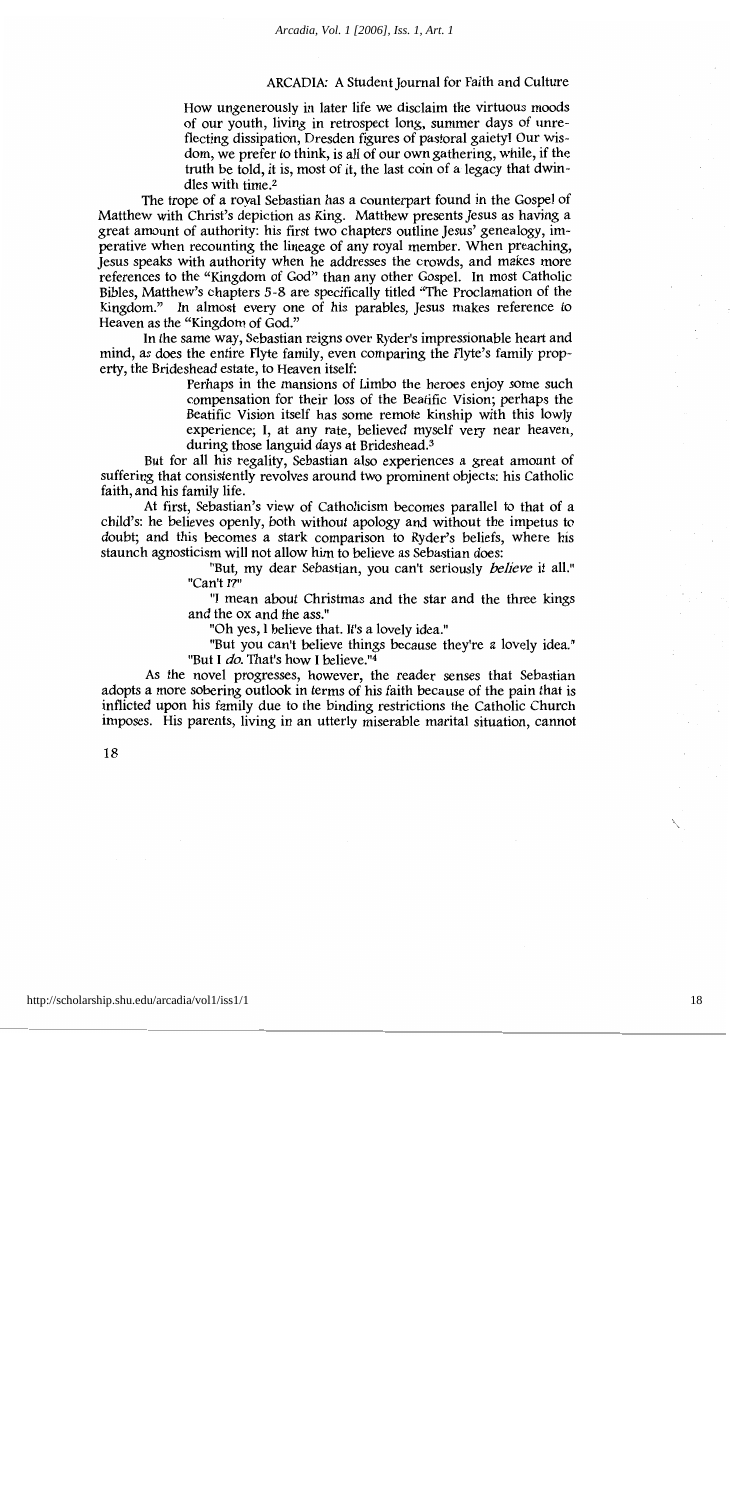> How ungenerously in later life we disclaim the virtuous moods of our youth, living in retrospect long, summer days of unreflecting dissipation, Dresden figures of pastoral gaiety! Our wisdom, we prefer to think, is all of our own gathering, while, if the truth be told, it is, most of it, the last coin of a legacy that dwindles with time.[2]

The trope of a royal Sebastian has a counterpart found in the Gospel of Matthew with Christ's depiction as King. Matthew presents Jesus as having a great amount of authority: his first two chapters outline Jesus' genealogy, imperative when recounting the lineage of any royal member. When preaching, Jesus speaks with authority when he addresses the crowds, and makes more references to the "Kingdom of God" than any other Gospel. In most Catholic Bibles, Matthew's chapters 5-8 are specifically titled "The Proclamation of the Kingdom." In almost every one of his parables, Jesus makes reference to Heaven as the "Kingdom of God."

In the same way, Sebastian reigns over Ryder's impressionable heart and mind, as does the entire Flyte family, even comparing the Flyte's family property, the Brideshead estate, to Heaven itself:

> Perhaps in the mansions of Limbo the heroes enjoy some such compensation for their loss of the Beatific Vision; perhaps the Beatific Vision itself has some remote kinship with this lowly experience; I, at any rate, believed myself very near heaven, during those languid days at Brideshead.[3]

But for all his regality, Sebastian also experiences a great amount of suffering that consistently revolves around two prominent objects: his Catholic faith, and his family life.

At first, Sebastian's view of Catholicism becomes parallel to that of a child's: he believes openly, both without apology and without the impetus to doubt; and this becomes a stark comparison to Ryder's beliefs, where his staunch agnosticism will not allow him to believe as Sebastian does:

> "But, my dear Sebastian, you can't seriously *believe* it all."
>
> "Can't I?"
>
> "I mean about Christmas and the star and the three kings and the ox and the ass."
>
> "Oh yes, I believe that. It's a lovely idea."
>
> "But you can't believe things because they're a lovely idea."
>
> "But I *do*. That's how I believe."[4]

As the novel progresses, however, the reader senses that Sebastian adopts a more sobering outlook in terms of his faith because of the pain that is inflicted upon his family due to the binding restrictions the Catholic Church imposes. His parents, living in an utterly miserable marital situation, cannot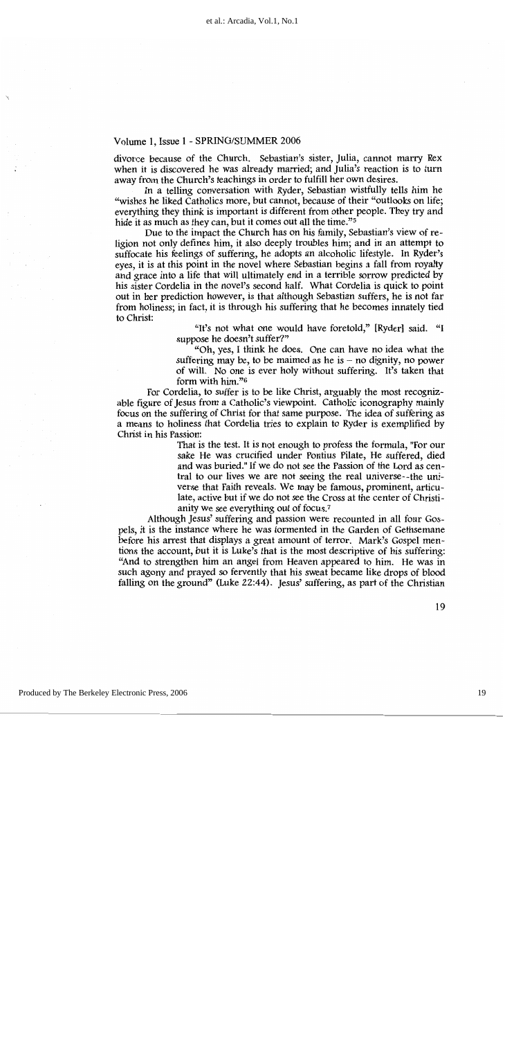divorce because of the Church. Sebastian's sister, Julia, cannot marry Rex when it is discovered he was already married; and Julia's reaction is to turn away from the Church's teachings in order to fulfill her own desires.

In a telling conversation with Ryder, Sebastian wistfully tells him he "wishes he liked Catholics more, but cannot, because of their "outlooks on life; everything they think is important is different from other people. They try and hide it as much as they can, but it comes out all the time."[5]

Due to the impact the Church has on his family, Sebastian's view of religion not only defines him, it also deeply troubles him; and in an attempt to suffocate his feelings of suffering, he adopts an alcoholic lifestyle. In Ryder's eyes, it is at this point in the novel where Sebastian begins a fall from royalty and grace into a life that will ultimately end in a terrible sorrow predicted by his sister Cordelia in the novel's second half. What Cordelia is quick to point out in her prediction however, is that although Sebastian suffers, he is not far from holiness; in fact, it is through his suffering that he becomes innately tied to Christ:

> "It's not what one would have foretold," [Ryder] said. "I suppose he doesn't suffer?"
>
> "Oh, yes, I think he does. One can have no idea what the suffering may be, to be maimed as he is – no dignity, no power of will. No one is ever holy without suffering. It's taken that form with him."[6]

For Cordelia, to suffer is to be like Christ, arguably the most recognizable figure of Jesus from a Catholic's viewpoint. Catholic iconography mainly focus on the suffering of Christ for that same purpose. The idea of suffering as a means to holiness that Cordelia tries to explain to Ryder is exemplified by Christ in his Passion:

> That is the test. It is not enough to profess the formula, "For our sake He was crucified under Pontius Pilate, He suffered, died and was buried." If we do not see the Passion of the Lord as central to our lives we are not seeing the real universe--the universe that Faith reveals. We may be famous, prominent, articulate, active but if we do not see the Cross at the center of Christianity we see everything out of focus.[7]

Although Jesus' suffering and passion were recounted in all four Gospels, it is the instance where he was tormented in the Garden of Gethsemane before his arrest that displays a great amount of terror. Mark's Gospel mentions the account, but it is Luke's that is the most descriptive of his suffering: "And to strengthen him an angel from Heaven appeared to him. He was in such agony and prayed so fervently that his sweat became like drops of blood falling on the ground" (Luke 22:44). Jesus' suffering, as part of the Christian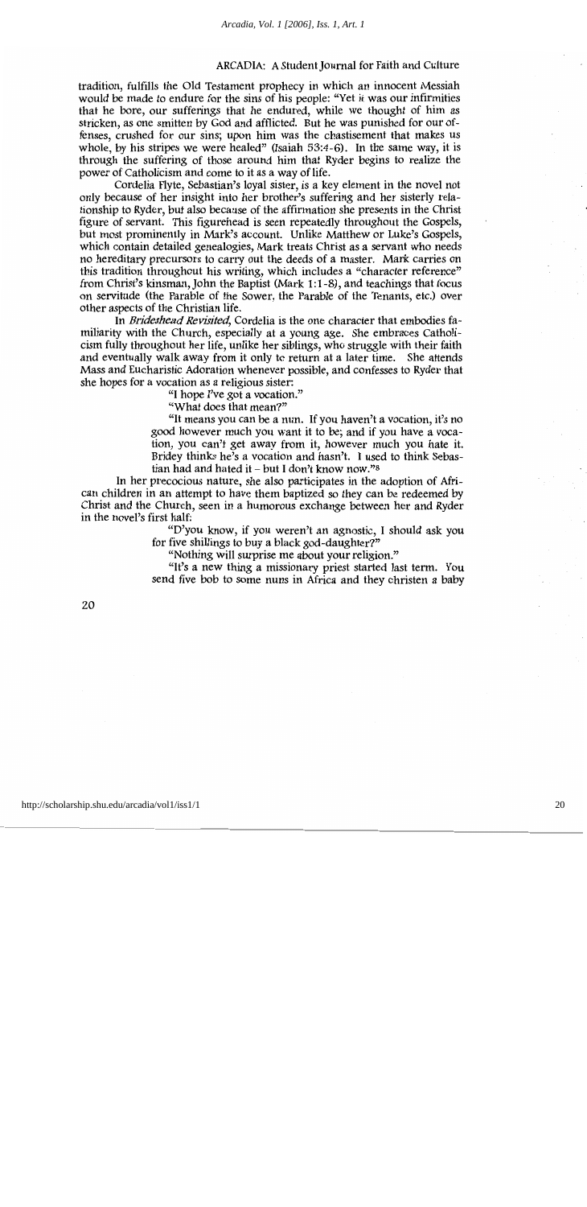tradition, fulfills the Old Testament prophecy in which an innocent Messiah would be made to endure for the sins of his people: "Yet it was our infirmities that he bore, our sufferings that he endured, while we thought of him as stricken, as one smitten by God and afflicted. But he was punished for our offenses, crushed for our sins; upon him was the chastisement that makes us whole, by his stripes we were healed" (Isaiah 53:4-6). In the same way, it is through the suffering of those around him that Ryder begins to realize the power of Catholicism and come to it as a way of life.

Cordelia Flyte, Sebastian's loyal sister, is a key element in the novel not only because of her insight into her brother's suffering and her sisterly relationship to Ryder, but also because of the affirmation she presents in the Christ figure of servant. This figurehead is seen repeatedly throughout the Gospels, but most prominently in Mark's account. Unlike Matthew or Luke's Gospels, which contain detailed genealogies, Mark treats Christ as a servant who needs no hereditary precursors to carry out the deeds of a master. Mark carries on this tradition throughout his writing, which includes a "character reference" from Christ's kinsman, John the Baptist (Mark 1:1-8), and teachings that focus on servitude (the Parable of the Sower, the Parable of the Tenants, etc.) over other aspects of the Christian life.

In *Brideshead Revisited*, Cordelia is the one character that embodies familiarity with the Church, especially at a young age. She embraces Catholicism fully throughout her life, unlike her siblings, who struggle with their faith and eventually walk away from it only to return at a later time. She attends Mass and Eucharistic Adoration whenever possible, and confesses to Ryder that she hopes for a vocation as a religious sister:

> "I hope I've got a vocation."
>
> "What does that mean?"
>
> "It means you can be a nun. If you haven't a vocation, it's no good however much you want it to be; and if you have a vocation, you can't get away from it, however much you hate it. Bridey thinks he's a vocation and hasn't. I used to think Sebastian had and hated it – but I don't know now."[8]

In her precocious nature, she also participates in the adoption of African children in an attempt to have them baptized so they can be redeemed by Christ and the Church, seen in a humorous exchange between her and Ryder in the novel's first half:

> "D'you know, if you weren't an agnostic, I should ask you for five shillings to buy a black god-daughter?"
>
> "Nothing will surprise me about your religion."
>
> "It's a new thing a missionary priest started last term. You send five bob to some nuns in Africa and they christen a baby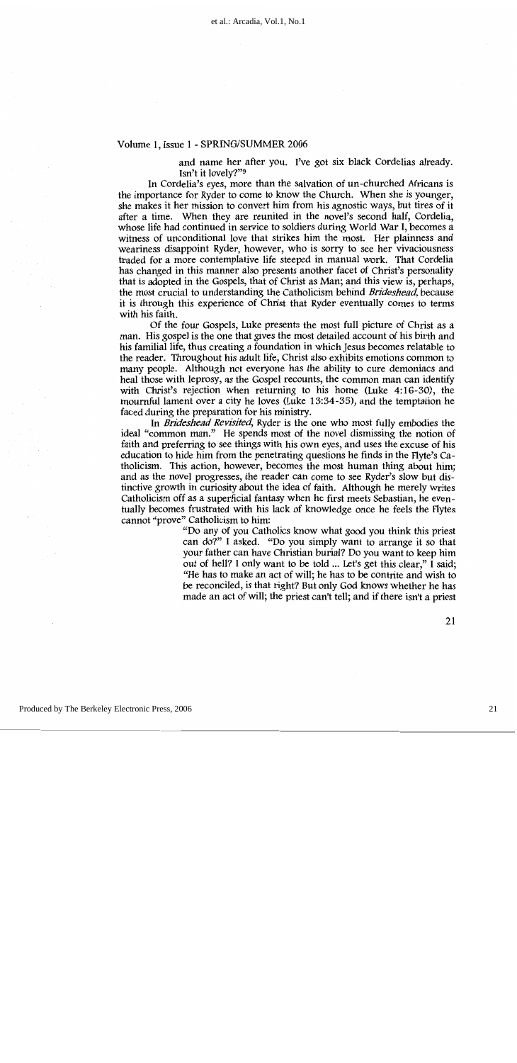> and name her after you. I've got six black Cordelias already. Isn't it lovely?"[9]

In Cordelia's eyes, more than the salvation of un-churched Africans is the importance for Ryder to come to know the Church. When she is younger, she makes it her mission to convert him from his agnostic ways, but tires of it after a time. When they are reunited in the novel's second half, Cordelia, whose life had continued in service to soldiers during World War I, becomes a witness of unconditional love that strikes him the most. Her plainness and weariness disappoint Ryder, however, who is sorry to see her vivaciousness traded for a more contemplative life steeped in manual work. That Cordelia has changed in this manner also presents another facet of Christ's personality that is adopted in the Gospels, that of Christ as Man; and this view is, perhaps, the most crucial to understanding the Catholicism behind *Brideshead*, because it is through this experience of Christ that Ryder eventually comes to terms with his faith.

Of the four Gospels, Luke presents the most full picture of Christ as a man. His gospel is the one that gives the most detailed account of his birth and his familial life, thus creating a foundation in which Jesus becomes relatable to the reader. Throughout his adult life, Christ also exhibits emotions common to many people. Although not everyone has the ability to cure demoniacs and heal those with leprosy, as the Gospel recounts, the common man can identify with Christ's rejection when returning to his home (Luke 4:16-30), the mournful lament over a city he loves (Luke 13:34-35), and the temptation he faced during the preparation for his ministry.

In *Brideshead Revisited*, Ryder is the one who most fully embodies the ideal "common man." He spends most of the novel dismissing the notion of faith and preferring to see things with his own eyes, and uses the excuse of his education to hide him from the penetrating questions he finds in the Flyte's Catholicism. This action, however, becomes the most human thing about him; and as the novel progresses, the reader can come to see Ryder's slow but distinctive growth in curiosity about the idea of faith. Although he merely writes Catholicism off as a superficial fantasy when he first meets Sebastian, he eventually becomes frustrated with his lack of knowledge once he feels the Flytes cannot "prove" Catholicism to him:

> "Do any of you Catholics know what good you think this priest can do?" I asked. "Do you simply want to arrange it so that your father can have Christian burial? Do you want to keep him out of hell? I only want to be told ... Let's get this clear," I said; "He has to make an act of will; he has to be contrite and wish to be reconciled, is that right? But only God knows whether he has made an act of will; the priest can't tell; and if there isn't a priest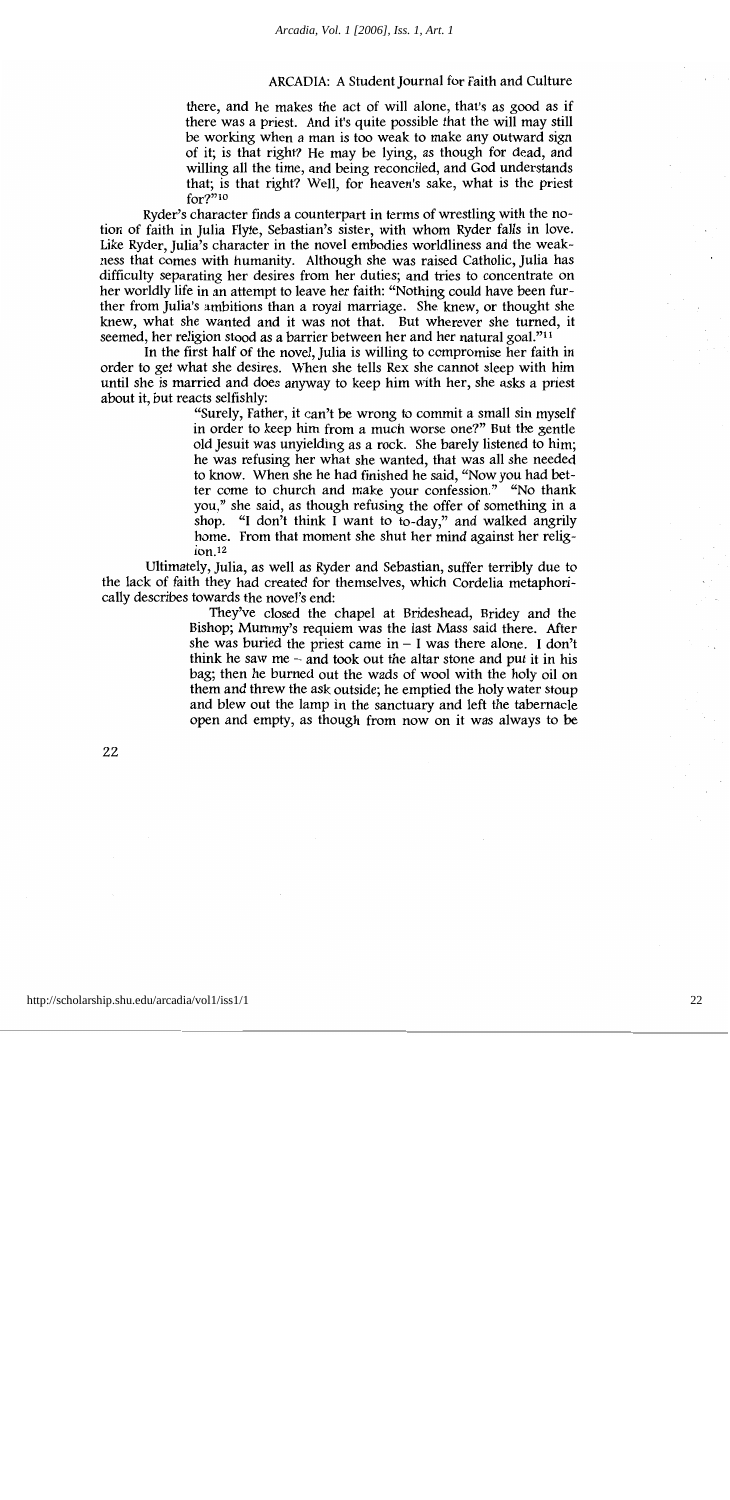there, and he makes the act of will alone, that's as good as if there was a priest. And it's quite possible that the will may still be working when a man is too weak to make any outward sign of it; is that right? He may be lying, as though for dead, and willing all the time, and being reconciled, and God understands that; is that right? Well, for heaven's sake, what is the priest for?"[10]

Ryder's character finds a counterpart in terms of wrestling with the notion of faith in Julia Flyte, Sebastian's sister, with whom Ryder falls in love. Like Ryder, Julia's character in the novel embodies worldliness and the weakness that comes with humanity. Although she was raised Catholic, Julia has difficulty separating her desires from her duties; and tries to concentrate on her worldly life in an attempt to leave her faith: "Nothing could have been further from Julia's ambitions than a royal marriage. She knew, or thought she knew, what she wanted and it was not that. But wherever she turned, it seemed, her religion stood as a barrier between her and her natural goal."[11]

In the first half of the novel, Julia is willing to compromise her faith in order to get what she desires. When she tells Rex she cannot sleep with him until she is married and does anyway to keep him with her, she asks a priest about it, but reacts selfishly:

> "Surely, Father, it can't be wrong to commit a small sin myself in order to keep him from a much worse one?" But the gentle old Jesuit was unyielding as a rock. She barely listened to him; he was refusing her what she wanted, that was all she needed to know. When she he had finished he said, "Now you had better come to church and make your confession." "No thank you," she said, as though refusing the offer of something in a shop. "I don't think I want to to-day," and walked angrily home. From that moment she shut her mind against her religion.[12]

Ultimately, Julia, as well as Ryder and Sebastian, suffer terribly due to the lack of faith they had created for themselves, which Cordelia metaphorically describes towards the novel's end:

> They've closed the chapel at Brideshead, Bridey and the Bishop; Mummy's requiem was the last Mass said there. After she was buried the priest came in – I was there alone. I don't think he saw me – and took out the altar stone and put it in his bag; then he burned out the wads of wool with the holy oil on them and threw the ask outside; he emptied the holy water stoup and blew out the lamp in the sanctuary and left the tabernacle open and empty, as though from now on it was always to be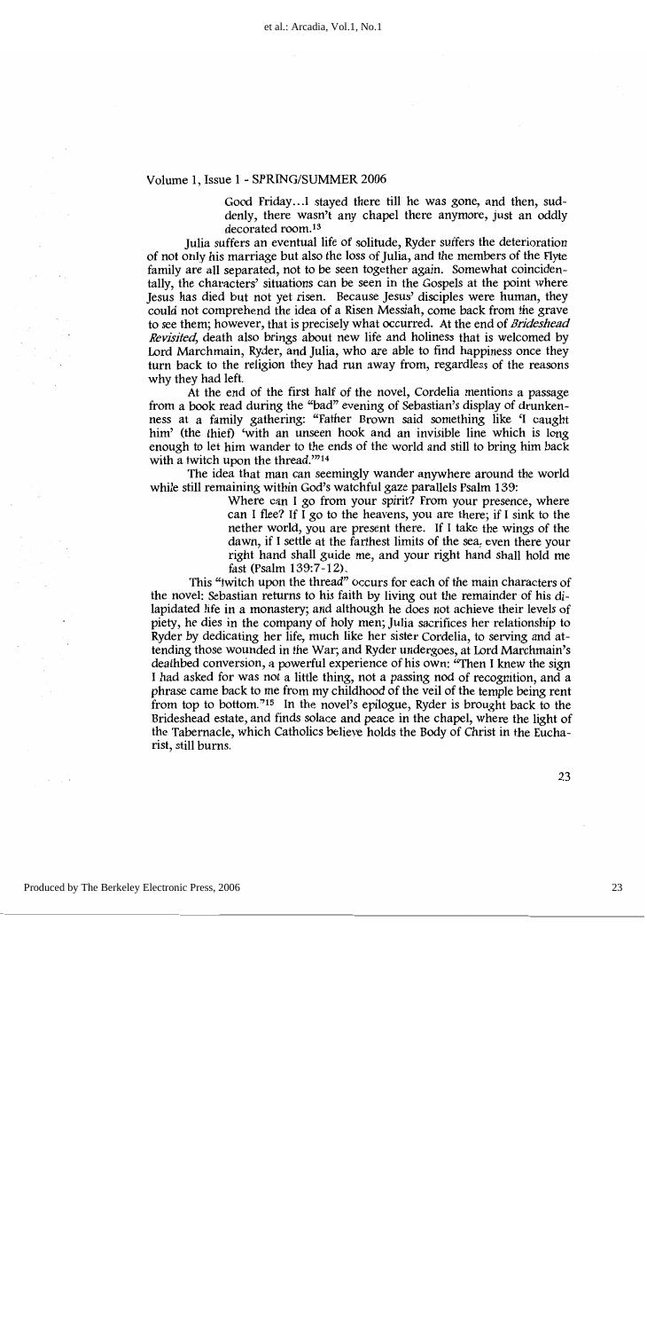> Good Friday...I stayed there till he was gone, and then, suddenly, there wasn't any chapel there anymore, just an oddly decorated room.[13]

Julia suffers an eventual life of solitude, Ryder suffers the deterioration of not only his marriage but also the loss of Julia, and the members of the Flyte family are all separated, not to be seen together again. Somewhat coincidentally, the characters' situations can be seen in the Gospels at the point where Jesus has died but not yet risen. Because Jesus' disciples were human, they could not comprehend the idea of a Risen Messiah, come back from the grave to see them; however, that is precisely what occurred. At the end of *Brideshead Revisited,* death also brings about new life and holiness that is welcomed by Lord Marchmain, Ryder, and Julia, who are able to find happiness once they turn back to the religion they had run away from, regardless of the reasons why they had left.

At the end of the first half of the novel, Cordelia mentions a passage from a book read during the "bad" evening of Sebastian's display of drunkenness at a family gathering: "Father Brown said something like 'I caught him' (the thief) 'with an unseen hook and an invisible line which is long enough to let him wander to the ends of the world and still to bring him back with a twitch upon the thread.'"[14]

The idea that man can seemingly wander anywhere around the world while still remaining within God's watchful gaze parallels Psalm 139:

> Where can I go from your spirit? From your presence, where can I flee? If I go to the heavens, you are there; if I sink to the nether world, you are present there. If I take the wings of the dawn, if I settle at the farthest limits of the sea, even there your right hand shall guide me, and your right hand shall hold me fast (Psalm 139:7-12).

This "twitch upon the thread" occurs for each of the main characters of the novel: Sebastian returns to his faith by living out the remainder of his dilapidated life in a monastery; and although he does not achieve their levels of piety, he dies in the company of holy men; Julia sacrifices her relationship to Ryder by dedicating her life, much like her sister Cordelia, to serving and attending those wounded in the War; and Ryder undergoes, at Lord Marchmain's deathbed conversion, a powerful experience of his own: "Then I knew the sign I had asked for was not a little thing, not a passing nod of recognition, and a phrase came back to me from my childhood of the veil of the temple being rent from top to bottom."[15] In the novel's epilogue, Ryder is brought back to the Brideshead estate, and finds solace and peace in the chapel, where the light of the Tabernacle, which Catholics believe holds the Body of Christ in the Eucharist, still burns.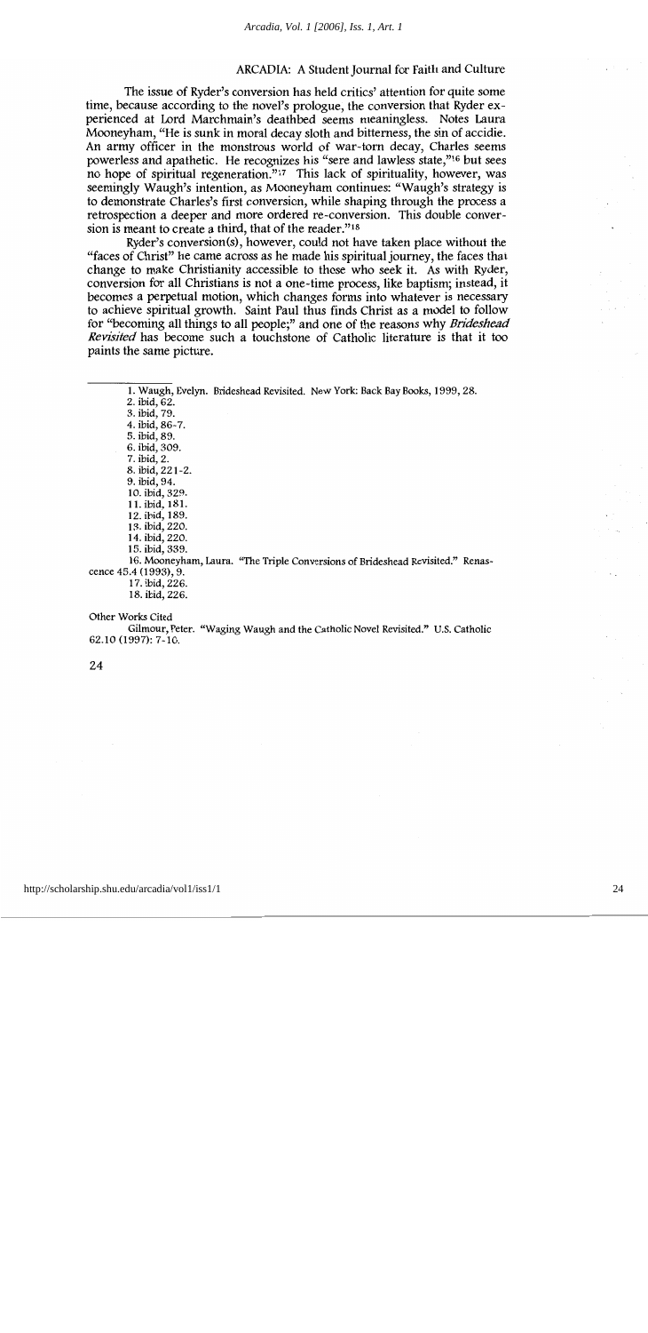The issue of Ryder's conversion has held critics' attention for quite some time, because according to the novel's prologue, the conversion that Ryder experienced at Lord Marchmain's deathbed seems meaningless. Notes Laura Mooneyham, "He is sunk in moral decay sloth and bitterness, the sin of accidie. An army officer in the monstrous world of war-torn decay, Charles seems powerless and apathetic. He recognizes his "sere and lawless state,"[16] but sees no hope of spiritual regeneration."[17] This lack of spirituality, however, was seemingly Waugh's intention, as Mooneyham continues: "Waugh's strategy is to demonstrate Charles's first conversion, while shaping through the process a retrospection a deeper and more ordered re-conversion. This double conversion is meant to create a third, that of the reader."[18]

Ryder's conversion(s), however, could not have taken place without the "faces of Christ" he came across as he made his spiritual journey, the faces that change to make Christianity accessible to those who seek it. As with Ryder, conversion for all Christians is not a one-time process, like baptism; instead, it becomes a perpetual motion, which changes forms into whatever is necessary to achieve spiritual growth. Saint Paul thus finds Christ as a model to follow for "becoming all things to all people;" and one of the reasons why *Brideshead Revisited* has become such a touchstone of Catholic literature is that it too paints the same picture.

---

1. Waugh, Evelyn. Brideshead Revisited. New York: Back Bay Books, 1999, 28.
2. ibid, 62.
3. ibid, 79.
4. ibid, 86-7.
5. ibid, 89.
6. ibid, 309.
7. ibid, 2.
8. ibid, 221-2.
9. ibid, 94.
10. ibid, 329.
11. ibid, 181.
12. ibid, 189.
13. ibid, 220.
14. ibid, 220.
15. ibid, 339.
16. Mooneyham, Laura. "The Triple Conversions of Brideshead Revisited." Renascence 45.4 (1993), 9.
17. ibid, 226.
18. ibid, 226.

Other Works Cited

Gilmour, Peter. "Waging Waugh and the Catholic Novel Revisited." U.S. Catholic 62.10 (1997): 7-10.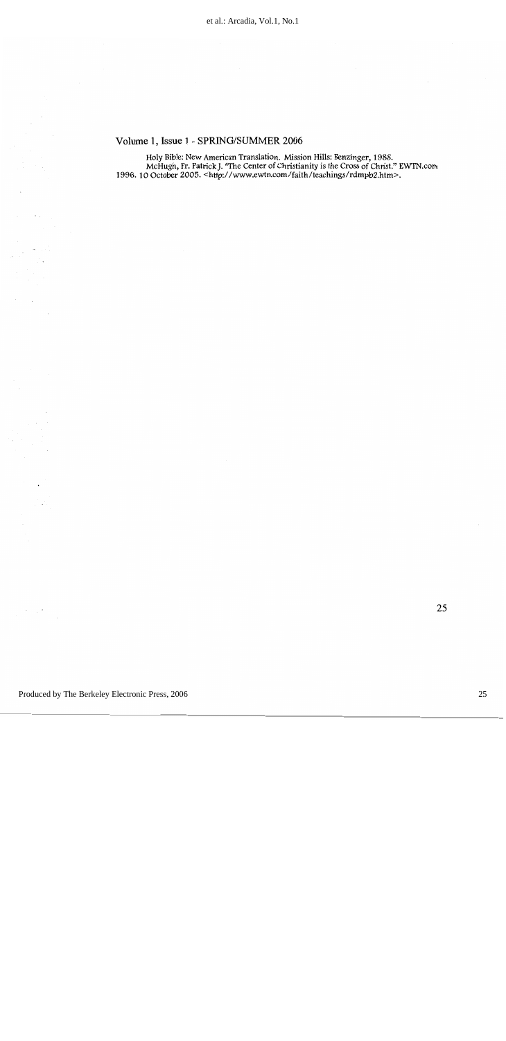Holy Bible: New American Translation. Mission Hills: Benzinger, 1988.

McHugh, Fr. Patrick J. "The Center of Christianity is the Cross of Christ." EWTN.com 1996. 10 October 2005. <http://www.ewtn.com/faith/teachings/rdmpb2.htm>.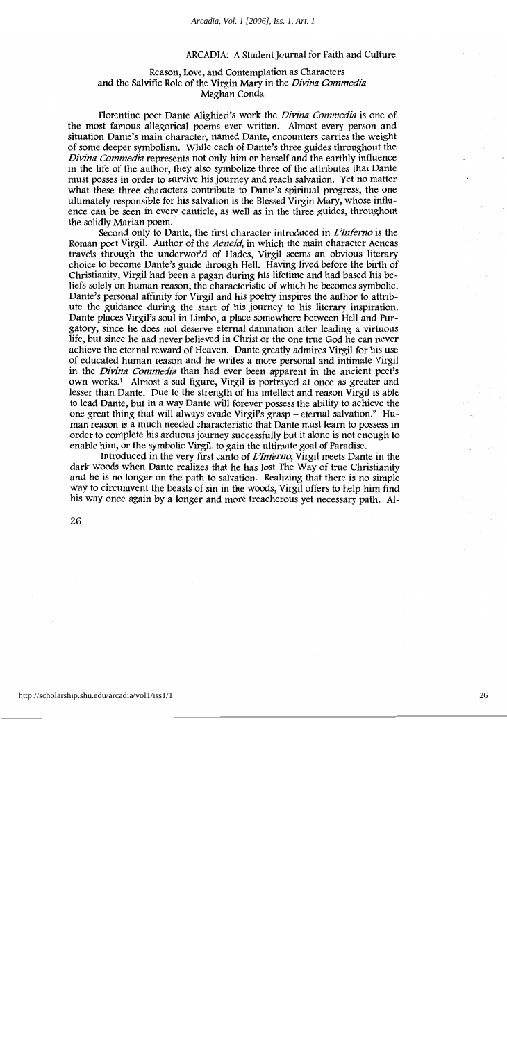ARCADIA: A Student Journal for Faith and Culture

# Reason, Love, and Contemplation as Characters and the Salvific Role of the Virgin Mary in the *Divina Commedia*

Meghan Conda

Florentine poet Dante Alighieri's work the *Divina Commedia* is one of the most famous allegorical poems ever written. Almost every person and situation Dante's main character, named Dante, encounters carries the weight of some deeper symbolism. While each of Dante's three guides throughout the *Divina Commedia* represents not only him or herself and the earthly influence in the life of the author, they also symbolize three of the attributes that Dante must posses in order to survive his journey and reach salvation. Yet no matter what these three characters contribute to Dante's spiritual progress, the one ultimately responsible for his salvation is the Blessed Virgin Mary, whose influence can be seen in every canticle, as well as in the three guides, throughout the solidly Marian poem.

Second only to Dante, the first character introduced in *L'Inferno* is the Roman poet Virgil. Author of the *Aeneid*, in which the main character Aeneas travels through the underworld of Hades, Virgil seems an obvious literary choice to become Dante's guide through Hell. Having lived before the birth of Christianity, Virgil had been a pagan during his lifetime and had based his beliefs solely on human reason, the characteristic of which he becomes symbolic. Dante's personal affinity for Virgil and his poetry inspires the author to attribute the guidance during the start of his journey to his literary inspiration. Dante places Virgil's soul in Limbo, a place somewhere between Hell and Purgatory, since he does not deserve eternal damnation after leading a virtuous life, but since he had never believed in Christ or the one true God he can never achieve the eternal reward of Heaven. Dante greatly admires Virgil for his use of educated human reason and he writes a more personal and intimate Virgil in the *Divina Commedia* than had ever been apparent in the ancient poet's own works.[1] Almost a sad figure, Virgil is portrayed at once as greater and lesser than Dante. Due to the strength of his intellect and reason Virgil is able to lead Dante, but in a way Dante will forever possess the ability to achieve the one great thing that will always evade Virgil's grasp – eternal salvation.[2] Human reason is a much needed characteristic that Dante must learn to possess in order to complete his arduous journey successfully but it alone is not enough to enable him, or the symbolic Virgil, to gain the ultimate goal of Paradise.

Introduced in the very first canto of *L'Inferno*, Virgil meets Dante in the dark woods when Dante realizes that he has lost The Way of true Christianity and he is no longer on the path to salvation. Realizing that there is no simple way to circumvent the beasts of sin in the woods, Virgil offers to help him find his way once again by a longer and more treacherous yet necessary path. Al-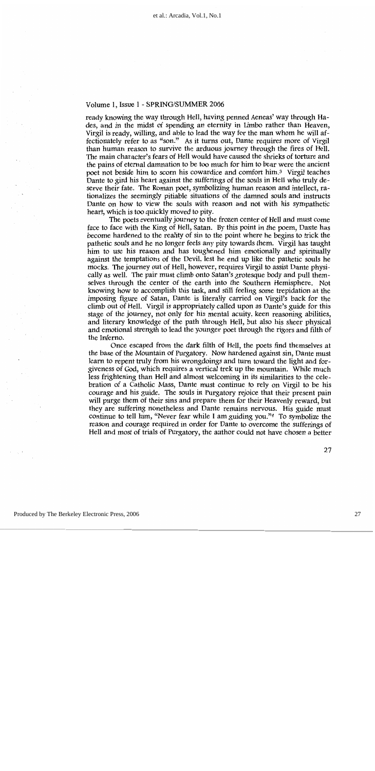ready knowing the way through Hell, having penned Aeneas' way through Hades, and in the midst of spending an eternity in Limbo rather than Heaven, Virgil is ready, willing, and able to lead the way for the man whom he will affectionately refer to as "son." As it turns out, Dante requires more of Virgil than human reason to survive the arduous journey through the fires of Hell. The main character's fears of Hell would have caused the shrieks of torture and the pains of eternal damnation to be too much for him to bear were the ancient poet not beside him to scorn his cowardice and comfort him.[3] Virgil teaches Dante to gird his heart against the sufferings of the souls in Hell who truly deserve their fate. The Roman poet, symbolizing human reason and intellect, rationalizes the seemingly pitiable situations of the damned souls and instructs Dante on how to view the souls with reason and not with his sympathetic heart, which is too quickly moved to pity.

The poets eventually journey to the frozen center of Hell and must come face to face with the King of Hell, Satan. By this point in the poem, Dante has become hardened to the reality of sin to the point where he begins to trick the pathetic souls and he no longer feels any pity towards them. Virgil has taught him to use his reason and has toughened him emotionally and spiritually against the temptations of the Devil, lest he end up like the pathetic souls he mocks. The journey out of Hell, however, requires Virgil to assist Dante physically as well. The pair must climb onto Satan's grotesque body and pull themselves through the center of the earth into the Southern Hemisphere. Not knowing how to accomplish this task, and still feeling some trepidation at the imposing figure of Satan, Dante is literally carried on Virgil's back for the climb out of Hell. Virgil is appropriately called upon as Dante's guide for this stage of the journey, not only for his mental acuity, keen reasoning abilities, and literary knowledge of the path through Hell, but also his sheer physical and emotional strength to lead the younger poet through the rigors and filth of the Inferno.

Once escaped from the dark filth of Hell, the poets find themselves at the base of the Mountain of Purgatory. Now hardened against sin, Dante must learn to repent truly from his wrongdoings and turn toward the light and forgiveness of God, which requires a vertical trek up the mountain. While much less frightening than Hell and almost welcoming in its similarities to the celebration of a Catholic Mass, Dante must continue to rely on Virgil to be his courage and his guide. The souls in Purgatory rejoice that their present pain will purge them of their sins and prepare them for their Heavenly reward, but they are suffering nonetheless and Dante remains nervous. His guide must continue to tell him, "Never fear while I am guiding you."[4] To symbolize the reason and courage required in order for Dante to overcome the sufferings of Hell and most of trials of Purgatory, the author could not have chosen a better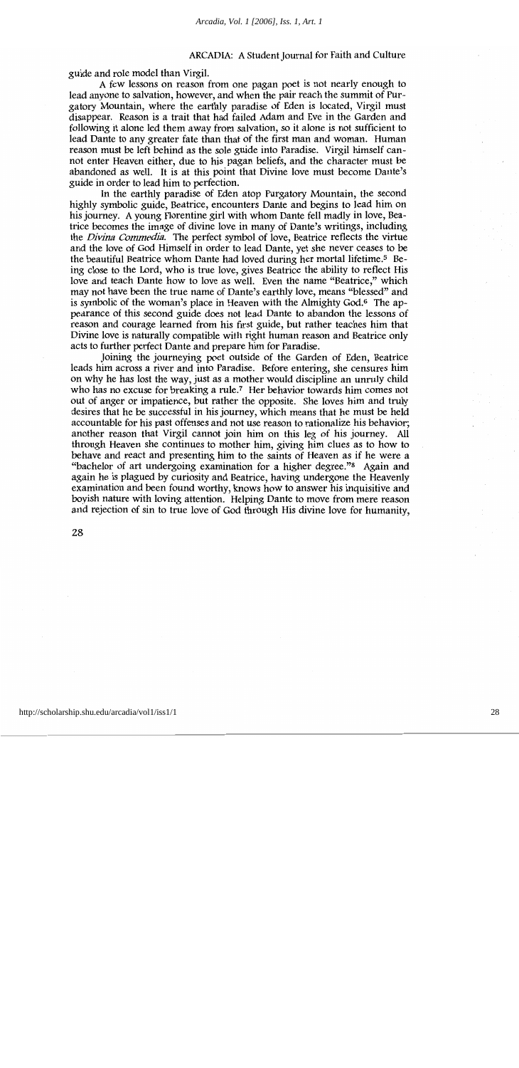guide and role model than Virgil.

A few lessons on reason from one pagan poet is not nearly enough to lead anyone to salvation, however, and when the pair reach the summit of Purgatory Mountain, where the earthly paradise of Eden is located, Virgil must disappear. Reason is a trait that had failed Adam and Eve in the Garden and following it alone led them away from salvation, so it alone is not sufficient to lead Dante to any greater fate than that of the first man and woman. Human reason must be left behind as the sole guide into Paradise. Virgil himself cannot enter Heaven either, due to his pagan beliefs, and the character must be abandoned as well. It is at this point that Divine love must become Dante's guide in order to lead him to perfection.

In the earthly paradise of Eden atop Purgatory Mountain, the second highly symbolic guide, Beatrice, encounters Dante and begins to lead him on his journey. A young Florentine girl with whom Dante fell madly in love, Beatrice becomes the image of divine love in many of Dante's writings, including the *Divina Commedia*. The perfect symbol of love, Beatrice reflects the virtue and the love of God Himself in order to lead Dante, yet she never ceases to be the beautiful Beatrice whom Dante had loved during her mortal lifetime.[5] Being close to the Lord, who is true love, gives Beatrice the ability to reflect His love and teach Dante how to love as well. Even the name "Beatrice," which may not have been the true name of Dante's earthly love, means "blessed" and is symbolic of the woman's place in Heaven with the Almighty God.[6] The appearance of this second guide does not lead Dante to abandon the lessons of reason and courage learned from his first guide, but rather teaches him that Divine love is naturally compatible with right human reason and Beatrice only acts to further perfect Dante and prepare him for Paradise.

Joining the journeying poet outside of the Garden of Eden, Beatrice leads him across a river and into Paradise. Before entering, she censures him on why he has lost the way, just as a mother would discipline an unruly child who has no excuse for breaking a rule.[7] Her behavior towards him comes not out of anger or impatience, but rather the opposite. She loves him and truly desires that he be successful in his journey, which means that he must be held accountable for his past offenses and not use reason to rationalize his behavior; another reason that Virgil cannot join him on this leg of his journey. All through Heaven she continues to mother him, giving him clues as to how to behave and react and presenting him to the saints of Heaven as if he were a "bachelor of art undergoing examination for a higher degree."[8] Again and again he is plagued by curiosity and Beatrice, having undergone the Heavenly examination and been found worthy, knows how to answer his inquisitive and boyish nature with loving attention. Helping Dante to move from mere reason and rejection of sin to true love of God through His divine love for humanity,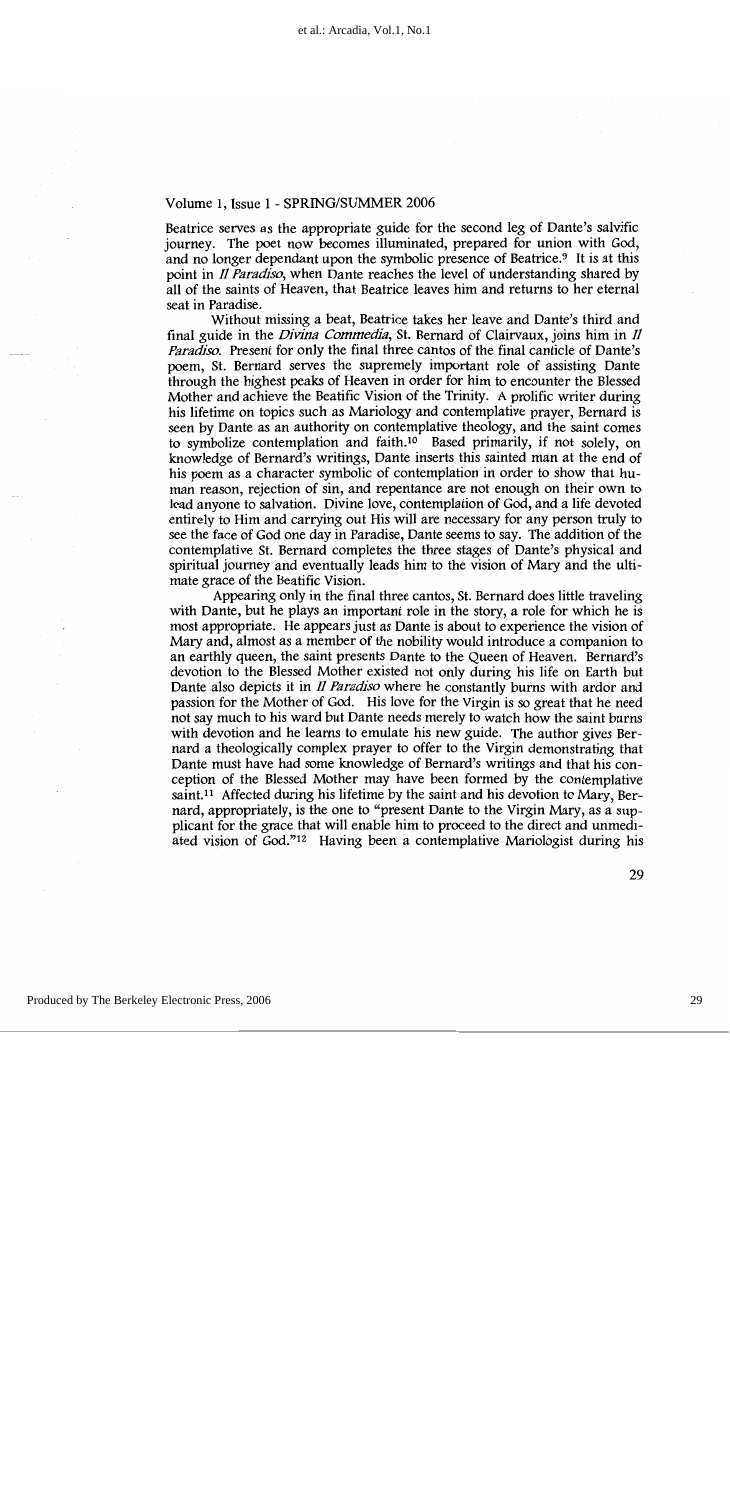Beatrice serves as the appropriate guide for the second leg of Dante's salvific journey. The poet now becomes illuminated, prepared for union with God, and no longer dependant upon the symbolic presence of Beatrice.[9] It is at this point in *Il Paradiso*, when Dante reaches the level of understanding shared by all of the saints of Heaven, that Beatrice leaves him and returns to her eternal seat in Paradise.

Without missing a beat, Beatrice takes her leave and Dante's third and final guide in the *Divina Commedia*, St. Bernard of Clairvaux, joins him in *Il Paradiso*. Present for only the final three cantos of the final canticle of Dante's poem, St. Bernard serves the supremely important role of assisting Dante through the highest peaks of Heaven in order for him to encounter the Blessed Mother and achieve the Beatific Vision of the Trinity. A prolific writer during his lifetime on topics such as Mariology and contemplative prayer, Bernard is seen by Dante as an authority on contemplative theology, and the saint comes to symbolize contemplation and faith.[10] Based primarily, if not solely, on knowledge of Bernard's writings, Dante inserts this sainted man at the end of his poem as a character symbolic of contemplation in order to show that human reason, rejection of sin, and repentance are not enough on their own to lead anyone to salvation. Divine love, contemplation of God, and a life devoted entirely to Him and carrying out His will are necessary for any person truly to see the face of God one day in Paradise, Dante seems to say. The addition of the contemplative St. Bernard completes the three stages of Dante's physical and spiritual journey and eventually leads him to the vision of Mary and the ultimate grace of the Beatific Vision.

Appearing only in the final three cantos, St. Bernard does little traveling with Dante, but he plays an important role in the story, a role for which he is most appropriate. He appears just as Dante is about to experience the vision of Mary and, almost as a member of the nobility would introduce a companion to an earthly queen, the saint presents Dante to the Queen of Heaven. Bernard's devotion to the Blessed Mother existed not only during his life on Earth but Dante also depicts it in *Il Paradiso* where he constantly burns with ardor and passion for the Mother of God. His love for the Virgin is so great that he need not say much to his ward but Dante needs merely to watch how the saint burns with devotion and he learns to emulate his new guide. The author gives Bernard a theologically complex prayer to offer to the Virgin demonstrating that Dante must have had some knowledge of Bernard's writings and that his conception of the Blessed Mother may have been formed by the contemplative saint.[11] Affected during his lifetime by the saint and his devotion to Mary, Bernard, appropriately, is the one to "present Dante to the Virgin Mary, as a supplicant for the grace that will enable him to proceed to the direct and unmediated vision of God."[12] Having been a contemplative Mariologist during his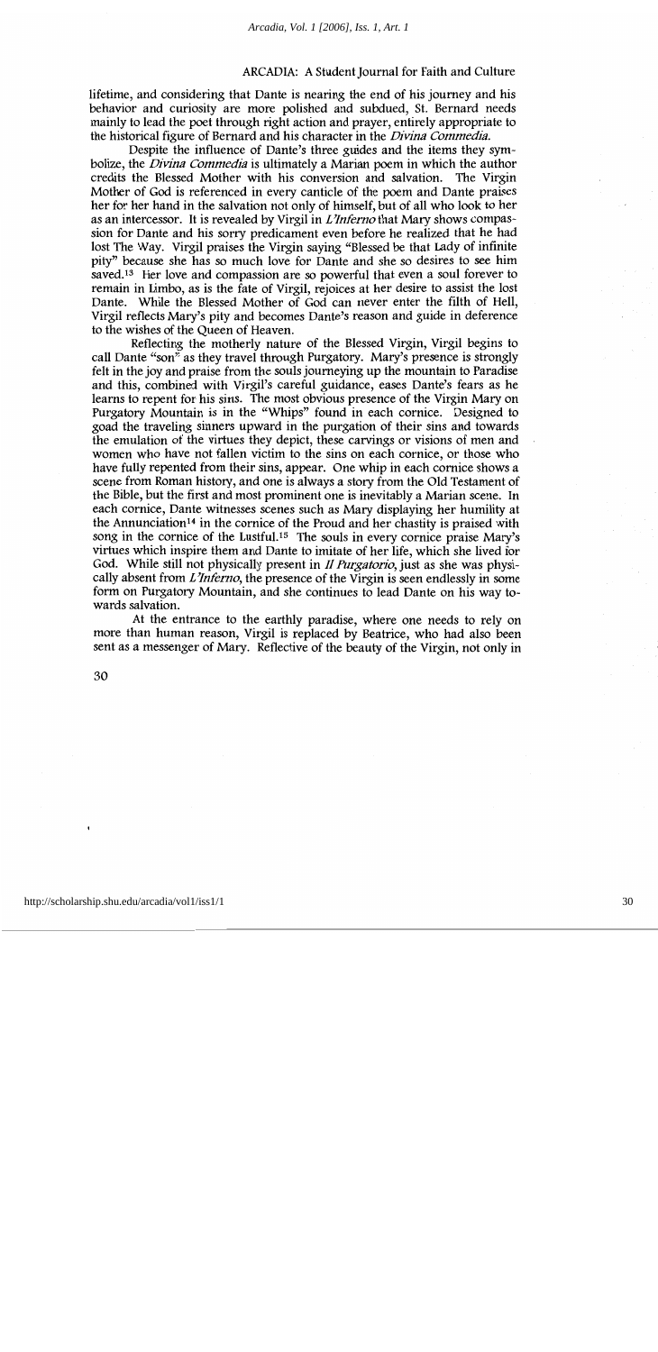lifetime, and considering that Dante is nearing the end of his journey and his behavior and curiosity are more polished and subdued, St. Bernard needs mainly to lead the poet through right action and prayer, entirely appropriate to the historical figure of Bernard and his character in the *Divina Commedia.*

Despite the influence of Dante's three guides and the items they symbolize, the *Divina Commedia* is ultimately a Marian poem in which the author credits the Blessed Mother with his conversion and salvation. The Virgin Mother of God is referenced in every canticle of the poem and Dante praises her for her hand in the salvation not only of himself, but of all who look to her as an intercessor. It is revealed by Virgil in *L'Inferno* that Mary shows compassion for Dante and his sorry predicament even before he realized that he had lost The Way. Virgil praises the Virgin saying "Blessed be that Lady of infinite pity" because she has so much love for Dante and she so desires to see him saved.[13] Her love and compassion are so powerful that even a soul forever to remain in Limbo, as is the fate of Virgil, rejoices at her desire to assist the lost Dante. While the Blessed Mother of God can never enter the filth of Hell, Virgil reflects Mary's pity and becomes Dante's reason and guide in deference to the wishes of the Queen of Heaven.

Reflecting the motherly nature of the Blessed Virgin, Virgil begins to call Dante "son" as they travel through Purgatory. Mary's presence is strongly felt in the joy and praise from the souls journeying up the mountain to Paradise and this, combined with Virgil's careful guidance, eases Dante's fears as he learns to repent for his sins. The most obvious presence of the Virgin Mary on Purgatory Mountain is in the "Whips" found in each cornice. Designed to goad the traveling sinners upward in the purgation of their sins and towards the emulation of the virtues they depict, these carvings or visions of men and women who have not fallen victim to the sins on each cornice, or those who have fully repented from their sins, appear. One whip in each cornice shows a scene from Roman history, and one is always a story from the Old Testament of the Bible, but the first and most prominent one is inevitably a Marian scene. In each cornice, Dante witnesses scenes such as Mary displaying her humility at the Annunciation[14] in the cornice of the Proud and her chastity is praised with song in the cornice of the Lustful.[15] The souls in every cornice praise Mary's virtues which inspire them and Dante to imitate of her life, which she lived for God. While still not physically present in *Il Purgatorio*, just as she was physically absent from *L'Inferno*, the presence of the Virgin is seen endlessly in some form on Purgatory Mountain, and she continues to lead Dante on his way towards salvation.

At the entrance to the earthly paradise, where one needs to rely on more than human reason, Virgil is replaced by Beatrice, who had also been sent as a messenger of Mary. Reflective of the beauty of the Virgin, not only in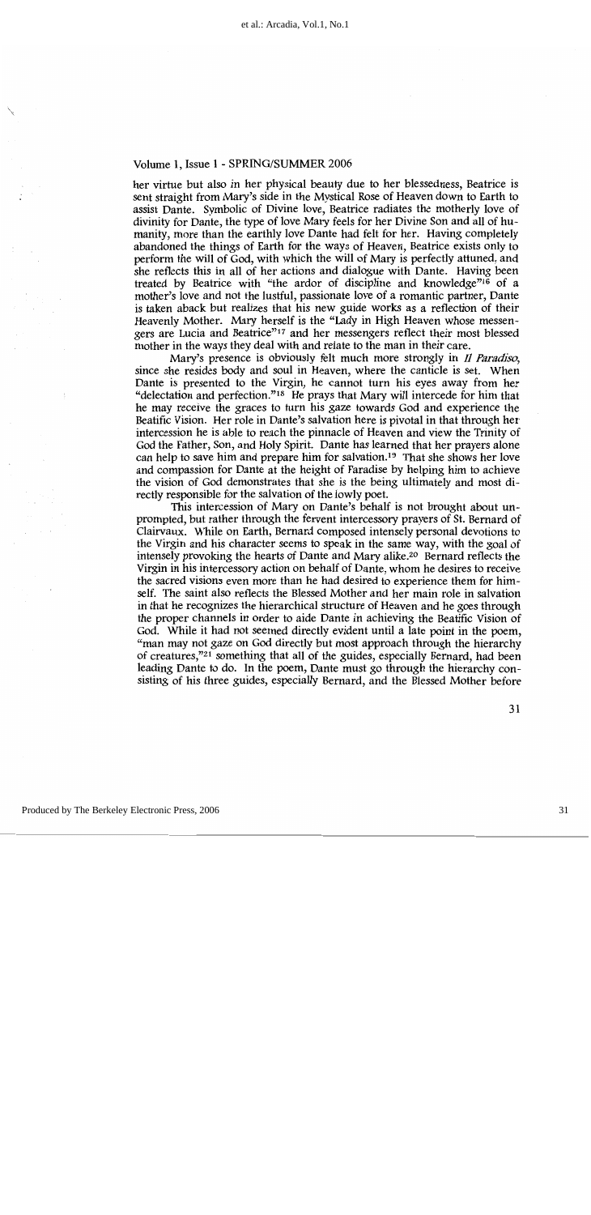her virtue but also in her physical beauty due to her blessedness, Beatrice is sent straight from Mary's side in the Mystical Rose of Heaven down to Earth to assist Dante. Symbolic of Divine love, Beatrice radiates the motherly love of divinity for Dante, the type of love Mary feels for her Divine Son and all of humanity, more than the earthly love Dante had felt for her. Having completely abandoned the things of Earth for the ways of Heaven, Beatrice exists only to perform the will of God, with which the will of Mary is perfectly attuned, and she reflects this in all of her actions and dialogue with Dante. Having been treated by Beatrice with "the ardor of discipline and knowledge"[16] of a mother's love and not the lustful, passionate love of a romantic partner, Dante is taken aback but realizes that his new guide works as a reflection of their Heavenly Mother. Mary herself is the "Lady in High Heaven whose messengers are Lucia and Beatrice"[17] and her messengers reflect their most blessed mother in the ways they deal with and relate to the man in their care.

Mary's presence is obviously felt much more strongly in *Il Paradiso*, since she resides body and soul in Heaven, where the canticle is set. When Dante is presented to the Virgin, he cannot turn his eyes away from her "delectation and perfection."[18] He prays that Mary will intercede for him that he may receive the graces to turn his gaze towards God and experience the Beatific Vision. Her role in Dante's salvation here is pivotal in that through her intercession he is able to reach the pinnacle of Heaven and view the Trinity of God the Father, Son, and Holy Spirit. Dante has learned that her prayers alone can help to save him and prepare him for salvation.[19] That she shows her love and compassion for Dante at the height of Paradise by helping him to achieve the vision of God demonstrates that she is the being ultimately and most directly responsible for the salvation of the lowly poet.

This intercession of Mary on Dante's behalf is not brought about unprompted, but rather through the fervent intercessory prayers of St. Bernard of Clairvaux. While on Earth, Bernard composed intensely personal devotions to the Virgin and his character seems to speak in the same way, with the goal of intensely provoking the hearts of Dante and Mary alike.[20] Bernard reflects the Virgin in his intercessory action on behalf of Dante, whom he desires to receive the sacred visions even more than he had desired to experience them for himself. The saint also reflects the Blessed Mother and her main role in salvation in that he recognizes the hierarchical structure of Heaven and he goes through the proper channels in order to aide Dante in achieving the Beatific Vision of God. While it had not seemed directly evident until a late point in the poem, "man may not gaze on God directly but most approach through the hierarchy of creatures,"[21] something that all of the guides, especially Bernard, had been leading Dante to do. In the poem, Dante must go through the hierarchy consisting of his three guides, especially Bernard, and the Blessed Mother before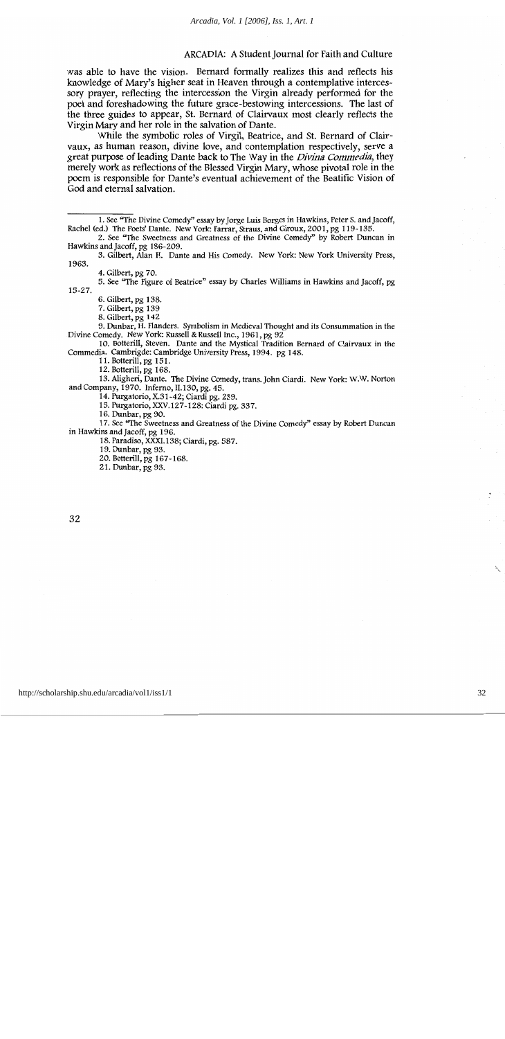was able to have the vision. Bernard formally realizes this and reflects his knowledge of Mary's higher seat in Heaven through a contemplative intercessory prayer, reflecting the intercession the Virgin already performed for the poet and foreshadowing the future grace-bestowing intercessions. The last of the three guides to appear, St. Bernard of Clairvaux most clearly reflects the Virgin Mary and her role in the salvation of Dante.

While the symbolic roles of Virgil, Beatrice, and St. Bernard of Clairvaux, as human reason, divine love, and contemplation respectively, serve a great purpose of leading Dante back to The Way in the *Divina Commedia*, they merely work as reflections of the Blessed Virgin Mary, whose pivotal role in the poem is responsible for Dante's eventual achievement of the Beatific Vision of God and eternal salvation.

---

1. See "The Divine Comedy" essay by Jorge Luis Borges in Hawkins, Peter S. and Jacoff, Rachel (ed.) The Poets' Dante. New York: Farrar, Straus, and Giroux, 2001, pg 119-135.
2. See "The Sweetness and Greatness of the Divine Comedy" by Robert Duncan in Hawkins and Jacoff, pg 186-209.
3. Gilbert, Alan H. Dante and His Comedy. New York: New York University Press, 1963.
4. Gilbert, pg 70.
5. See "The Figure of Beatrice" essay by Charles Williams in Hawkins and Jacoff, pg 15-27.
6. Gilbert, pg 138.
7. Gilbert, pg 139
8. Gilbert, pg 142
9. Dunbar, H. Flanders. Symbolism in Medieval Thought and its Consummation in the Divine Comedy. New York: Russell & Russell Inc., 1961, pg 92
10. Botterill, Steven. Dante and the Mystical Tradition Bernard of Clairvaux in the Commedia. Cambrigde: Cambridge University Press, 1994. pg 148.
11. Botterill, pg 151.
12. Botterill, pg 168.
13. Aligheri, Dante. The Divine Comedy, trans. John Ciardi. New York: W.W. Norton and Company, 1970. Inferno, II.130, pg. 45.
14. Purgatorio, X.31-42; Ciardi pg. 239.
15. Purgatorio, XXV.127-128: Ciardi pg. 337.
16. Dunbar, pg 90.
17. See "The Sweetness and Greatness of the Divine Comedy" essay by Robert Duncan in Hawkins and Jacoff, pg 196.
18. Paradiso, XXXI.138; Ciardi, pg. 587.
19. Dunbar, pg 93.
20. Botterill, pg 167-168.
21. Dunbar, pg 93.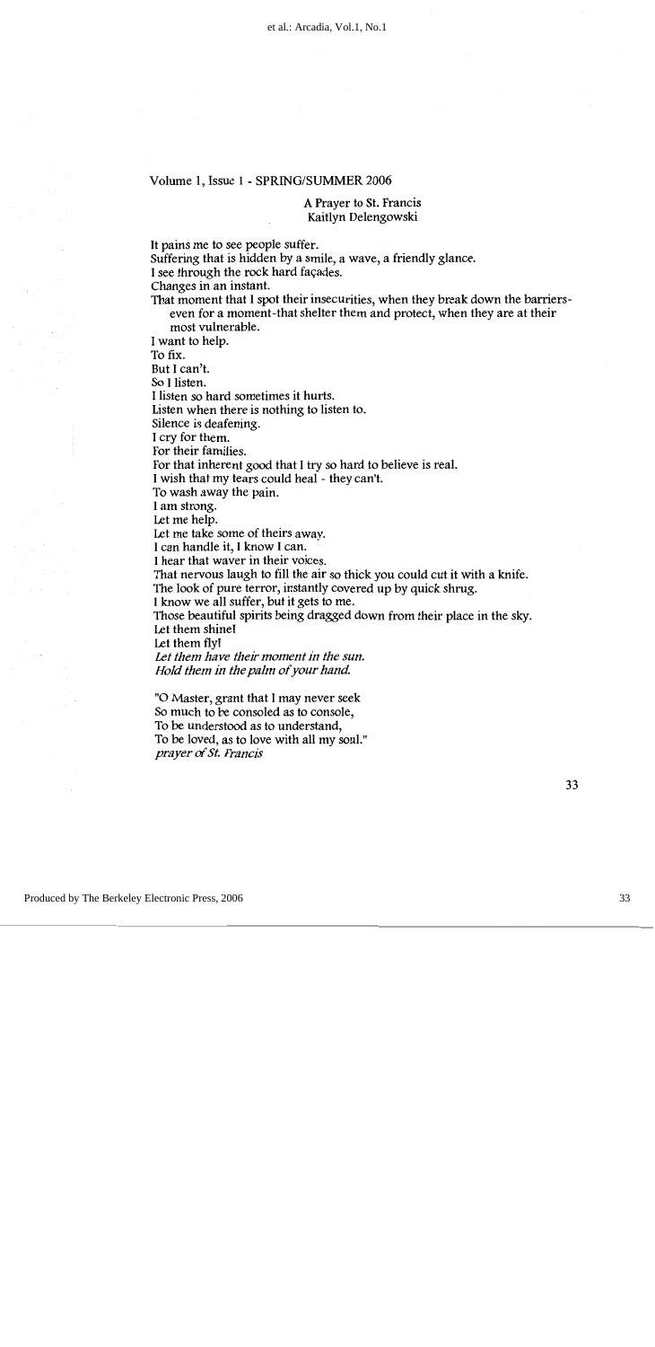Volume 1, Issue 1 - SPRING/SUMMER 2006

## A Prayer to St. Francis

Kaitlyn Delengowski

It pains me to see people suffer.  
Suffering that is hidden by a smile, a wave, a friendly glance.  
I see through the rock hard façades.  
Changes in an instant.  
That moment that I spot their insecurities, when they break down the barriers-even for a moment-that shelter them and protect, when they are at their most vulnerable.  
I want to help.  
To fix.  
But I can't.  
So I listen.  
I listen so hard sometimes it hurts.  
Listen when there is nothing to listen to.  
Silence is deafening.  
I cry for them.  
For their families.  
For that inherent good that I try so hard to believe is real.  
I wish that my tears could heal - they can't.  
To wash away the pain.  
I am strong.  
Let me help.  
Let me take some of theirs away.  
I can handle it, I know I can.  
I hear that waver in their voices.  
That nervous laugh to fill the air so thick you could cut it with a knife.  
The look of pure terror, instantly covered up by quick shrug.  
I know we all suffer, but it gets to me.  
Those beautiful spirits being dragged down from their place in the sky.  
Let them shine!  
Let them fly!  
*Let them have their moment in the sun.*  
*Hold them in the palm of your hand.*

"O Master, grant that I may never seek  
So much to be consoled as to console,  
To be understood as to understand,  
To be loved, as to love with all my soul."  
*prayer of St. Francis*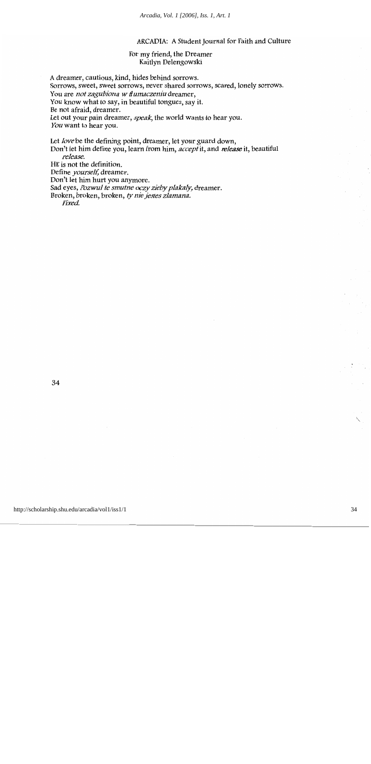ARCADIA: A Student Journal for Faith and Culture

## For my friend, the Dreamer

Kaitlyn Delengowski

A dreamer, cautious, kind, hides behind sorrows.  
Sorrows, sweet, sweet sorrows, never shared sorrows, scared, lonely sorrows.  
You are *not zagubiona w tłumaczeniu* dreamer,  
You know what to say, in beautiful tongues, say it.  
Be not afraid, dreamer.  
Let out your pain dreamer, *speak*, the world wants to hear you.  
*You* want to hear you.

Let *love* be the defining point, dreamer, let your guard down,  
Don't let him define you, learn from him, *accept* it, and *release* it, beautiful  
*release.*  
HE is not the definition.  
Define *yourself*, dreamer.  
Don't let him hurt you anymore.  
Sad eyes, *Pozwul te smutne oczy zieby plakaly,* dreamer.  
Broken, broken, broken, *ty nie jestes zlamana.*  
*Fixed.*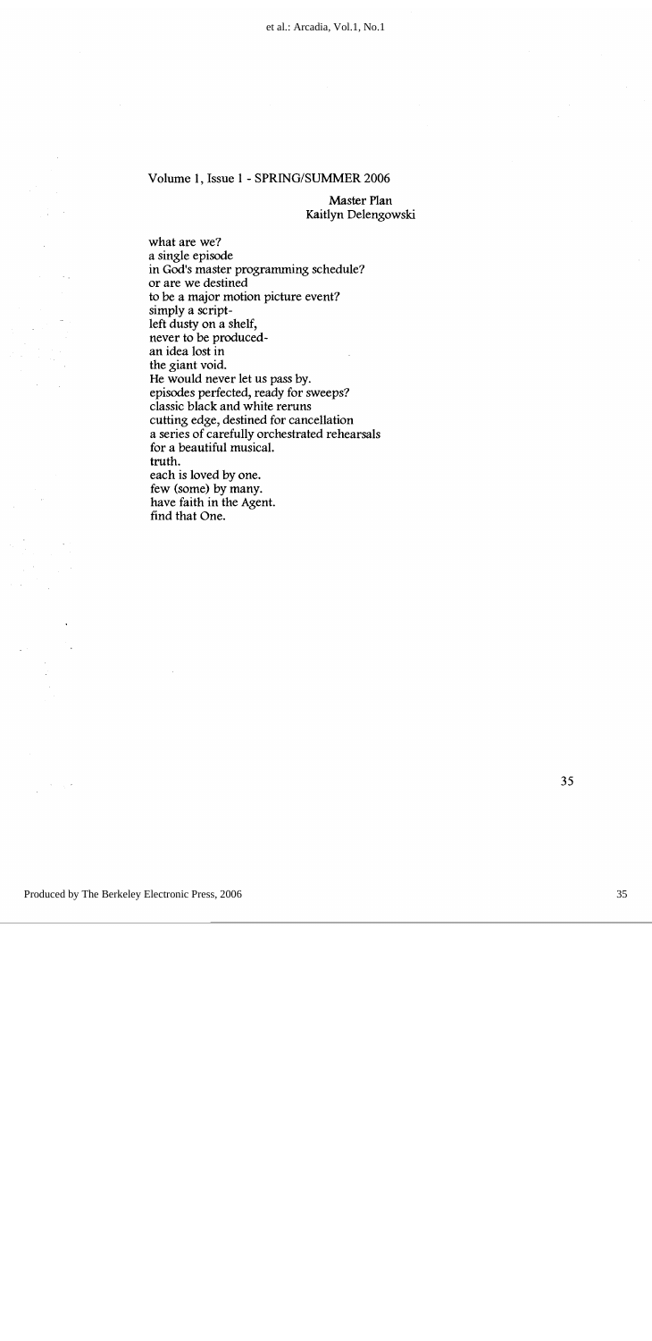Volume 1, Issue 1 - SPRING/SUMMER 2006

## Master Plan

Kaitlyn Delengowski

what are we?  
a single episode  
in God's master programming schedule?  
or are we destined  
to be a major motion picture event?  
simply a script-  
left dusty on a shelf,  
never to be produced-  
an idea lost in  
the giant void.  
He would never let us pass by.  
episodes perfected, ready for sweeps?  
classic black and white reruns  
cutting edge, destined for cancellation  
a series of carefully orchestrated rehearsals  
for a beautiful musical.  
truth.  
each is loved by one.  
few (some) by many.  
have faith in the Agent.  
find that One.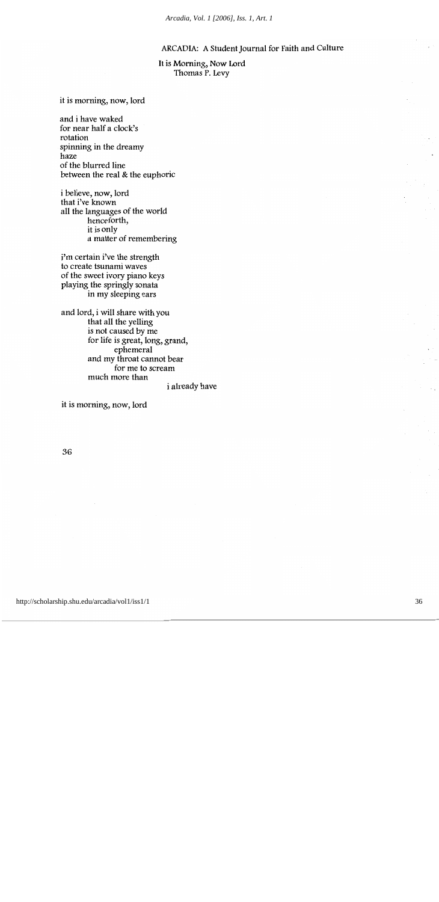ARCADIA: A Student Journal for Faith and Culture

## It is Morning, Now Lord

Thomas P. Levy

it is morning, now, lord

and i have waked  
for near half a clock's  
rotation  
spinning in the dreamy  
haze  
of the blurred line  
between the real & the euphoric

i believe, now, lord  
that i've known  
all the languages of the world  
        henceforth,  
        it is only  
        a matter of remembering

i'm certain i've the strength  
to create tsunami waves  
of the sweet ivory piano keys  
playing the springly sonata  
        in my sleeping ears

and lord, i will share with you  
        that all the yelling  
        is not caused by me  
        for life is great, long, grand,  
                ephemeral  
        and my throat cannot bear  
                for me to scream  
        much more than  
                                i already have

it is morning, now, lord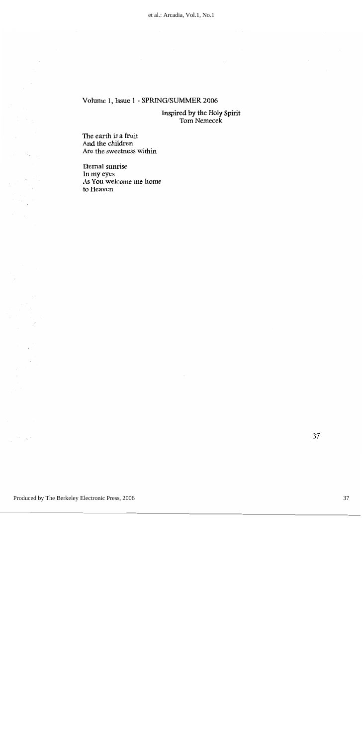## Inspired by the Holy Spirit

Tom Nemecek

The earth is a fruit  
And the children  
Are the sweetness within

Eternal sunrise  
In my eyes  
As You welcome me home  
to Heaven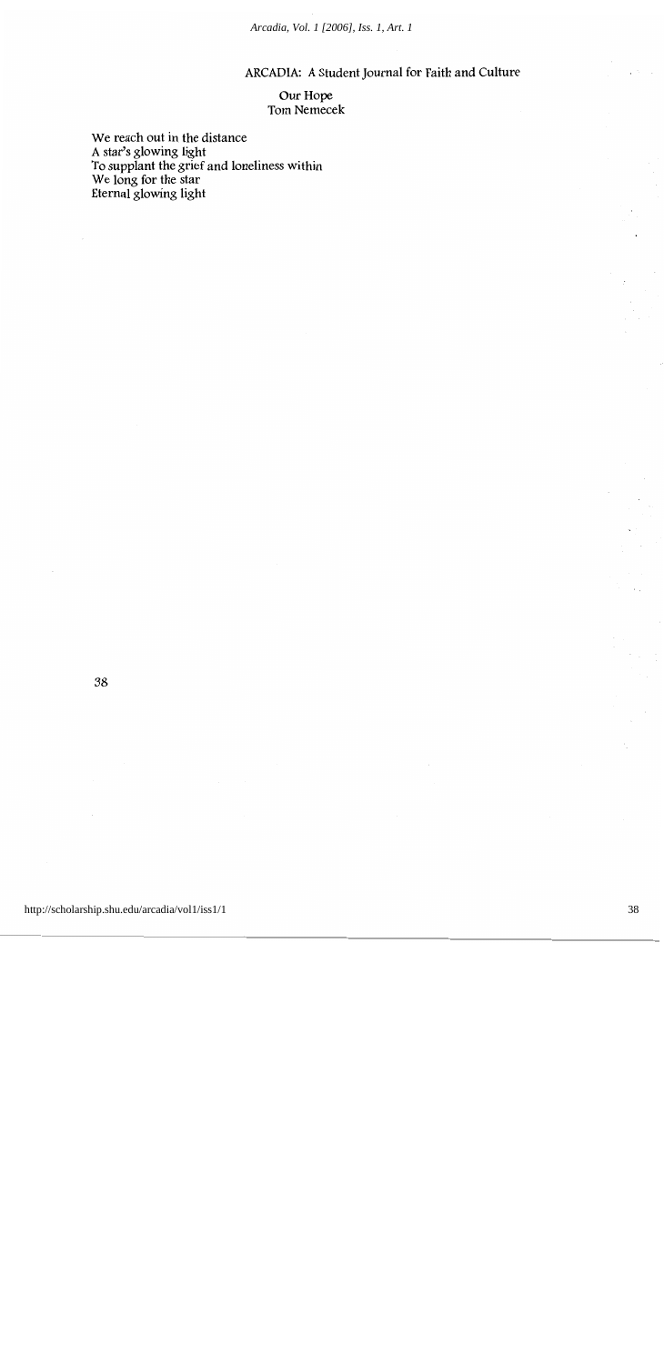# Our Hope

Tom Nemecek

We reach out in the distance  
A star's glowing light  
To supplant the grief and loneliness within  
We long for the star  
Eternal glowing light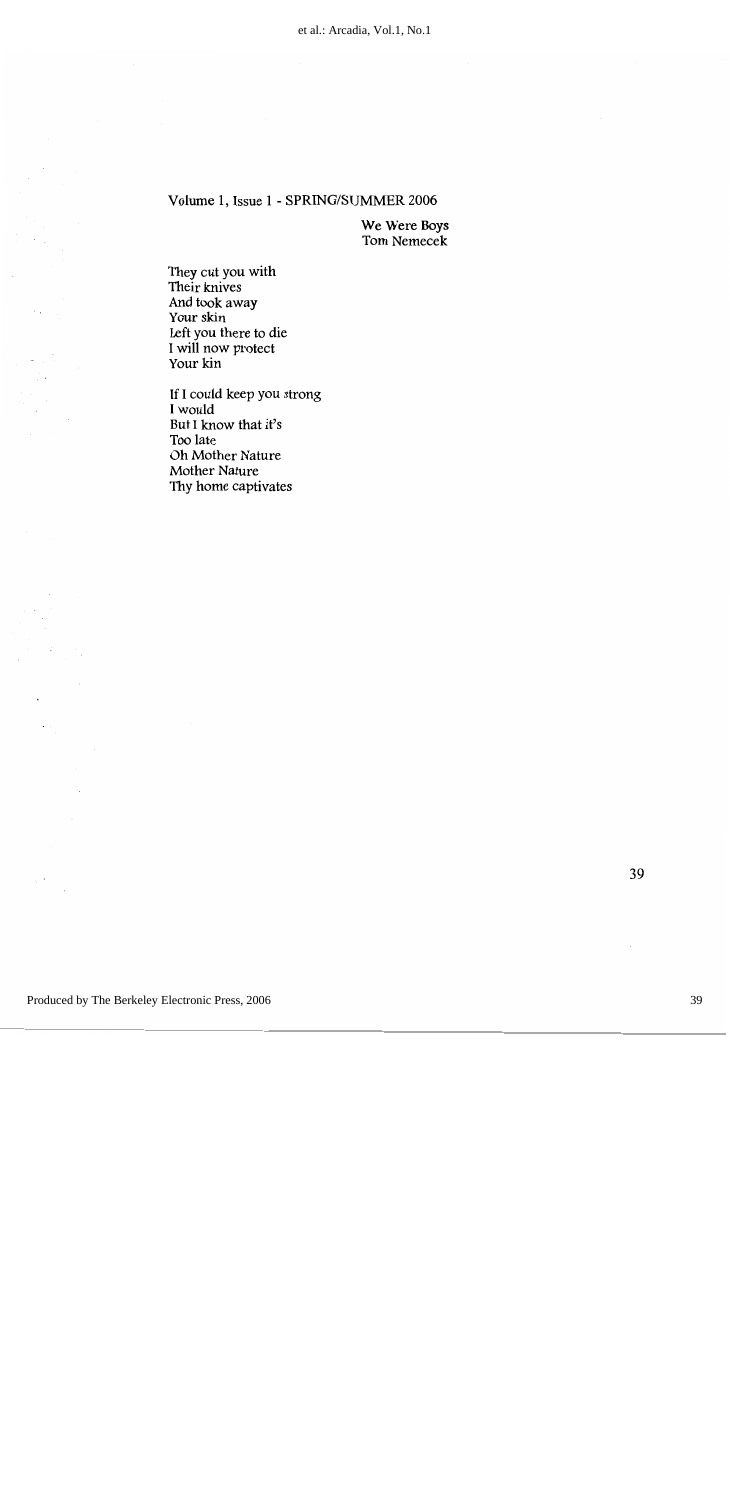Volume 1, Issue 1 - SPRING/SUMMER 2006

## We Were Boys

Tom Nemecek

They cut you with  
Their knives  
And took away  
Your skin  
Left you there to die  
I will now protect  
Your kin

If I could keep you strong  
I would  
But I know that it's  
Too late  
Oh Mother Nature  
Mother Nature  
Thy home captivates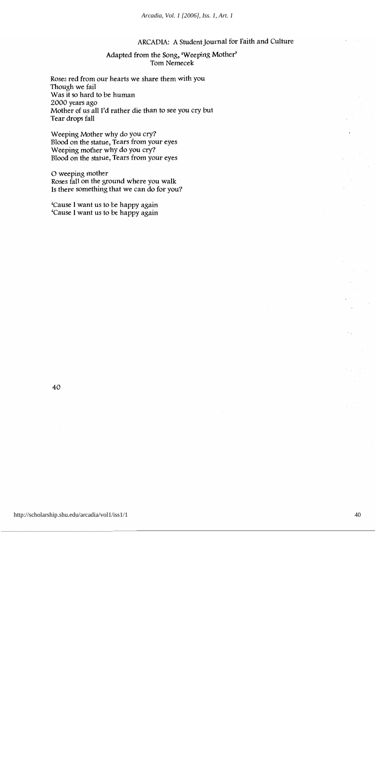## Adapted from the Song, 'Weeping Mother'

Tom Nemecek

Roses red from our hearts we share them with you
Though we fail
Was it so hard to be human
2000 years ago
Mother of us all I'd rather die than to see you cry but
Tear drops fall

Weeping Mother why do you cry?
Blood on the statue, Tears from your eyes
Weeping mother why do you cry?
Blood on the statue, Tears from your eyes

O weeping mother
Roses fall on the ground where you walk
Is there something that we can do for you?

'Cause I want us to be happy again
'Cause I want us to be happy again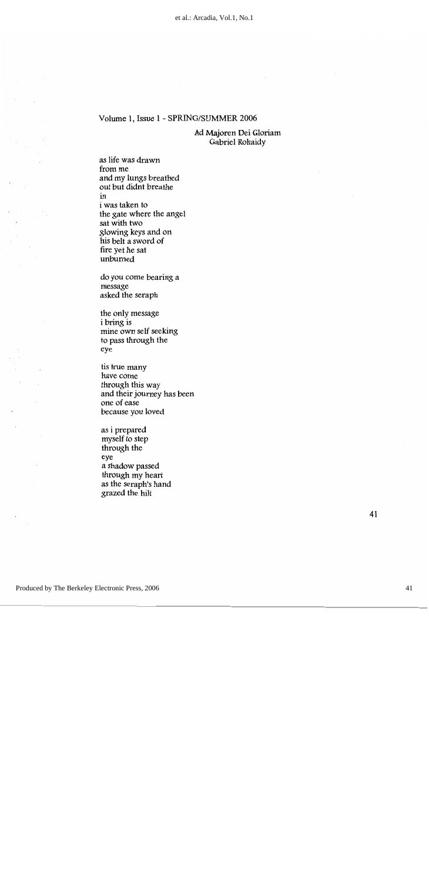Volume 1, Issue 1 - SPRING/SUMMER 2006

## Ad Majoren Dei Gloriam
Gabriel Rohaidy

as life was drawn  
from me  
and my lungs breathed  
out but didnt breathe  
in  
i was taken to  
the gate where the angel  
sat with two  
glowing keys and on  
his belt a sword of  
fire yet he sat  
unburned

do you come bearing a  
message  
asked the seraph

the only message  
i bring is  
mine own self seeking  
to pass through the  
eye

tis true many  
have come  
through this way  
and their journey has been  
one of ease  
because you loved

as i prepared  
myself to step  
through the  
eye  
a shadow passed  
through my heart  
as the seraph's hand  
grazed the hilt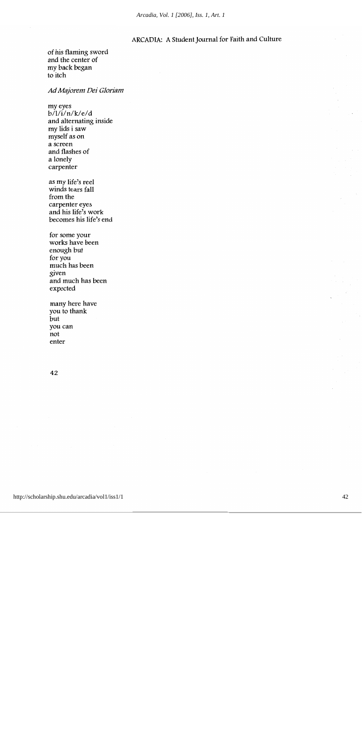of his flaming sword
and the center of
my back began
to itch

*Ad Majorem Dei Gloriam*

my eyes
b/l/i/n/k/e/d
and alternating inside
my lids i saw
myself as on
a screen
and flashes of
a lonely
carpenter

as my life's reel
winds tears fall
from the
carpenter eyes
and his life's work
becomes his life's end

for some your
works have been
enough but
for you
much has been
given
and much has been
expected

many here have
you to thank
but
you can
not
enter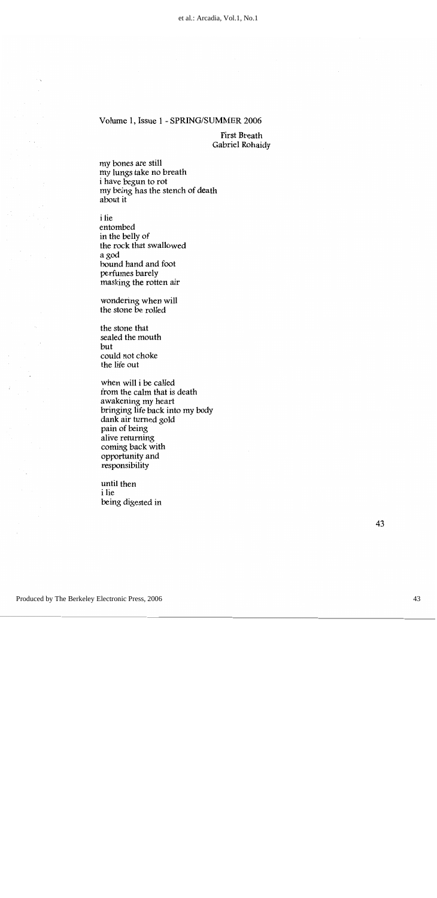Volume 1, Issue 1 - SPRING/SUMMER 2006

## First Breath

Gabriel Rohaidy

my bones are still  
my lungs take no breath  
i have begun to rot  
my being has the stench of death  
about it

i lie  
entombed  
in the belly of  
the rock that swallowed  
a god  
bound hand and foot  
perfumes barely  
masking the rotten air

wondering when will  
the stone be rolled

the stone that  
sealed the mouth  
but  
could not choke  
the life out

when will i be called  
from the calm that is death  
awakening my heart  
bringing life back into my body  
dank air turned gold  
pain of being  
alive returning  
coming back with  
opportunity and  
responsibility

until then  
i lie  
being digested in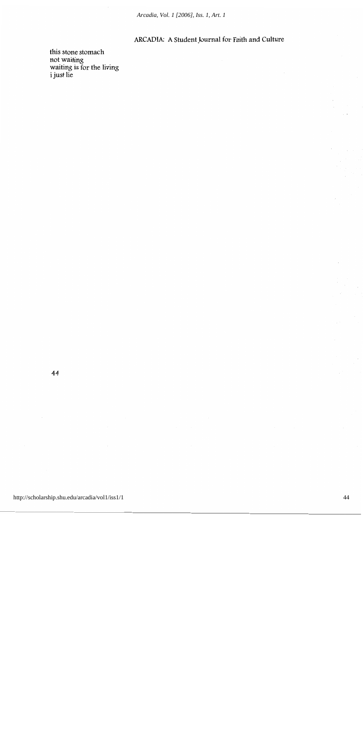this stone stomach
not waiting
waiting is for the living
i just lie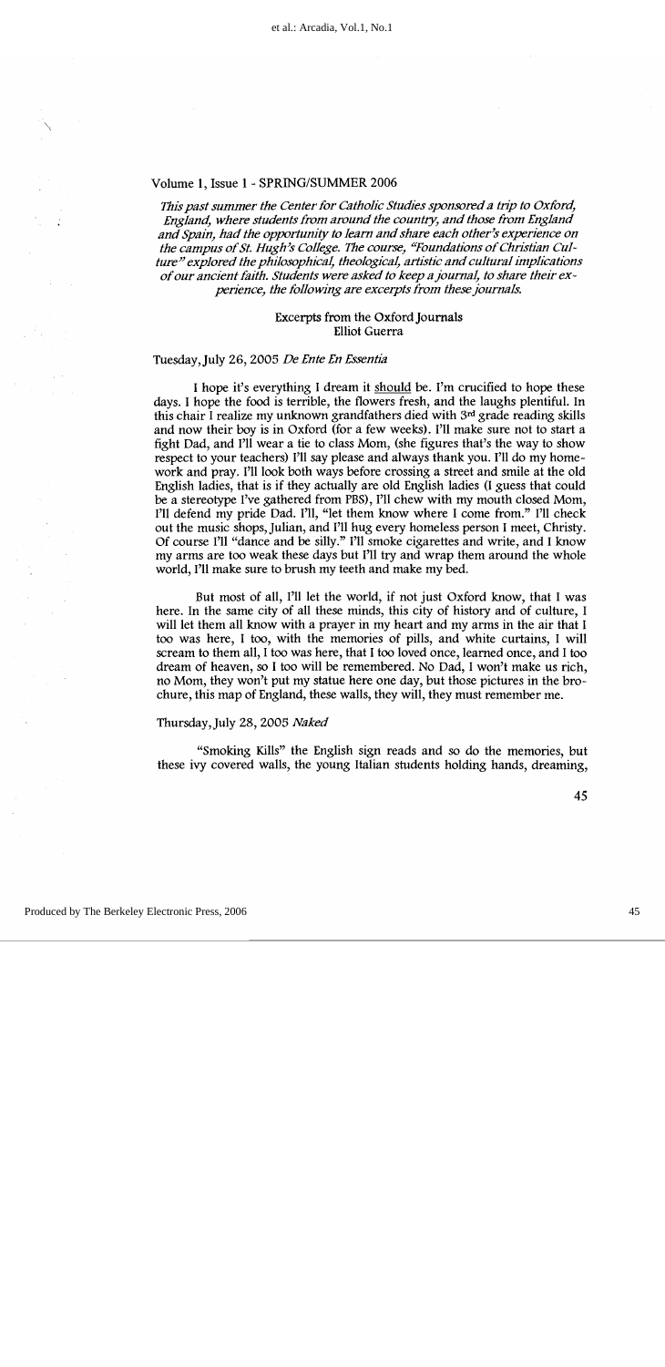## Volume 1, Issue 1 - SPRING/SUMMER 2006

*This past summer the Center for Catholic Studies sponsored a trip to Oxford, England, where students from around the country, and those from England and Spain, had the opportunity to learn and share each other's experience on the campus of St. Hugh's College. The course, "Foundations of Christian Culture" explored the philosophical, theological, artistic and cultural implications of our ancient faith. Students were asked to keep a journal, to share their experience, the following are excerpts from these journals.*

### Excerpts from the Oxford Journals
Elliot Guerra

#### Tuesday, July 26, 2005 *De Ente En Essentia*

I hope it's everything I dream it should be. I'm crucified to hope these days. I hope the food is terrible, the flowers fresh, and the laughs plentiful. In this chair I realize my unknown grandfathers died with 3rd grade reading skills and now their boy is in Oxford (for a few weeks). I'll make sure not to start a fight Dad, and I'll wear a tie to class Mom, (she figures that's the way to show respect to your teachers) I'll say please and always thank you. I'll do my homework and pray. I'll look both ways before crossing a street and smile at the old English ladies, that is if they actually are old English ladies (I guess that could be a stereotype I've gathered from PBS), I'll chew with my mouth closed Mom, I'll defend my pride Dad. I'll, "let them know where I come from." I'll check out the music shops, Julian, and I'll hug every homeless person I meet, Christy. Of course I'll "dance and be silly." I'll smoke cigarettes and write, and I know my arms are too weak these days but I'll try and wrap them around the whole world, I'll make sure to brush my teeth and make my bed.

But most of all, I'll let the world, if not just Oxford know, that I was here. In the same city of all these minds, this city of history and of culture, I will let them all know with a prayer in my heart and my arms in the air that I too was here, I too, with the memories of pills, and white curtains, I will scream to them all, I too was here, that I too loved once, learned once, and I too dream of heaven, so I too will be remembered. No Dad, I won't make us rich, no Mom, they won't put my statue here one day, but those pictures in the brochure, this map of England, these walls, they will, they must remember me.

#### Thursday, July 28, 2005 *Naked*

"Smoking Kills" the English sign reads and so do the memories, but these ivy covered walls, the young Italian students holding hands, dreaming,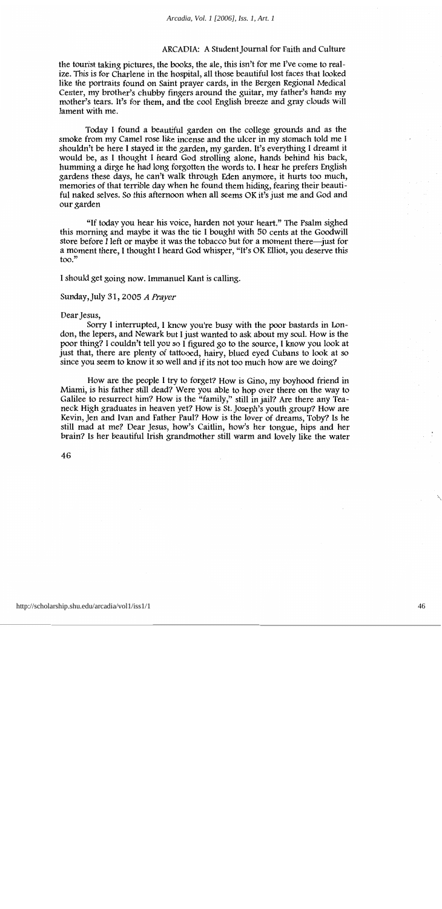the tourist taking pictures, the books, the ale, this isn't for me I've come to realize. This is for Charlene in the hospital, all those beautiful lost faces that looked like the portraits found on Saint prayer cards, in the Bergen Regional Medical Center, my brother's chubby fingers around the guitar, my father's hands my mother's tears. It's for them, and the cool English breeze and gray clouds will lament with me.

Today I found a beautiful garden on the college grounds and as the smoke from my Camel rose like incense and the ulcer in my stomach told me I shouldn't be here I stayed in the garden, my garden. It's everything I dreamt it would be, as I thought I heard God strolling alone, hands behind his back, humming a dirge he had long forgotten the words to. I hear he prefers English gardens these days, he can't walk through Eden anymore, it hurts too much, memories of that terrible day when he found them hiding, fearing their beautiful naked selves. So this afternoon when all seems OK it's just me and God and our garden

"If today you hear his voice, harden not your heart." The Psalm sighed this morning and maybe it was the tie I bought with 50 cents at the Goodwill store before I left or maybe it was the tobacco but for a moment there—just for a moment there, I thought I heard God whisper, "It's OK Elliot, you deserve this too."

I should get going now. Immanuel Kant is calling.

Sunday, July 31, 2005 *A Prayer*

Dear Jesus,

Sorry I interrupted, I know you're busy with the poor bastards in London, the lepers, and Newark but I just wanted to ask about my soul. How is the poor thing? I couldn't tell you so I figured go to the source, I know you look at just that, there are plenty of tattooed, hairy, blued eyed Cubans to look at so since you seem to know it so well and if its not too much how are we doing?

How are the people I try to forget? How is Gino, my boyhood friend in Miami, is his father still dead? Were you able to hop over there on the way to Galilee to resurrect him? How is the "family," still in jail? Are there any Teaneck High graduates in heaven yet? How is St. Joseph's youth group? How are Kevin, Jen and Ivan and Father Paul? How is the lover of dreams, Toby? Is he still mad at me? Dear Jesus, how's Caitlin, how's her tongue, hips and her brain? Is her beautiful Irish grandmother still warm and lovely like the water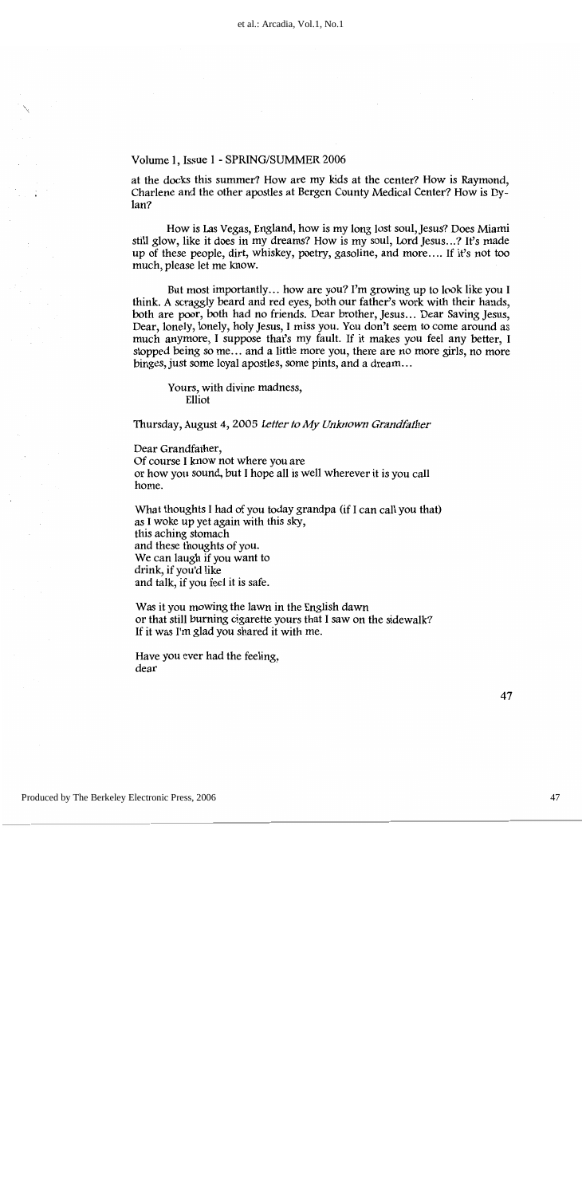at the docks this summer? How are my kids at the center? How is Raymond, Charlene and the other apostles at Bergen County Medical Center? How is Dylan?

How is Las Vegas, England, how is my long lost soul, Jesus? Does Miami still glow, like it does in my dreams? How is my soul, Lord Jesus...? It's made up of these people, dirt, whiskey, poetry, gasoline, and more.... If it's not too much, please let me know.

But most importantly... how are you? I'm growing up to look like you I think. A scraggly beard and red eyes, both our father's work with their hands, both are poor, both had no friends. Dear brother, Jesus... Dear Saving Jesus, Dear, lonely, lonely, holy Jesus, I miss you. You don't seem to come around as much anymore, I suppose that's my fault. If it makes you feel any better, I stopped being so me... and a little more you, there are no more girls, no more binges, just some loyal apostles, some pints, and a dream...

> Yours, with divine madness,
> Elliot

Thursday, August 4, 2005 *Letter to My Unknown Grandfather*

Dear Grandfather,
Of course I know not where you are
or how you sound, but I hope all is well wherever it is you call
home.

What thoughts I had of you today grandpa (if I can call you that)
as I woke up yet again with this sky,
this aching stomach
and these thoughts of you.
We can laugh if you want to
drink, if you'd like
and talk, if you feel it is safe.

Was it you mowing the lawn in the English dawn
or that still burning cigarette yours that I saw on the sidewalk?
If it was I'm glad you shared it with me.

Have you ever had the feeling,
dear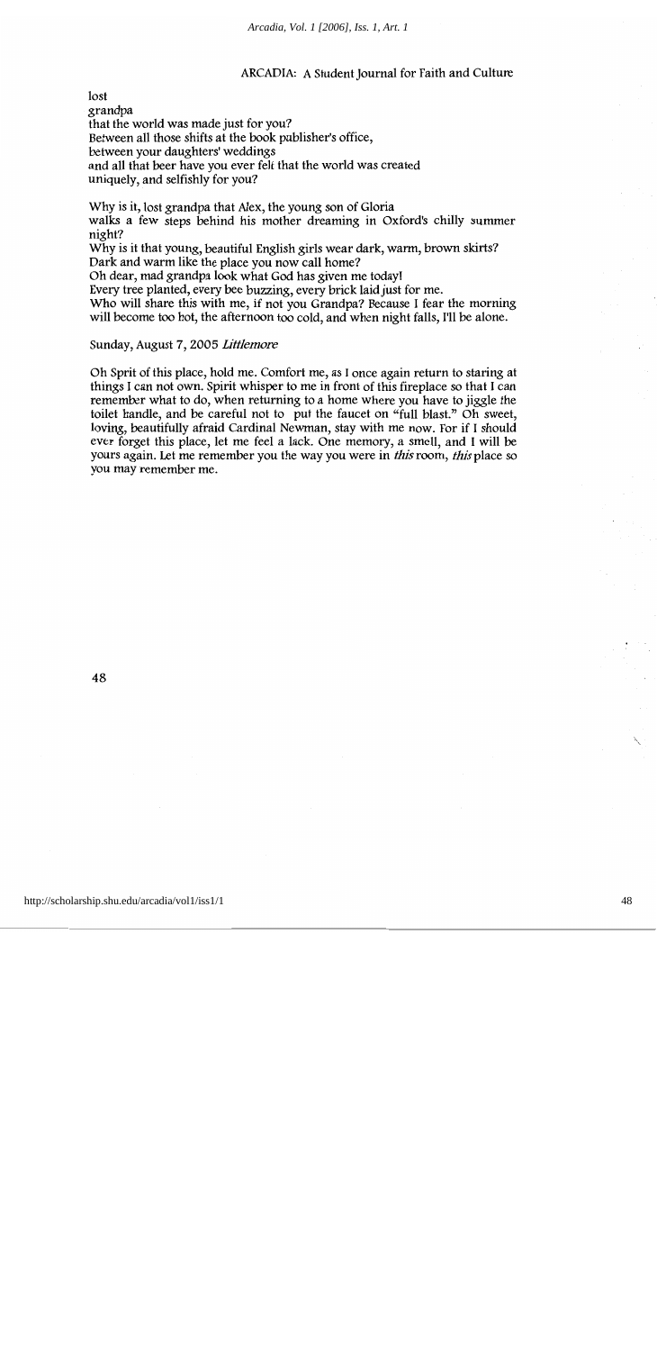lost
grandpa
that the world was made just for you?
Between all those shifts at the book publisher's office,
between your daughters' weddings
and all that beer have you ever felt that the world was created
uniquely, and selfishly for you?

Why is it, lost grandpa that Alex, the young son of Gloria
walks a few steps behind his mother dreaming in Oxford's chilly summer night?
Why is it that young, beautiful English girls wear dark, warm, brown skirts?
Dark and warm like the place you now call home?
Oh dear, mad grandpa look what God has given me today!
Every tree planted, every bee buzzing, every brick laid just for me.
Who will share this with me, if not you Grandpa? Because I fear the morning will become too hot, the afternoon too cold, and when night falls, I'll be alone.

Sunday, August 7, 2005 *Littlemore*

Oh Sprit of this place, hold me. Comfort me, as I once again return to staring at things I can not own. Spirit whisper to me in front of this fireplace so that I can remember what to do, when returning to a home where you have to jiggle the toilet handle, and be careful not to put the faucet on "full blast." Oh sweet, loving, beautifully afraid Cardinal Newman, stay with me now. For if I should ever forget this place, let me feel a lack. One memory, a smell, and I will be yours again. Let me remember you the way you were in *this* room, *this* place so you may remember me.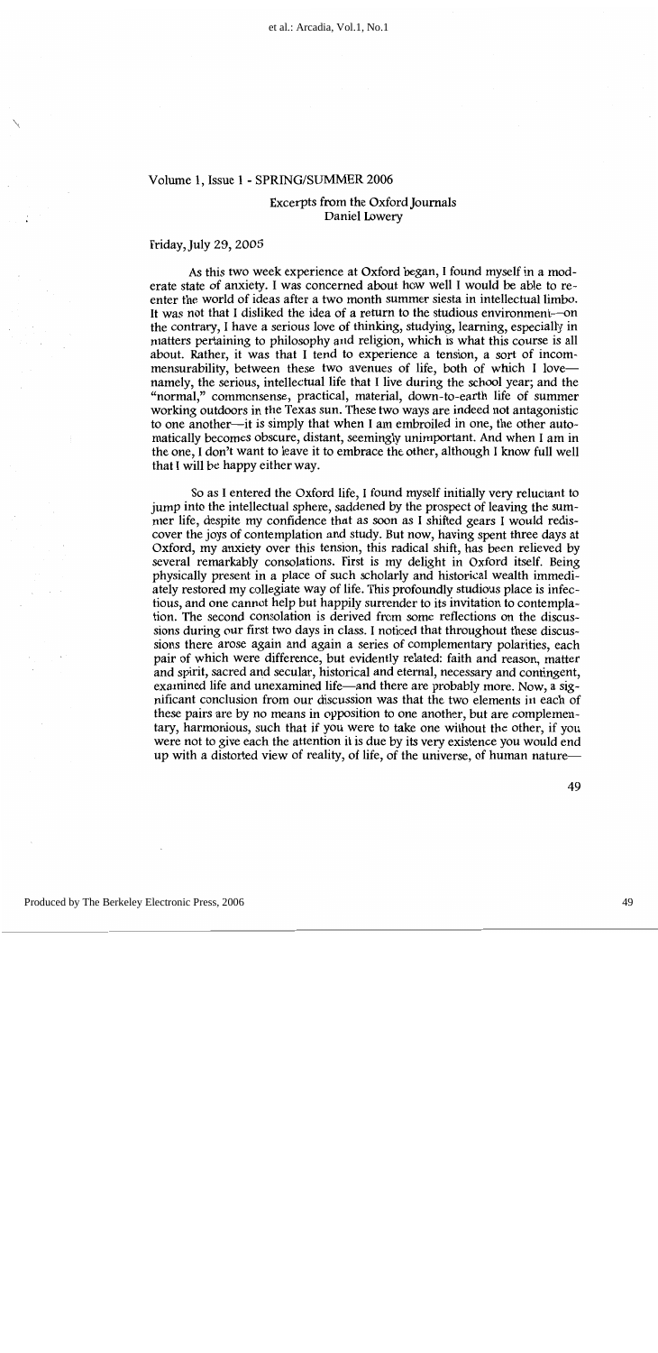Volume 1, Issue 1 - SPRING/SUMMER 2006

## Excerpts from the Oxford Journals

Daniel Lowery

Friday, July 29, 2005

As this two week experience at Oxford began, I found myself in a moderate state of anxiety. I was concerned about how well I would be able to reenter the world of ideas after a two month summer siesta in intellectual limbo. It was not that I disliked the idea of a return to the studious environment—on the contrary, I have a serious love of thinking, studying, learning, especially in matters pertaining to philosophy and religion, which is what this course is all about. Rather, it was that I tend to experience a tension, a sort of incommensurability, between these two avenues of life, both of which I love—namely, the serious, intellectual life that I live during the school year; and the "normal," commonsense, practical, material, down-to-earth life of summer working outdoors in the Texas sun. These two ways are indeed not antagonistic to one another—it is simply that when I am embroiled in one, the other automatically becomes obscure, distant, seemingly unimportant. And when I am in the one, I don't want to leave it to embrace the other, although I know full well that I will be happy either way.

So as I entered the Oxford life, I found myself initially very reluctant to jump into the intellectual sphere, saddened by the prospect of leaving the summer life, despite my confidence that as soon as I shifted gears I would rediscover the joys of contemplation and study. But now, having spent three days at Oxford, my anxiety over this tension, this radical shift, has been relieved by several remarkably consolations. First is my delight in Oxford itself. Being physically present in a place of such scholarly and historical wealth immediately restored my collegiate way of life. This profoundly studious place is infectious, and one cannot help but happily surrender to its invitation to contemplation. The second consolation is derived from some reflections on the discussions during our first two days in class. I noticed that throughout these discussions there arose again and again a series of complementary polarities, each pair of which were difference, but evidently related: faith and reason, matter and spirit, sacred and secular, historical and eternal, necessary and contingent, examined life and unexamined life—and there are probably more. Now, a significant conclusion from our discussion was that the two elements in each of these pairs are by no means in opposition to one another, but are complementary, harmonious, such that if you were to take one without the other, if you were not to give each the attention it is due by its very existence you would end up with a distorted view of reality, of life, of the universe, of human nature—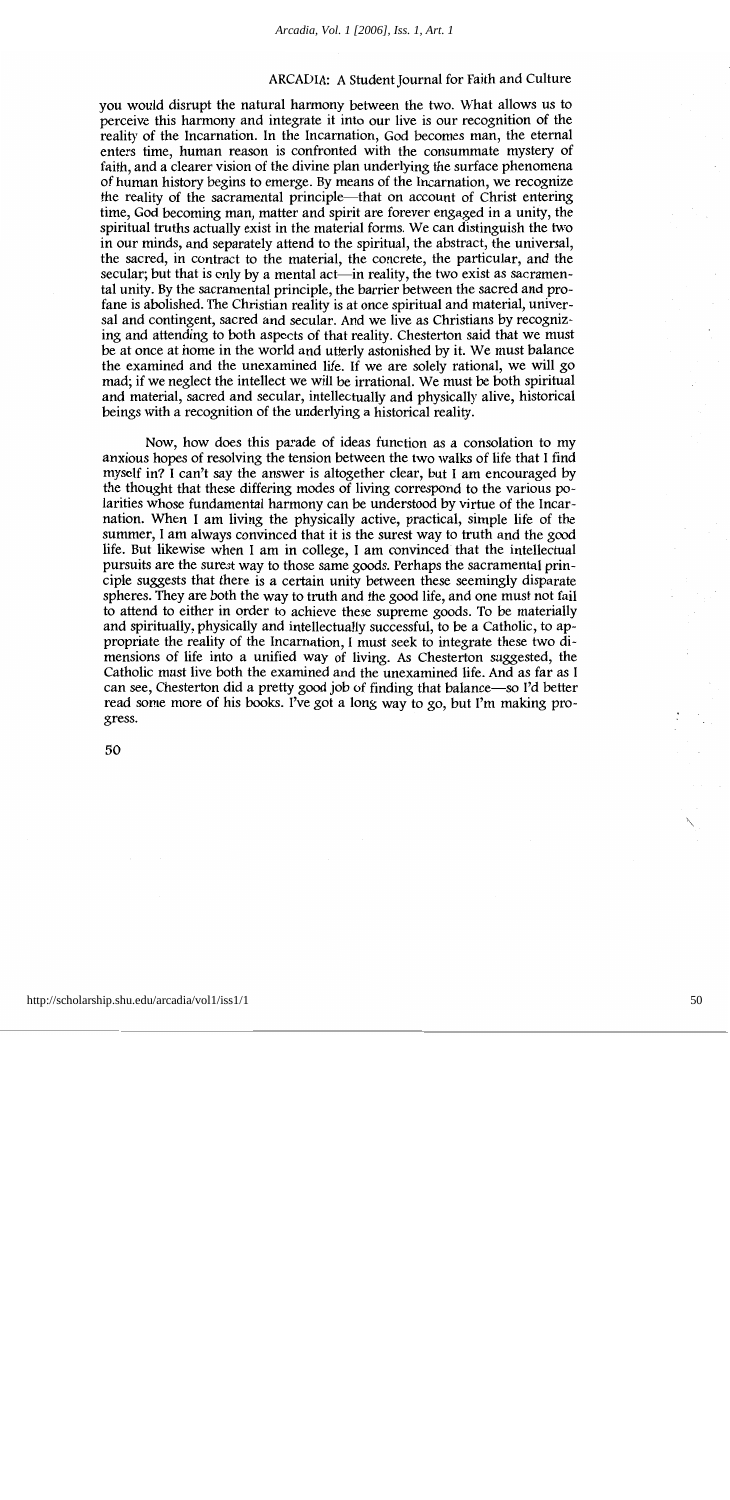you would disrupt the natural harmony between the two. What allows us to perceive this harmony and integrate it into our live is our recognition of the reality of the Incarnation. In the Incarnation, God becomes man, the eternal enters time, human reason is confronted with the consummate mystery of faith, and a clearer vision of the divine plan underlying the surface phenomena of human history begins to emerge. By means of the Incarnation, we recognize the reality of the sacramental principle—that on account of Christ entering time, God becoming man, matter and spirit are forever engaged in a unity, the spiritual truths actually exist in the material forms. We can distinguish the two in our minds, and separately attend to the spiritual, the abstract, the universal, the sacred, in contract to the material, the concrete, the particular, and the secular; but that is only by a mental act—in reality, the two exist as sacramental unity. By the sacramental principle, the barrier between the sacred and profane is abolished. The Christian reality is at once spiritual and material, universal and contingent, sacred and secular. And we live as Christians by recognizing and attending to both aspects of that reality. Chesterton said that we must be at once at home in the world and utterly astonished by it. We must balance the examined and the unexamined life. If we are solely rational, we will go mad; if we neglect the intellect we will be irrational. We must be both spiritual and material, sacred and secular, intellectually and physically alive, historical beings with a recognition of the underlying a historical reality.

Now, how does this parade of ideas function as a consolation to my anxious hopes of resolving the tension between the two walks of life that I find myself in? I can't say the answer is altogether clear, but I am encouraged by the thought that these differing modes of living correspond to the various polarities whose fundamental harmony can be understood by virtue of the Incarnation. When I am living the physically active, practical, simple life of the summer, I am always convinced that it is the surest way to truth and the good life. But likewise when I am in college, I am convinced that the intellectual pursuits are the surest way to those same goods. Perhaps the sacramental principle suggests that there is a certain unity between these seemingly disparate spheres. They are both the way to truth and the good life, and one must not fail to attend to either in order to achieve these supreme goods. To be materially and spiritually, physically and intellectually successful, to be a Catholic, to appropriate the reality of the Incarnation, I must seek to integrate these two dimensions of life into a unified way of living. As Chesterton suggested, the Catholic must live both the examined and the unexamined life. And as far as I can see, Chesterton did a pretty good job of finding that balance—so I'd better read some more of his books. I've got a long way to go, but I'm making progress.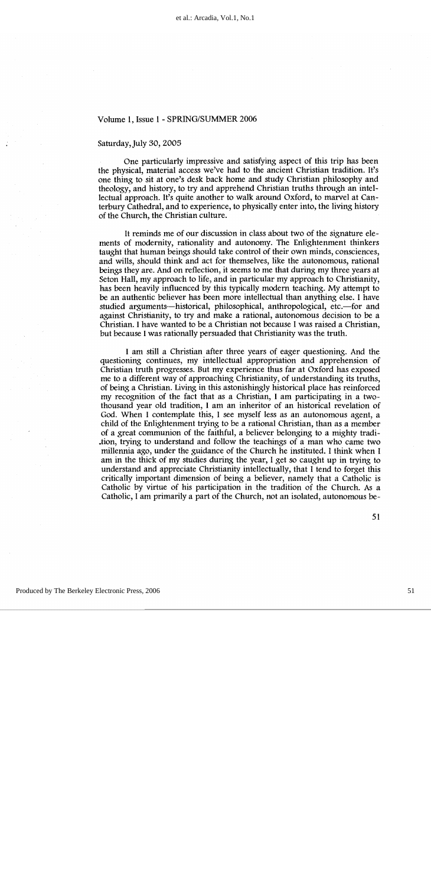Volume 1, Issue 1 - SPRING/SUMMER 2006

Saturday, July 30, 2005

One particularly impressive and satisfying aspect of this trip has been the physical, material access we've had to the ancient Christian tradition. It's one thing to sit at one's desk back home and study Christian philosophy and theology, and history, to try and apprehend Christian truths through an intellectual approach. It's quite another to walk around Oxford, to marvel at Canterbury Cathedral, and to experience, to physically enter into, the living history of the Church, the Christian culture.

It reminds me of our discussion in class about two of the signature elements of modernity, rationality and autonomy. The Enlightenment thinkers taught that human beings should take control of their own minds, consciences, and wills, should think and act for themselves, like the autonomous, rational beings they are. And on reflection, it seems to me that during my three years at Seton Hall, my approach to life, and in particular my approach to Christianity, has been heavily influenced by this typically modern teaching. My attempt to be an authentic believer has been more intellectual than anything else. I have studied arguments—historical, philosophical, anthropological, etc.—for and against Christianity, to try and make a rational, autonomous decision to be a Christian. I have wanted to be a Christian not because I was raised a Christian, but because I was rationally persuaded that Christianity was the truth.

I am still a Christian after three years of eager questioning. And the questioning continues, my intellectual appropriation and apprehension of Christian truth progresses. But my experience thus far at Oxford has exposed me to a different way of approaching Christianity, of understanding its truths, of being a Christian. Living in this astonishingly historical place has reinforced my recognition of the fact that as a Christian, I am participating in a two-thousand year old tradition, I am an inheritor of an historical revelation of God. When I contemplate this, I see myself less as an autonomous agent, a child of the Enlightenment trying to be a rational Christian, than as a member of a great communion of the faithful, a believer belonging to a mighty tradition, trying to understand and follow the teachings of a man who came two millennia ago, under the guidance of the Church he instituted. I think when I am in the thick of my studies during the year, I get so caught up in trying to understand and appreciate Christianity intellectually, that I tend to forget this critically important dimension of being a believer, namely that a Catholic is Catholic by virtue of his participation in the tradition of the Church. As a Catholic, I am primarily a part of the Church, not an isolated, autonomous be-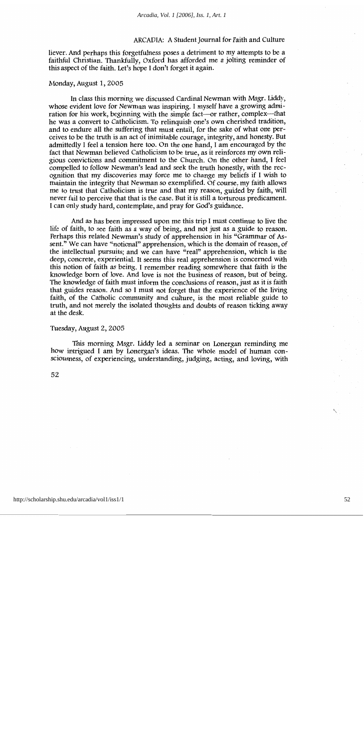liever. And perhaps this forgetfulness poses a detriment to my attempts to be a faithful Christian. Thankfully, Oxford has afforded me a jolting reminder of this aspect of the faith. Let's hope I don't forget it again.

Monday, August 1, 2005

In class this morning we discussed Cardinal Newman with Msgr. Liddy, whose evident love for Newman was inspiring. I myself have a growing admiration for his work, beginning with the simple fact—or rather, complex—that he was a convert to Catholicism. To relinquish one's own cherished tradition, and to endure all the suffering that must entail, for the sake of what one perceives to be the truth is an act of inimitable courage, integrity, and honesty. But admittedly I feel a tension here too. On the one hand, I am encouraged by the fact that Newman believed Catholicism to be true, as it reinforces my own religious convictions and commitment to the Church. On the other hand, I feel compelled to follow Newman's lead and seek the truth honestly, with the recognition that my discoveries may force me to change my beliefs if I wish to maintain the integrity that Newman so exemplified. Of course, my faith allows me to trust that Catholicism is true and that my reason, guided by faith, will never fail to perceive that that is the case. But it is still a torturous predicament. I can only study hard, contemplate, and pray for God's guidance.

And as has been impressed upon me this trip I must continue to live the life of faith, to see faith as a way of being, and not just as a guide to reason. Perhaps this related Newman's study of apprehension in his "Grammar of Assent." We can have "notional" apprehension, which is the domain of reason, of the intellectual pursuits; and we can have "real" apprehension, which is the deep, concrete, experiential. It seems this real apprehension is concerned with this notion of faith as being. I remember reading somewhere that faith is the knowledge born of love. And love is not the business of reason, but of being. The knowledge of faith must inform the conclusions of reason, just as it is faith that guides reason. And so I must not forget that the experience of the living faith, of the Catholic community and culture, is the most reliable guide to truth, and not merely the isolated thoughts and doubts of reason ticking away at the desk.

Tuesday, August 2, 2005

This morning Msgr. Liddy led a seminar on Lonergan reminding me how intrigued I am by Lonergan's ideas. The whole model of human consciousness, of experiencing, understanding, judging, acting, and loving, with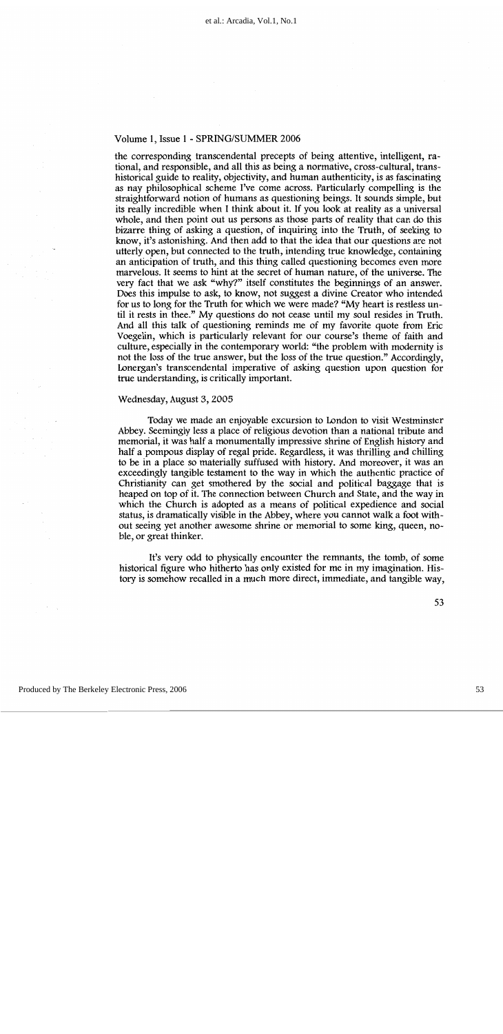Volume 1, Issue 1 - SPRING/SUMMER 2006

the corresponding transcendental precepts of being attentive, intelligent, rational, and responsible, and all this as being a normative, cross-cultural, trans-historical guide to reality, objectivity, and human authenticity, is as fascinating as nay philosophical scheme I've come across. Particularly compelling is the straightforward notion of humans as questioning beings. It sounds simple, but its really incredible when I think about it. If you look at reality as a universal whole, and then point out us persons as those parts of reality that can do this bizarre thing of asking a question, of inquiring into the Truth, of seeking to know, it's astonishing. And then add to that the idea that our questions are not utterly open, but connected to the truth, intending true knowledge, containing an anticipation of truth, and this thing called questioning becomes even more marvelous. It seems to hint at the secret of human nature, of the universe. The very fact that we ask "why?" itself constitutes the beginnings of an answer. Does this impulse to ask, to know, not suggest a divine Creator who intended for us to long for the Truth for which we were made? "My heart is restless until it rests in thee." My questions do not cease until my soul resides in Truth. And all this talk of questioning reminds me of my favorite quote from Eric Voegelin, which is particularly relevant for our course's theme of faith and culture, especially in the contemporary world: "the problem with modernity is not the loss of the true answer, but the loss of the true question." Accordingly, Lonergan's transcendental imperative of asking question upon question for true understanding, is critically important.

Wednesday, August 3, 2005

Today we made an enjoyable excursion to London to visit Westminster Abbey. Seemingly less a place of religious devotion than a national tribute and memorial, it was half a monumentally impressive shrine of English history and half a pompous display of regal pride. Regardless, it was thrilling and chilling to be in a place so materially suffused with history. And moreover, it was an exceedingly tangible testament to the way in which the authentic practice of Christianity can get smothered by the social and political baggage that is heaped on top of it. The connection between Church and State, and the way in which the Church is adopted as a means of political expedience and social status, is dramatically visible in the Abbey, where you cannot walk a foot without seeing yet another awesome shrine or memorial to some king, queen, noble, or great thinker.

It's very odd to physically encounter the remnants, the tomb, of some historical figure who hitherto has only existed for me in my imagination. History is somehow recalled in a much more direct, immediate, and tangible way,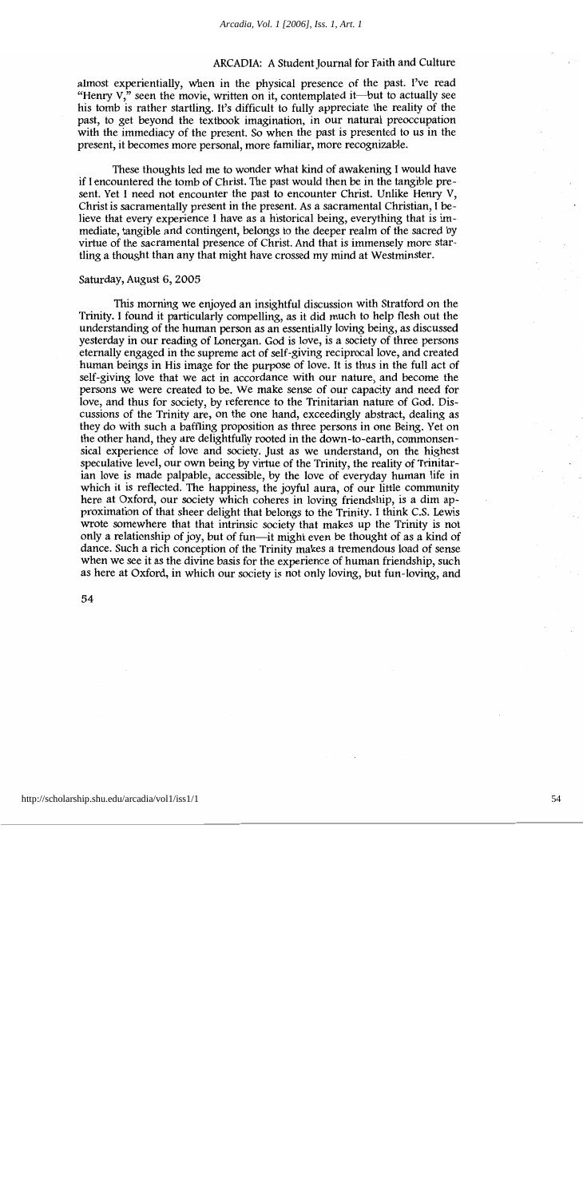almost experientially, when in the physical presence of the past. I've read "Henry V," seen the movie, written on it, contemplated it—but to actually see his tomb is rather startling. It's difficult to fully appreciate the reality of the past, to get beyond the textbook imagination, in our natural preoccupation with the immediacy of the present. So when the past is presented to us in the present, it becomes more personal, more familiar, more recognizable.

These thoughts led me to wonder what kind of awakening I would have if I encountered the tomb of Christ. The past would then be in the tangible present. Yet I need not encounter the past to encounter Christ. Unlike Henry V, Christ is sacramentally present in the present. As a sacramental Christian, I believe that every experience I have as a historical being, everything that is immediate, tangible and contingent, belongs to the deeper realm of the sacred by virtue of the sacramental presence of Christ. And that is immensely more startling a thought than any that might have crossed my mind at Westminster.

Saturday, August 6, 2005

This morning we enjoyed an insightful discussion with Stratford on the Trinity. I found it particularly compelling, as it did much to help flesh out the understanding of the human person as an essentially loving being, as discussed yesterday in our reading of Lonergan. God is love, is a society of three persons eternally engaged in the supreme act of self-giving reciprocal love, and created human beings in His image for the purpose of love. It is thus in the full act of self-giving love that we act in accordance with our nature, and become the persons we were created to be. We make sense of our capacity and need for love, and thus for society, by reference to the Trinitarian nature of God. Discussions of the Trinity are, on the one hand, exceedingly abstract, dealing as they do with such a baffling proposition as three persons in one Being. Yet on the other hand, they are delightfully rooted in the down-to-earth, commonsensical experience of love and society. Just as we understand, on the highest speculative level, our own being by virtue of the Trinity, the reality of Trinitarian love is made palpable, accessible, by the love of everyday human life in which it is reflected. The happiness, the joyful aura, of our little community here at Oxford, our society which coheres in loving friendship, is a dim approximation of that sheer delight that belongs to the Trinity. I think C.S. Lewis wrote somewhere that that intrinsic society that makes up the Trinity is not only a relationship of joy, but of fun—it might even be thought of as a kind of dance. Such a rich conception of the Trinity makes a tremendous load of sense when we see it as the divine basis for the experience of human friendship, such as here at Oxford, in which our society is not only loving, but fun-loving, and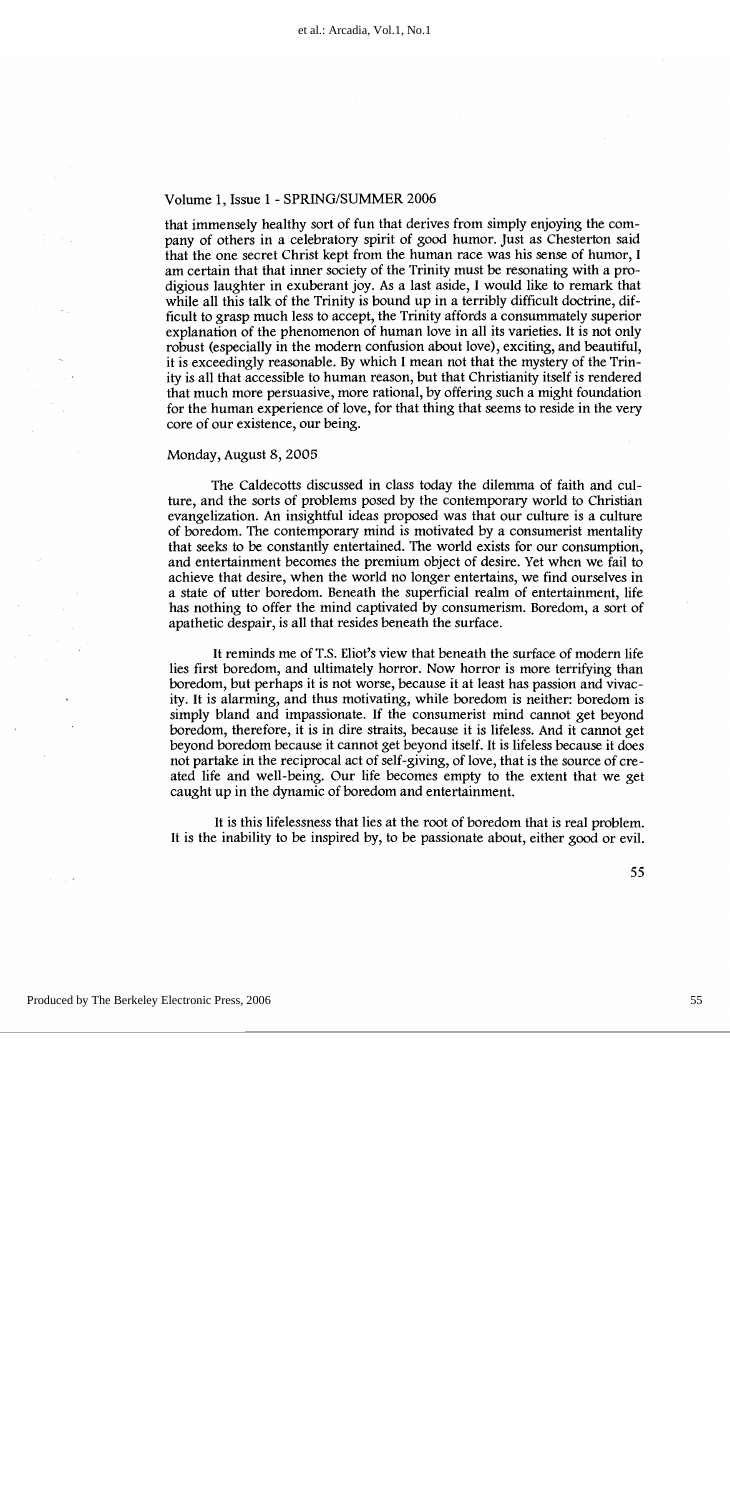that immensely healthy sort of fun that derives from simply enjoying the company of others in a celebratory spirit of good humor. Just as Chesterton said that the one secret Christ kept from the human race was his sense of humor, I am certain that that inner society of the Trinity must be resonating with a prodigious laughter in exuberant joy. As a last aside, I would like to remark that while all this talk of the Trinity is bound up in a terribly difficult doctrine, difficult to grasp much less to accept, the Trinity affords a consummately superior explanation of the phenomenon of human love in all its varieties. It is not only robust (especially in the modern confusion about love), exciting, and beautiful, it is exceedingly reasonable. By which I mean not that the mystery of the Trinity is all that accessible to human reason, but that Christianity itself is rendered that much more persuasive, more rational, by offering such a might foundation for the human experience of love, for that thing that seems to reside in the very core of our existence, our being.

Monday, August 8, 2005

The Caldecotts discussed in class today the dilemma of faith and culture, and the sorts of problems posed by the contemporary world to Christian evangelization. An insightful ideas proposed was that our culture is a culture of boredom. The contemporary mind is motivated by a consumerist mentality that seeks to be constantly entertained. The world exists for our consumption, and entertainment becomes the premium object of desire. Yet when we fail to achieve that desire, when the world no longer entertains, we find ourselves in a state of utter boredom. Beneath the superficial realm of entertainment, life has nothing to offer the mind captivated by consumerism. Boredom, a sort of apathetic despair, is all that resides beneath the surface.

It reminds me of T.S. Eliot's view that beneath the surface of modern life lies first boredom, and ultimately horror. Now horror is more terrifying than boredom, but perhaps it is not worse, because it at least has passion and vivacity. It is alarming, and thus motivating, while boredom is neither: boredom is simply bland and impassionate. If the consumerist mind cannot get beyond boredom, therefore, it is in dire straits, because it is lifeless. And it cannot get beyond boredom because it cannot get beyond itself. It is lifeless because it does not partake in the reciprocal act of self-giving, of love, that is the source of created life and well-being. Our life becomes empty to the extent that we get caught up in the dynamic of boredom and entertainment.

It is this lifelessness that lies at the root of boredom that is real problem. It is the inability to be inspired by, to be passionate about, either good or evil.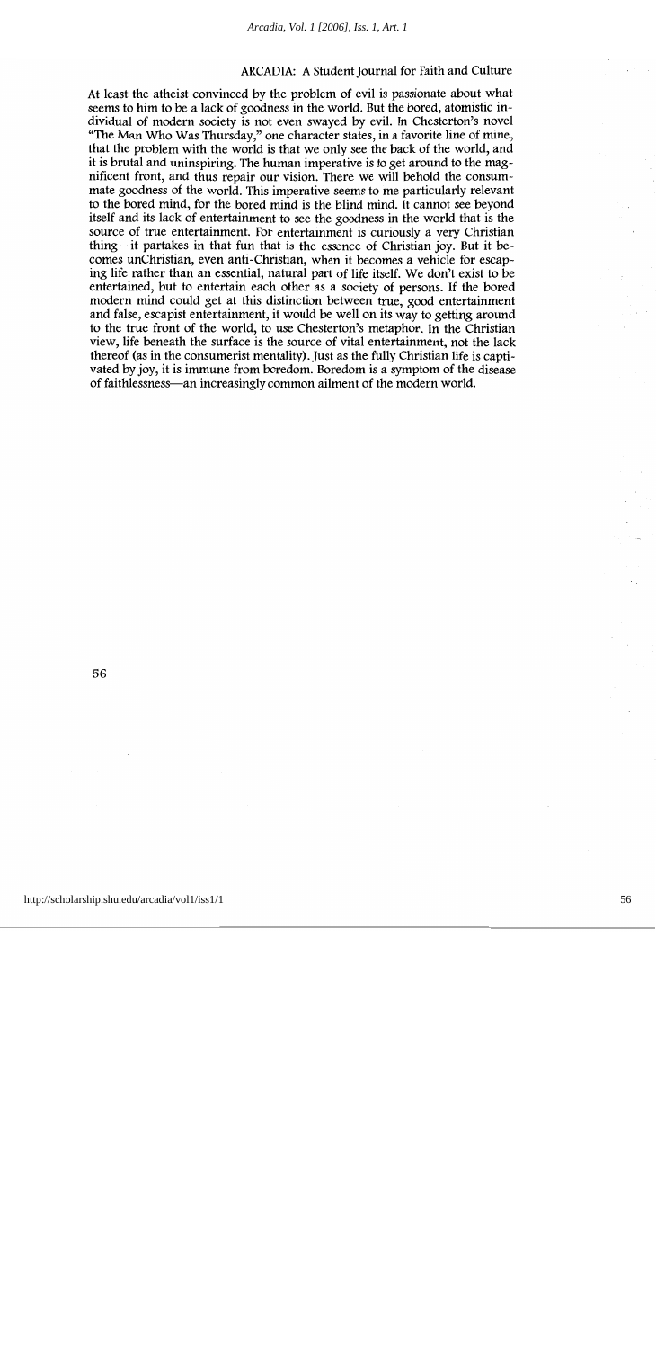At least the atheist convinced by the problem of evil is passionate about what seems to him to be a lack of goodness in the world. But the bored, atomistic individual of modern society is not even swayed by evil. In Chesterton's novel "The Man Who Was Thursday," one character states, in a favorite line of mine, that the problem with the world is that we only see the back of the world, and it is brutal and uninspiring. The human imperative is to get around to the magnificent front, and thus repair our vision. There we will behold the consummate goodness of the world. This imperative seems to me particularly relevant to the bored mind, for the bored mind is the blind mind. It cannot see beyond itself and its lack of entertainment to see the goodness in the world that is the source of true entertainment. For entertainment is curiously a very Christian thing—it partakes in that fun that is the essence of Christian joy. But it becomes unChristian, even anti-Christian, when it becomes a vehicle for escaping life rather than an essential, natural part of life itself. We don't exist to be entertained, but to entertain each other as a society of persons. If the bored modern mind could get at this distinction between true, good entertainment and false, escapist entertainment, it would be well on its way to getting around to the true front of the world, to use Chesterton's metaphor. In the Christian view, life beneath the surface is the source of vital entertainment, not the lack thereof (as in the consumerist mentality). Just as the fully Christian life is captivated by joy, it is immune from boredom. Boredom is a symptom of the disease of faithlessness—an increasingly common ailment of the modern world.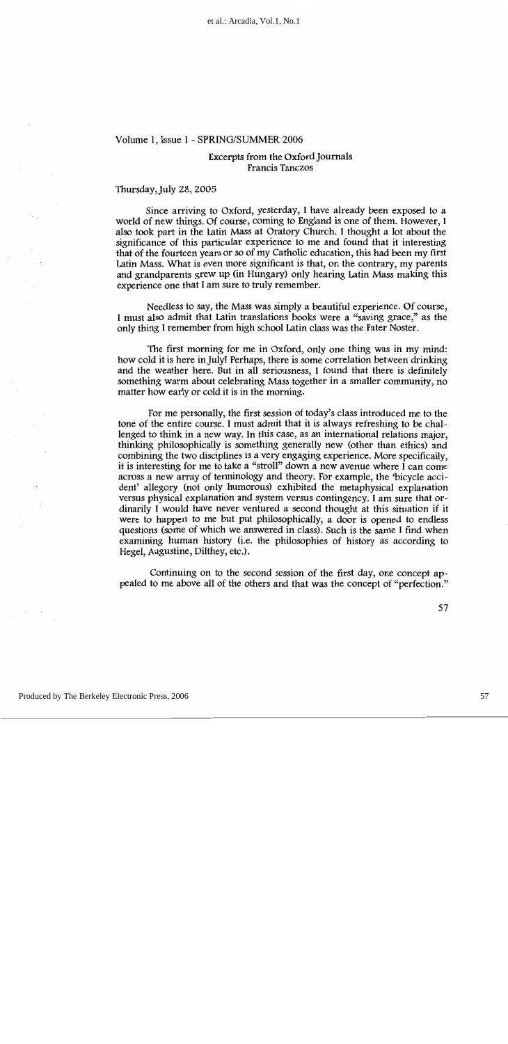Volume 1, Issue 1 - SPRING/SUMMER 2006

## Excerpts from the Oxford Journals

Francis Tanczos

Thursday, July 28, 2005

Since arriving to Oxford, yesterday, I have already been exposed to a world of new things. Of course, coming to England is one of them. However, I also took part in the Latin Mass at Oratory Church. I thought a lot about the significance of this particular experience to me and found that it interesting that of the fourteen years or so of my Catholic education, this had been my first Latin Mass. What is even more significant is that, on the contrary, my parents and grandparents grew up (in Hungary) only hearing Latin Mass making this experience one that I am sure to truly remember.

Needless to say, the Mass was simply a beautiful experience. Of course, I must also admit that Latin translations books were a "saving grace," as the only thing I remember from high school Latin class was the Pater Noster.

The first morning for me in Oxford, only one thing was in my mind: how cold it is here in July! Perhaps, there is some correlation between drinking and the weather here. But in all seriousness, I found that there is definitely something warm about celebrating Mass together in a smaller community, no matter how early or cold it is in the morning.

For me personally, the first session of today's class introduced me to the tone of the entire course. I must admit that it is always refreshing to be challenged to think in a new way. In this case, as an international relations major, thinking philosophically is something generally new (other than ethics) and combining the two disciplines is a very engaging experience. More specifically, it is interesting for me to take a "stroll" down a new avenue where I can come across a new array of terminology and theory. For example, the 'bicycle accident' allegory (not only humorous) exhibited the metaphysical explanation versus physical explanation and system versus contingency. I am sure that ordinarily I would have never ventured a second thought at this situation if it were to happen to me but put philosophically, a door is opened to endless questions (some of which we answered in class). Such is the same I find when examining human history (i.e. the philosophies of history as according to Hegel, Augustine, Dilthey, etc.).

Continuing on to the second session of the first day, one concept appealed to me above all of the others and that was the concept of "perfection."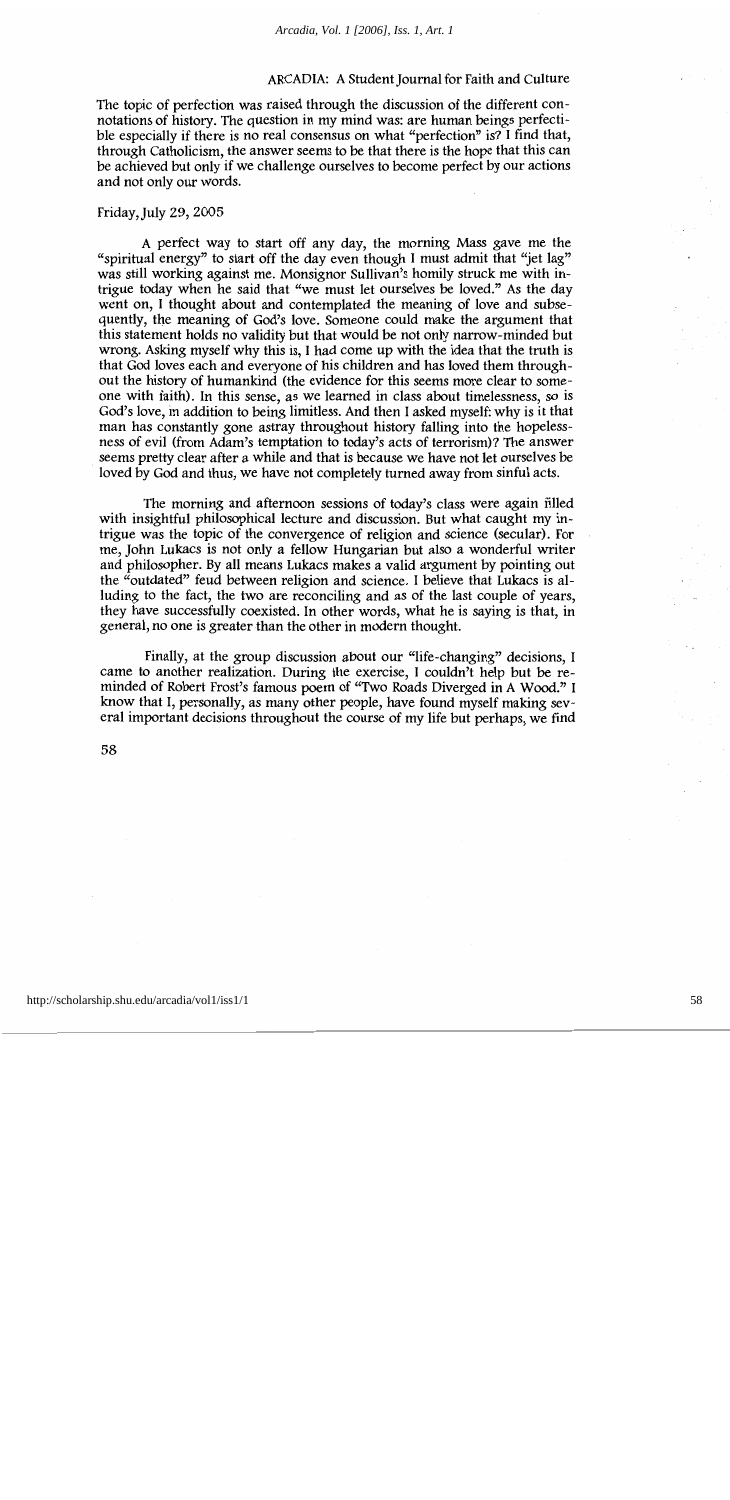The topic of perfection was raised through the discussion of the different connotations of history. The question in my mind was: are human beings perfectible especially if there is no real consensus on what "perfection" is? I find that, through Catholicism, the answer seems to be that there is the hope that this can be achieved but only if we challenge ourselves to become perfect by our actions and not only our words.

Friday, July 29, 2005

A perfect way to start off any day, the morning Mass gave me the "spiritual energy" to start off the day even though I must admit that "jet lag" was still working against me. Monsignor Sullivan's homily struck me with intrigue today when he said that "we must let ourselves be loved." As the day went on, I thought about and contemplated the meaning of love and subsequently, the meaning of God's love. Someone could make the argument that this statement holds no validity but that would be not only narrow-minded but wrong. Asking myself why this is, I had come up with the idea that the truth is that God loves each and everyone of his children and has loved them throughout the history of humankind (the evidence for this seems more clear to someone with faith). In this sense, as we learned in class about timelessness, so is God's love, in addition to being limitless. And then I asked myself: why is it that man has constantly gone astray throughout history falling into the hopelessness of evil (from Adam's temptation to today's acts of terrorism)? The answer seems pretty clear after a while and that is because we have not let ourselves be loved by God and thus, we have not completely turned away from sinful acts.

The morning and afternoon sessions of today's class were again filled with insightful philosophical lecture and discussion. But what caught my intrigue was the topic of the convergence of religion and science (secular). For me, John Lukacs is not only a fellow Hungarian but also a wonderful writer and philosopher. By all means Lukacs makes a valid argument by pointing out the "outdated" feud between religion and science. I believe that Lukacs is alluding to the fact, the two are reconciling and as of the last couple of years, they have successfully coexisted. In other words, what he is saying is that, in general, no one is greater than the other in modern thought.

Finally, at the group discussion about our "life-changing" decisions, I came to another realization. During the exercise, I couldn't help but be reminded of Robert Frost's famous poem of "Two Roads Diverged in A Wood." I know that I, personally, as many other people, have found myself making several important decisions throughout the course of my life but perhaps, we find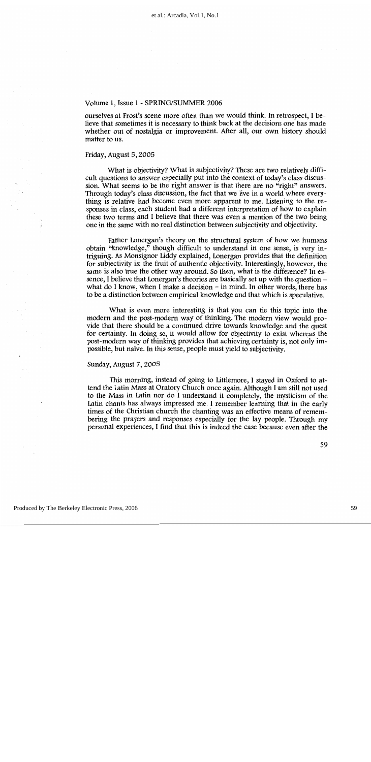Volume 1, Issue 1 - SPRING/SUMMER 2006

ourselves at Frost's scene more often than we would think. In retrospect, I believe that sometimes it is necessary to think back at the decisions one has made whether out of nostalgia or improvement. After all, our own history should matter to us.

Friday, August 5, 2005

What is objectivity? What is subjectivity? These are two relatively difficult questions to answer especially put into the context of today's class discussion. What seems to be the right answer is that there are no "right" answers. Through today's class discussion, the fact that we live in a world where everything is relative had become even more apparent to me. Listening to the responses in class, each student had a different interpretation of how to explain these two terms and I believe that there was even a mention of the two being one in the same with no real distinction between subjectivity and objectivity.

Father Lonergan's theory on the structural system of how we humans obtain "knowledge," though difficult to understand in one sense, is very intriguing. As Monsignor Liddy explained, Lonergan provides that the definition for subjectivity is: the fruit of authentic objectivity. Interestingly, however, the same is also true the other way around. So then, what is the difference? In essence, I believe that Lonergan's theories are basically set up with the question – what do I know, when I make a decision – in mind. In other words, there has to be a distinction between empirical knowledge and that which is speculative.

What is even more interesting is that you can tie this topic into the modern and the post-modern way of thinking. The modern view would provide that there should be a continued drive towards knowledge and the quest for certainty. In doing so, it would allow for objectivity to exist whereas the post-modern way of thinking provides that achieving certainty is, not only impossible, but naïve. In this sense, people must yield to subjectivity.

Sunday, August 7, 2005

This morning, instead of going to Littlemore, I stayed in Oxford to attend the Latin Mass at Oratory Church once again. Although I am still not used to the Mass in Latin nor do I understand it completely, the mysticism of the Latin chants has always impressed me. I remember learning that in the early times of the Christian church the chanting was an effective means of remembering the prayers and responses especially for the lay people. Through my personal experiences, I find that this is indeed the case because even after the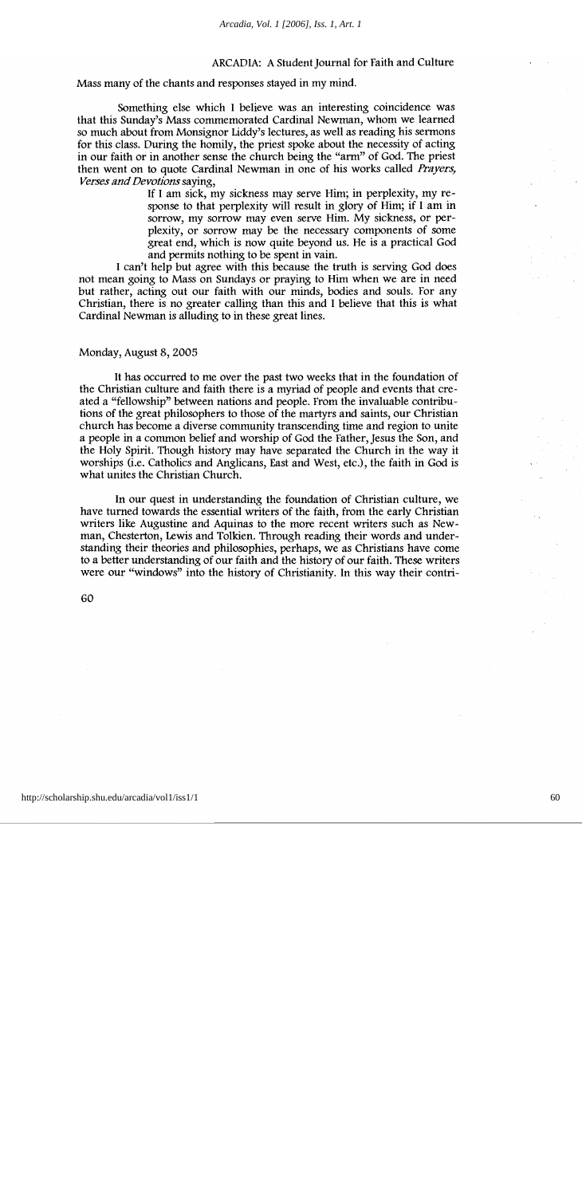Mass many of the chants and responses stayed in my mind.

Something else which I believe was an interesting coincidence was that this Sunday's Mass commemorated Cardinal Newman, whom we learned so much about from Monsignor Liddy's lectures, as well as reading his sermons for this class. During the homily, the priest spoke about the necessity of acting in our faith or in another sense the church being the "arm" of God. The priest then went on to quote Cardinal Newman in one of his works called *Prayers, Verses and Devotions* saying,

> If I am sick, my sickness may serve Him; in perplexity, my response to that perplexity will result in glory of Him; if I am in sorrow, my sorrow may even serve Him. My sickness, or perplexity, or sorrow may be the necessary components of some great end, which is now quite beyond us. He is a practical God and permits nothing to be spent in vain.

I can't help but agree with this because the truth is serving God does not mean going to Mass on Sundays or praying to Him when we are in need but rather, acting out our faith with our minds, bodies and souls. For any Christian, there is no greater calling than this and I believe that this is what Cardinal Newman is alluding to in these great lines.

Monday, August 8, 2005

It has occurred to me over the past two weeks that in the foundation of the Christian culture and faith there is a myriad of people and events that created a "fellowship" between nations and people. From the invaluable contributions of the great philosophers to those of the martyrs and saints, our Christian church has become a diverse community transcending time and region to unite a people in a common belief and worship of God the Father, Jesus the Son, and the Holy Spirit. Though history may have separated the Church in the way it worships (i.e. Catholics and Anglicans, East and West, etc.), the faith in God is what unites the Christian Church.

In our quest in understanding the foundation of Christian culture, we have turned towards the essential writers of the faith, from the early Christian writers like Augustine and Aquinas to the more recent writers such as Newman, Chesterton, Lewis and Tolkien. Through reading their words and understanding their theories and philosophies, perhaps, we as Christians have come to a better understanding of our faith and the history of our faith. These writers were our "windows" into the history of Christianity. In this way their contri-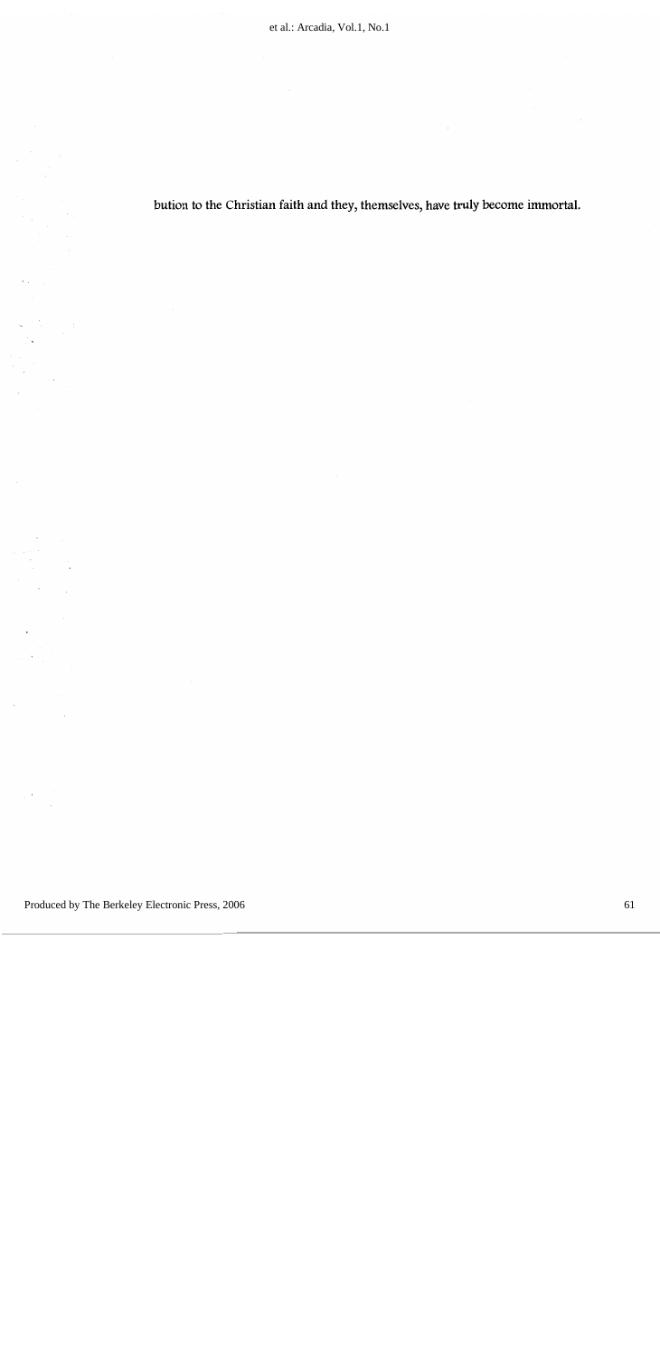bution to the Christian faith and they, themselves, have truly become immortal.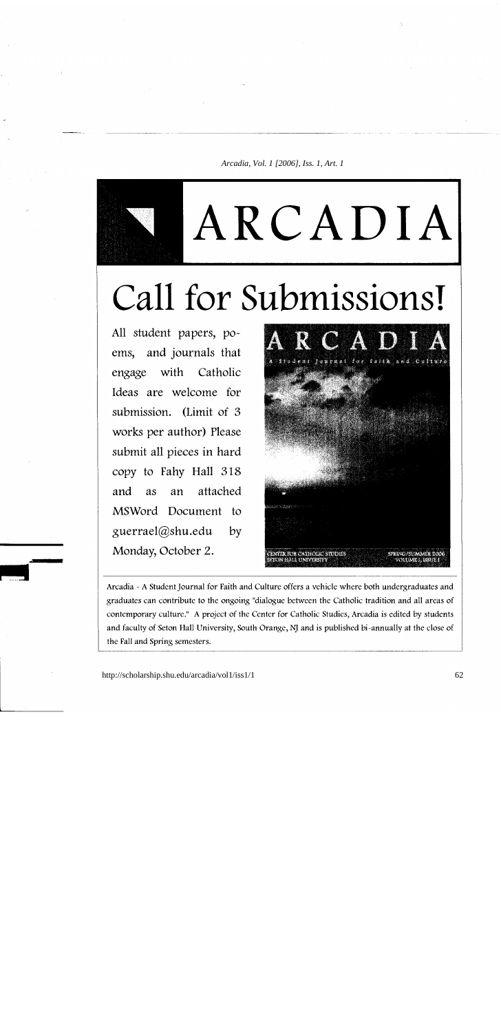# ARCADIA

# Call for Submissions!

All student papers, poems, and journals that engage with Catholic Ideas are welcome for submission. (Limit of 3 works per author) Please submit all pieces in hard copy to Fahy Hall 318 and as an attached MSWord Document to guerrael@shu.edu by Monday, October 2.

Arcadia - A Student Journal for Faith and Culture offers a vehicle where both undergraduates and graduates can contribute to the ongoing "dialogue between the Catholic tradition and all areas of contemporary culture." A project of the Center for Catholic Studies, Arcadia is edited by students and faculty of Seton Hall University, South Orange, NJ and is published bi-annually at the close of the Fall and Spring semesters.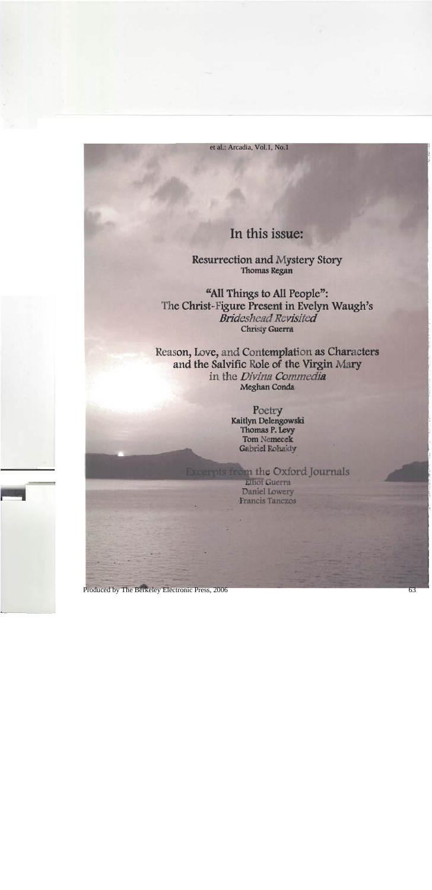# In this issue:

**Resurrection and Mystery Story**
Thomas Regan

**"All Things to All People": The Christ-Figure Present in Evelyn Waugh's *Brideshead Revisited***
Christy Guerra

**Reason, Love, and Contemplation as Characters and the Salvific Role of the Virgin Mary in the *Divina Commedia***
Meghan Conda

**Poetry**
Kaitlyn Delengowski
Thomas P. Levy
Tom Nemecek
Gabriel Rohaldy

**Excerpts from the Oxford Journals**
Elliot Guerra
Daniel Lowery
Francis Tanczos